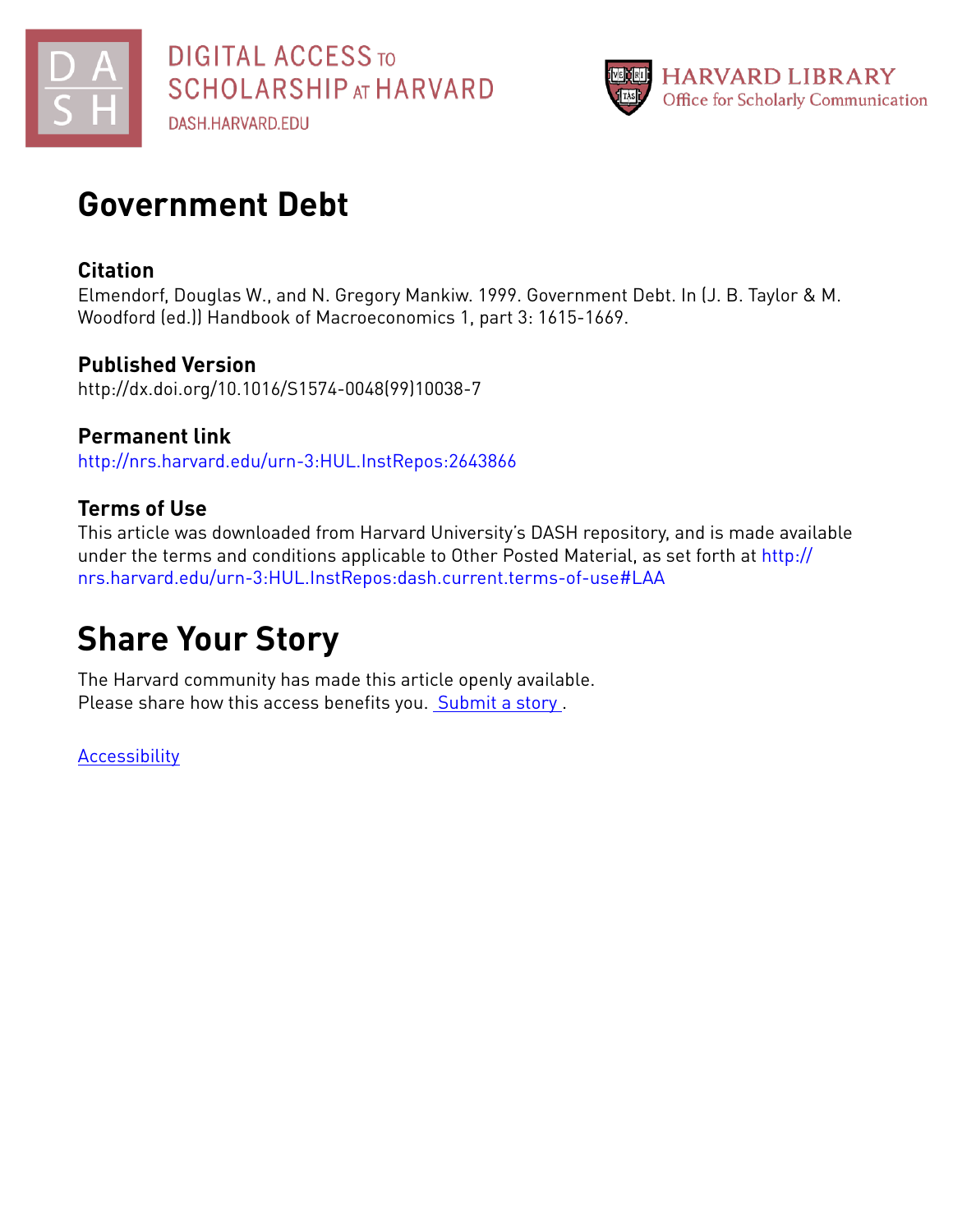# Government Debt

## Citation

Elmendorf, Douglas W., and N. Gregory Mankiw. 1999. Government Debt. In (J. B. Taylor & M. Woodford (ed.)) Handbook of Macroeconomics 1, part 3: 1615-1669.

## Published Version

http://dx.doi.org/10.1016/S1574-0048(99)10038-7

## Permanent link

http://nrs.harvard.edu/urn-3:HUL.InstRepos:2643866

## Terms of Use

This article was downloaded from Harvard University's DASH repository, and is made available under the terms and conditions applicable to Other Posted Material, as set forth at http://nrs.harvard.edu/urn-3:HUL.InstRepos:dash.current.terms-of-use#LAA

# Share Your Story

The Harvard community has made this article openly available.
Please share how this access benefits you. Submit a story .

Accessibility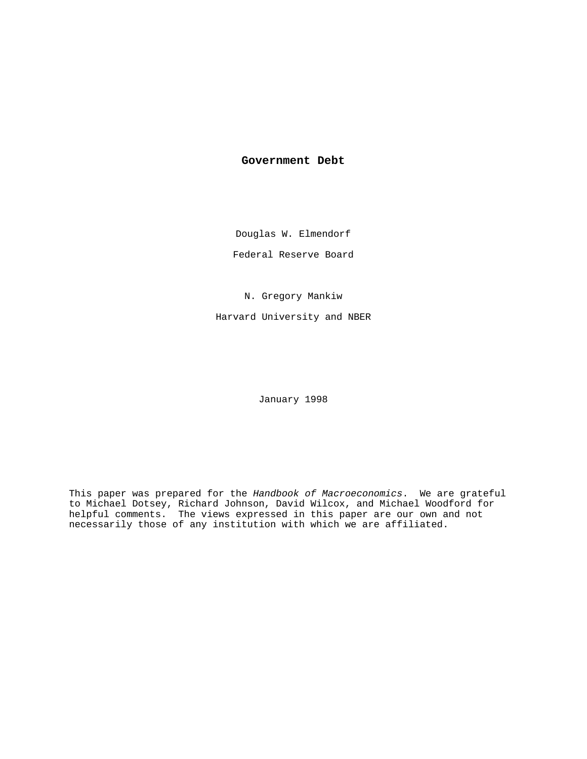# Government Debt

Douglas W. Elmendorf

Federal Reserve Board

N. Gregory Mankiw

Harvard University and NBER

January 1998

This paper was prepared for the *Handbook of Macroeconomics*. We are grateful to Michael Dotsey, Richard Johnson, David Wilcox, and Michael Woodford for helpful comments. The views expressed in this paper are our own and not necessarily those of any institution with which we are affiliated.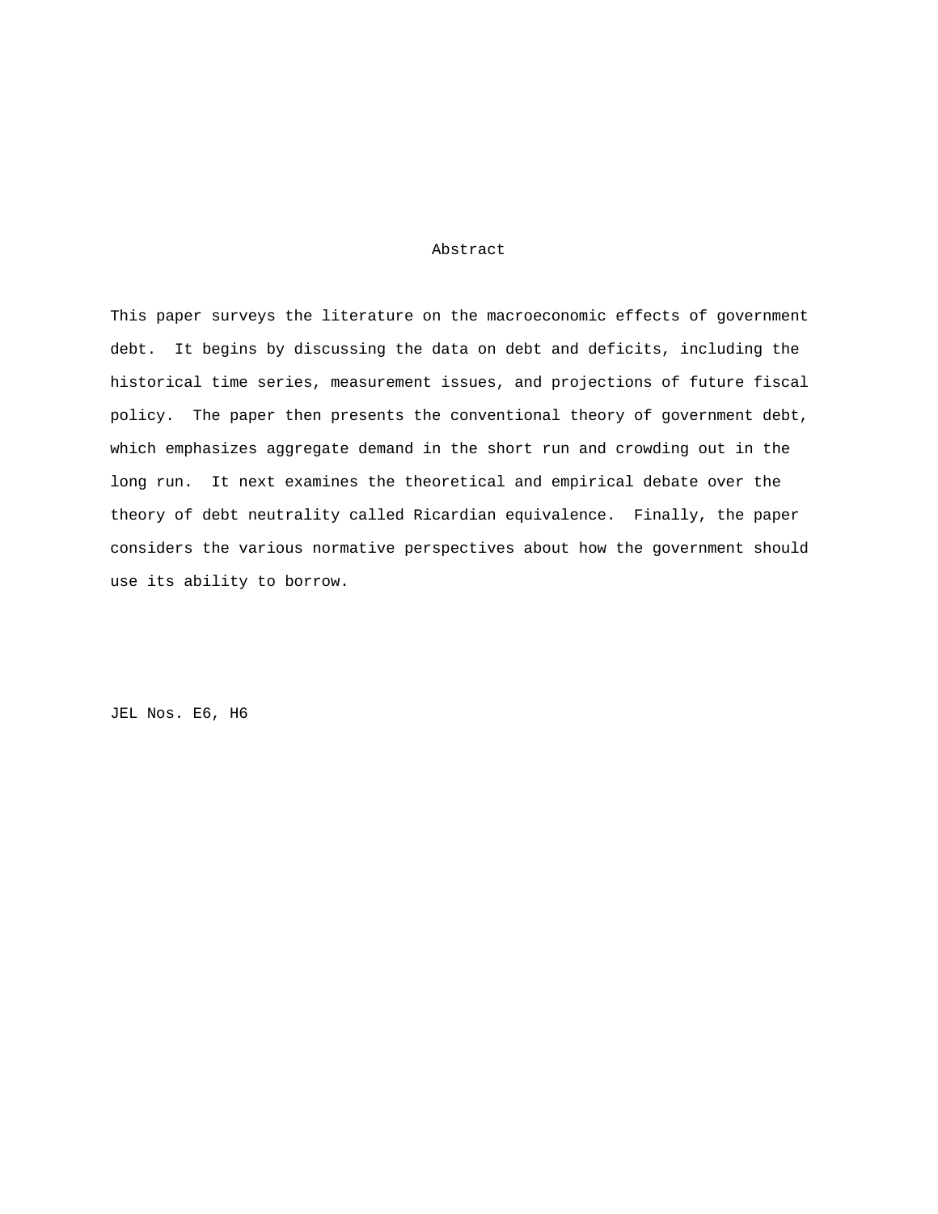## Abstract

This paper surveys the literature on the macroeconomic effects of government debt. It begins by discussing the data on debt and deficits, including the historical time series, measurement issues, and projections of future fiscal policy. The paper then presents the conventional theory of government debt, which emphasizes aggregate demand in the short run and crowding out in the long run. It next examines the theoretical and empirical debate over the theory of debt neutrality called Ricardian equivalence. Finally, the paper considers the various normative perspectives about how the government should use its ability to borrow.

JEL Nos. E6, H6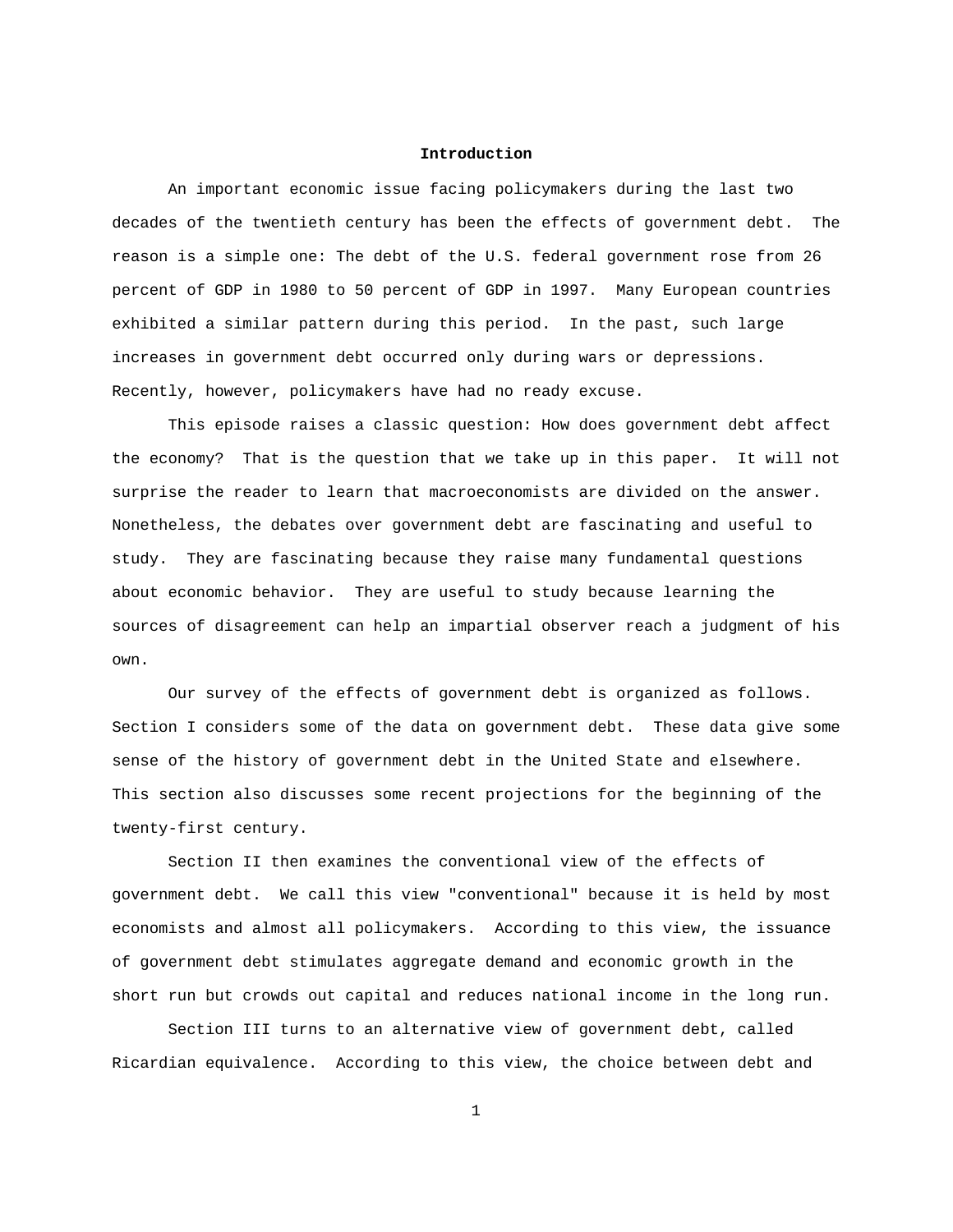## Introduction

An important economic issue facing policymakers during the last two decades of the twentieth century has been the effects of government debt. The reason is a simple one: The debt of the U.S. federal government rose from 26 percent of GDP in 1980 to 50 percent of GDP in 1997. Many European countries exhibited a similar pattern during this period. In the past, such large increases in government debt occurred only during wars or depressions. Recently, however, policymakers have had no ready excuse.

This episode raises a classic question: How does government debt affect the economy? That is the question that we take up in this paper. It will not surprise the reader to learn that macroeconomists are divided on the answer. Nonetheless, the debates over government debt are fascinating and useful to study. They are fascinating because they raise many fundamental questions about economic behavior. They are useful to study because learning the sources of disagreement can help an impartial observer reach a judgment of his own.

Our survey of the effects of government debt is organized as follows. Section I considers some of the data on government debt. These data give some sense of the history of government debt in the United State and elsewhere. This section also discusses some recent projections for the beginning of the twenty-first century.

Section II then examines the conventional view of the effects of government debt. We call this view "conventional" because it is held by most economists and almost all policymakers. According to this view, the issuance of government debt stimulates aggregate demand and economic growth in the short run but crowds out capital and reduces national income in the long run.

Section III turns to an alternative view of government debt, called Ricardian equivalence. According to this view, the choice between debt and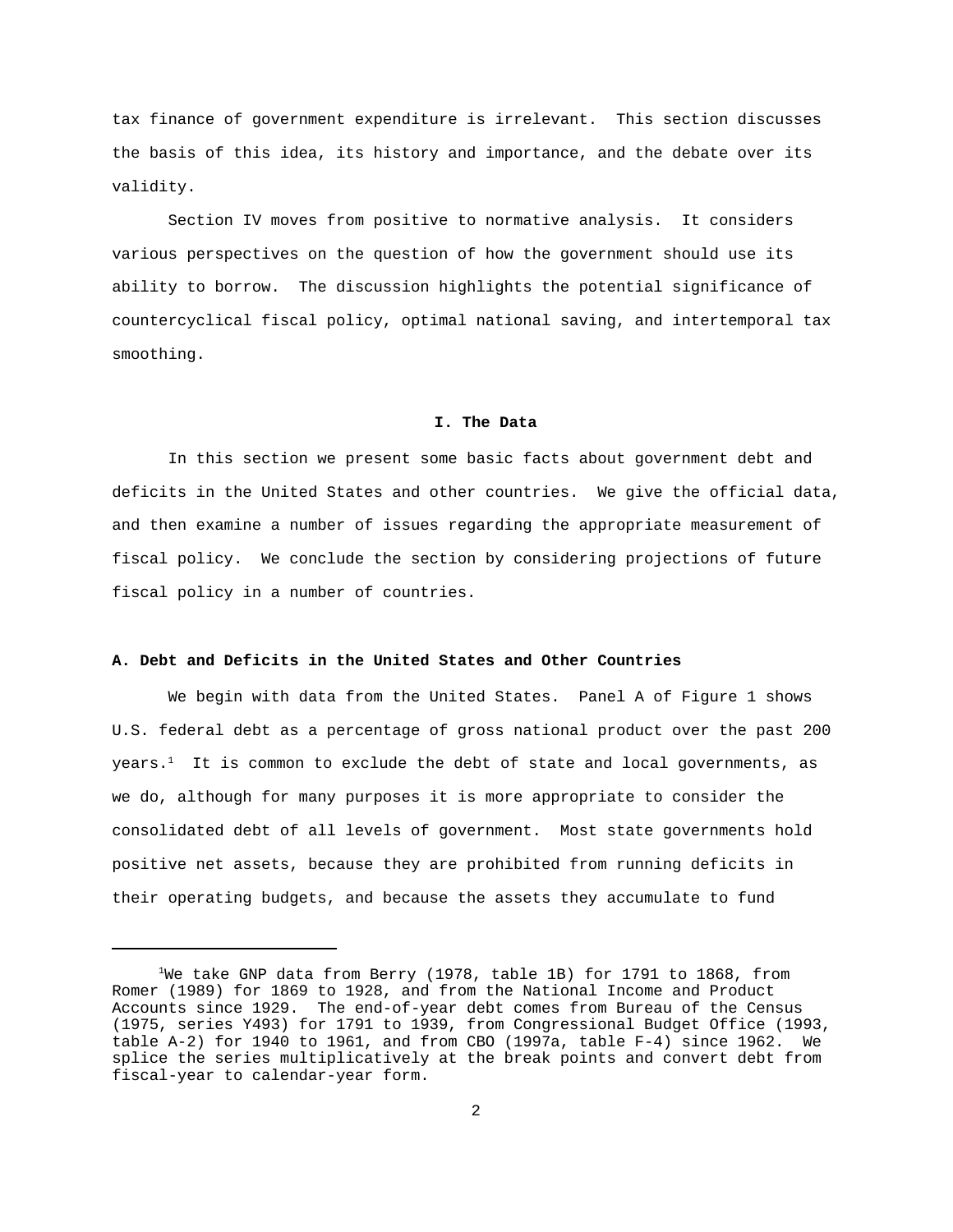tax finance of government expenditure is irrelevant. This section discusses the basis of this idea, its history and importance, and the debate over its validity.

Section IV moves from positive to normative analysis. It considers various perspectives on the question of how the government should use its ability to borrow. The discussion highlights the potential significance of countercyclical fiscal policy, optimal national saving, and intertemporal tax smoothing.

## I. The Data

In this section we present some basic facts about government debt and deficits in the United States and other countries. We give the official data, and then examine a number of issues regarding the appropriate measurement of fiscal policy. We conclude the section by considering projections of future fiscal policy in a number of countries.

### A. Debt and Deficits in the United States and Other Countries

We begin with data from the United States. Panel A of Figure 1 shows U.S. federal debt as a percentage of gross national product over the past 200 years.[1] It is common to exclude the debt of state and local governments, as we do, although for many purposes it is more appropriate to consider the consolidated debt of all levels of government. Most state governments hold positive net assets, because they are prohibited from running deficits in their operating budgets, and because the assets they accumulate to fund

---

[1] We take GNP data from Berry (1978, table 1B) for 1791 to 1868, from Romer (1989) for 1869 to 1928, and from the National Income and Product Accounts since 1929. The end-of-year debt comes from Bureau of the Census (1975, series Y493) for 1791 to 1939, from Congressional Budget Office (1993, table A-2) for 1940 to 1961, and from CBO (1997a, table F-4) since 1962. We splice the series multiplicatively at the break points and convert debt from fiscal-year to calendar-year form.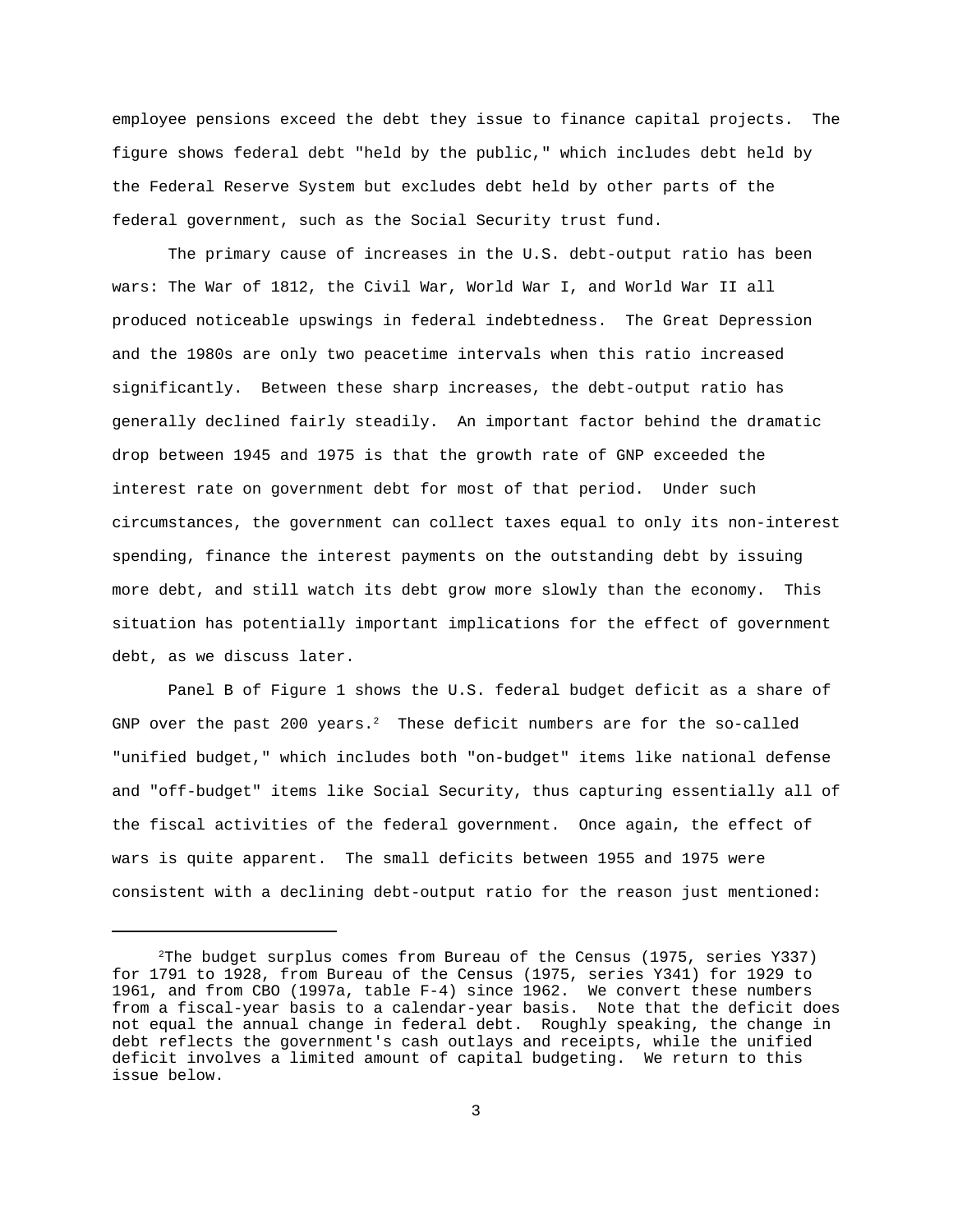employee pensions exceed the debt they issue to finance capital projects. The figure shows federal debt "held by the public," which includes debt held by the Federal Reserve System but excludes debt held by other parts of the federal government, such as the Social Security trust fund.

The primary cause of increases in the U.S. debt-output ratio has been wars: The War of 1812, the Civil War, World War I, and World War II all produced noticeable upswings in federal indebtedness. The Great Depression and the 1980s are only two peacetime intervals when this ratio increased significantly. Between these sharp increases, the debt-output ratio has generally declined fairly steadily. An important factor behind the dramatic drop between 1945 and 1975 is that the growth rate of GNP exceeded the interest rate on government debt for most of that period. Under such circumstances, the government can collect taxes equal to only its non-interest spending, finance the interest payments on the outstanding debt by issuing more debt, and still watch its debt grow more slowly than the economy. This situation has potentially important implications for the effect of government debt, as we discuss later.

Panel B of Figure 1 shows the U.S. federal budget deficit as a share of GNP over the past 200 years.[2] These deficit numbers are for the so-called "unified budget," which includes both "on-budget" items like national defense and "off-budget" items like Social Security, thus capturing essentially all of the fiscal activities of the federal government. Once again, the effect of wars is quite apparent. The small deficits between 1955 and 1975 were consistent with a declining debt-output ratio for the reason just mentioned:

---

[2]The budget surplus comes from Bureau of the Census (1975, series Y337) for 1791 to 1928, from Bureau of the Census (1975, series Y341) for 1929 to 1961, and from CBO (1997a, table F-4) since 1962. We convert these numbers from a fiscal-year basis to a calendar-year basis. Note that the deficit does not equal the annual change in federal debt. Roughly speaking, the change in debt reflects the government's cash outlays and receipts, while the unified deficit involves a limited amount of capital budgeting. We return to this issue below.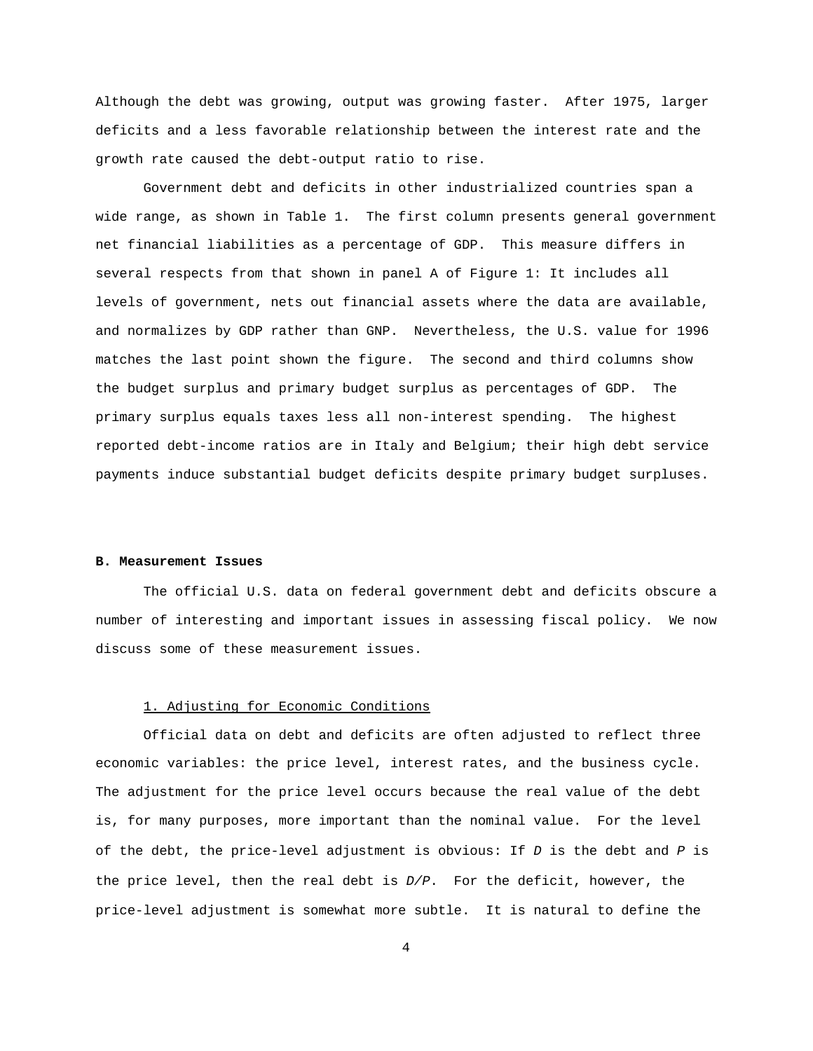Although the debt was growing, output was growing faster. After 1975, larger deficits and a less favorable relationship between the interest rate and the growth rate caused the debt-output ratio to rise.

Government debt and deficits in other industrialized countries span a wide range, as shown in Table 1. The first column presents general government net financial liabilities as a percentage of GDP. This measure differs in several respects from that shown in panel A of Figure 1: It includes all levels of government, nets out financial assets where the data are available, and normalizes by GDP rather than GNP. Nevertheless, the U.S. value for 1996 matches the last point shown the figure. The second and third columns show the budget surplus and primary budget surplus as percentages of GDP. The primary surplus equals taxes less all non-interest spending. The highest reported debt-income ratios are in Italy and Belgium; their high debt service payments induce substantial budget deficits despite primary budget surpluses.

### B. Measurement Issues

The official U.S. data on federal government debt and deficits obscure a number of interesting and important issues in assessing fiscal policy. We now discuss some of these measurement issues.

#### 1. Adjusting for Economic Conditions

Official data on debt and deficits are often adjusted to reflect three economic variables: the price level, interest rates, and the business cycle. The adjustment for the price level occurs because the real value of the debt is, for many purposes, more important than the nominal value. For the level of the debt, the price-level adjustment is obvious: If $D$ is the debt and $P$ is the price level, then the real debt is $D/P$. For the deficit, however, the price-level adjustment is somewhat more subtle. It is natural to define the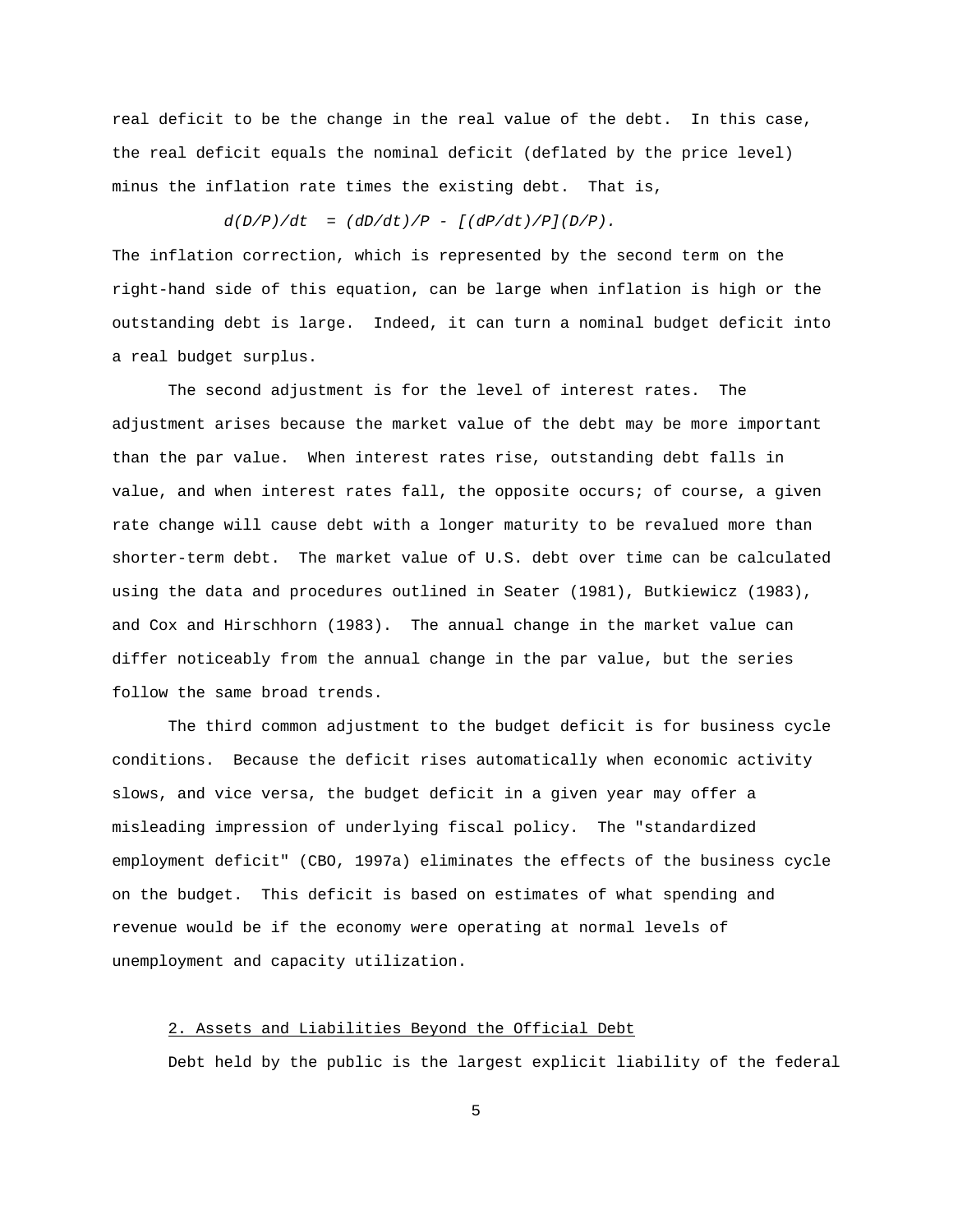real deficit to be the change in the real value of the debt. In this case, the real deficit equals the nominal deficit (deflated by the price level) minus the inflation rate times the existing debt. That is,

$$d(D/P)/dt = (dD/dt)/P - [(dP/dt)/P](D/P).$$

The inflation correction, which is represented by the second term on the right-hand side of this equation, can be large when inflation is high or the outstanding debt is large. Indeed, it can turn a nominal budget deficit into a real budget surplus.

The second adjustment is for the level of interest rates. The adjustment arises because the market value of the debt may be more important than the par value. When interest rates rise, outstanding debt falls in value, and when interest rates fall, the opposite occurs; of course, a given rate change will cause debt with a longer maturity to be revalued more than shorter-term debt. The market value of U.S. debt over time can be calculated using the data and procedures outlined in Seater (1981), Butkiewicz (1983), and Cox and Hirschhorn (1983). The annual change in the market value can differ noticeably from the annual change in the par value, but the series follow the same broad trends.

The third common adjustment to the budget deficit is for business cycle conditions. Because the deficit rises automatically when economic activity slows, and vice versa, the budget deficit in a given year may offer a misleading impression of underlying fiscal policy. The "standardized employment deficit" (CBO, 1997a) eliminates the effects of the business cycle on the budget. This deficit is based on estimates of what spending and revenue would be if the economy were operating at normal levels of unemployment and capacity utilization.

## 2. Assets and Liabilities Beyond the Official Debt

Debt held by the public is the largest explicit liability of the federal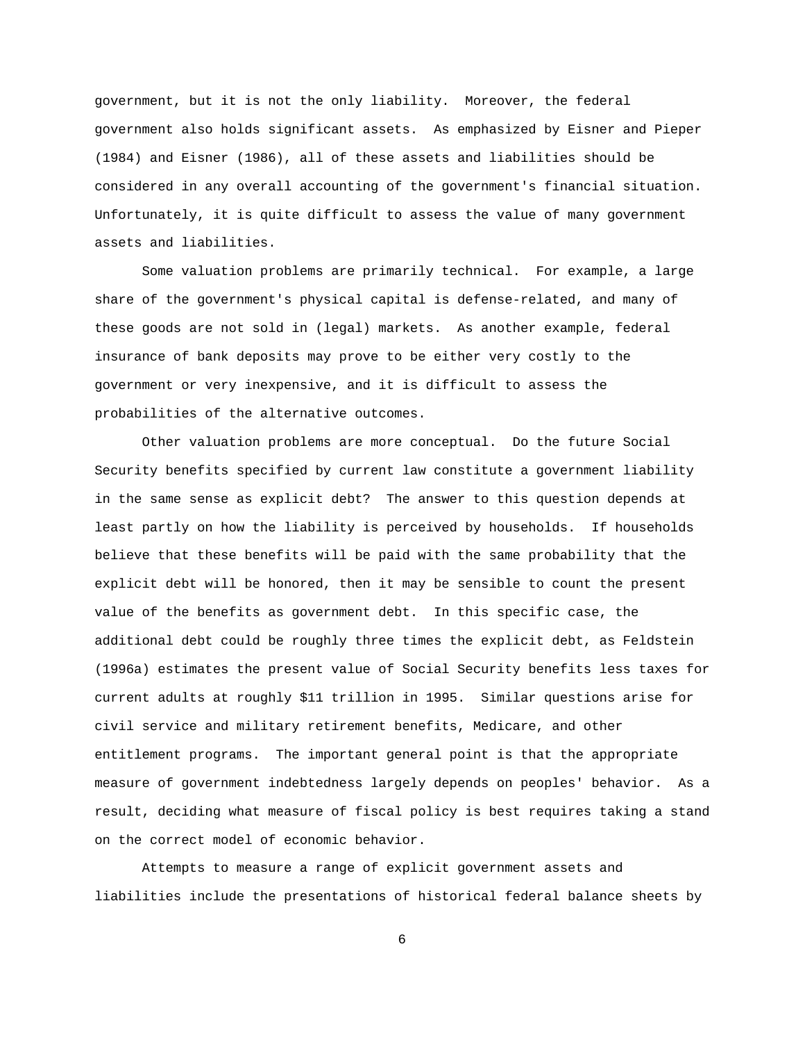government, but it is not the only liability. Moreover, the federal government also holds significant assets. As emphasized by Eisner and Pieper (1984) and Eisner (1986), all of these assets and liabilities should be considered in any overall accounting of the government's financial situation. Unfortunately, it is quite difficult to assess the value of many government assets and liabilities.

Some valuation problems are primarily technical. For example, a large share of the government's physical capital is defense-related, and many of these goods are not sold in (legal) markets. As another example, federal insurance of bank deposits may prove to be either very costly to the government or very inexpensive, and it is difficult to assess the probabilities of the alternative outcomes.

Other valuation problems are more conceptual. Do the future Social Security benefits specified by current law constitute a government liability in the same sense as explicit debt? The answer to this question depends at least partly on how the liability is perceived by households. If households believe that these benefits will be paid with the same probability that the explicit debt will be honored, then it may be sensible to count the present value of the benefits as government debt. In this specific case, the additional debt could be roughly three times the explicit debt, as Feldstein (1996a) estimates the present value of Social Security benefits less taxes for current adults at roughly $11 trillion in 1995. Similar questions arise for civil service and military retirement benefits, Medicare, and other entitlement programs. The important general point is that the appropriate measure of government indebtedness largely depends on peoples' behavior. As a result, deciding what measure of fiscal policy is best requires taking a stand on the correct model of economic behavior.

Attempts to measure a range of explicit government assets and liabilities include the presentations of historical federal balance sheets by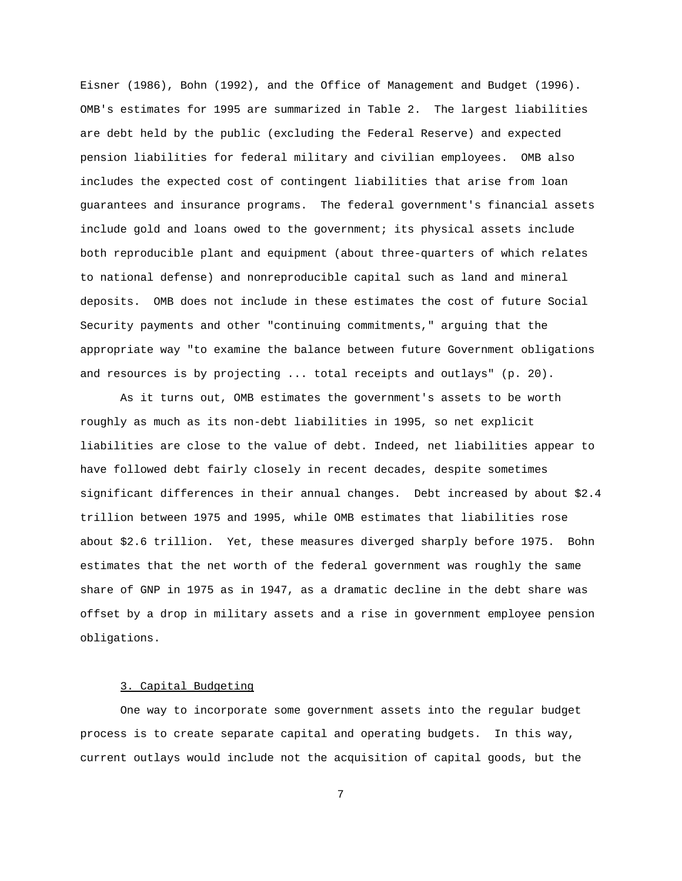Eisner (1986), Bohn (1992), and the Office of Management and Budget (1996). OMB's estimates for 1995 are summarized in Table 2. The largest liabilities are debt held by the public (excluding the Federal Reserve) and expected pension liabilities for federal military and civilian employees. OMB also includes the expected cost of contingent liabilities that arise from loan guarantees and insurance programs. The federal government's financial assets include gold and loans owed to the government; its physical assets include both reproducible plant and equipment (about three-quarters of which relates to national defense) and nonreproducible capital such as land and mineral deposits. OMB does not include in these estimates the cost of future Social Security payments and other "continuing commitments," arguing that the appropriate way "to examine the balance between future Government obligations and resources is by projecting ... total receipts and outlays" (p. 20).

As it turns out, OMB estimates the government's assets to be worth roughly as much as its non-debt liabilities in 1995, so net explicit liabilities are close to the value of debt. Indeed, net liabilities appear to have followed debt fairly closely in recent decades, despite sometimes significant differences in their annual changes. Debt increased by about $2.4 trillion between 1975 and 1995, while OMB estimates that liabilities rose about $2.6 trillion. Yet, these measures diverged sharply before 1975. Bohn estimates that the net worth of the federal government was roughly the same share of GNP in 1975 as in 1947, as a dramatic decline in the debt share was offset by a drop in military assets and a rise in government employee pension obligations.

### 3. Capital Budgeting

One way to incorporate some government assets into the regular budget process is to create separate capital and operating budgets. In this way, current outlays would include not the acquisition of capital goods, but the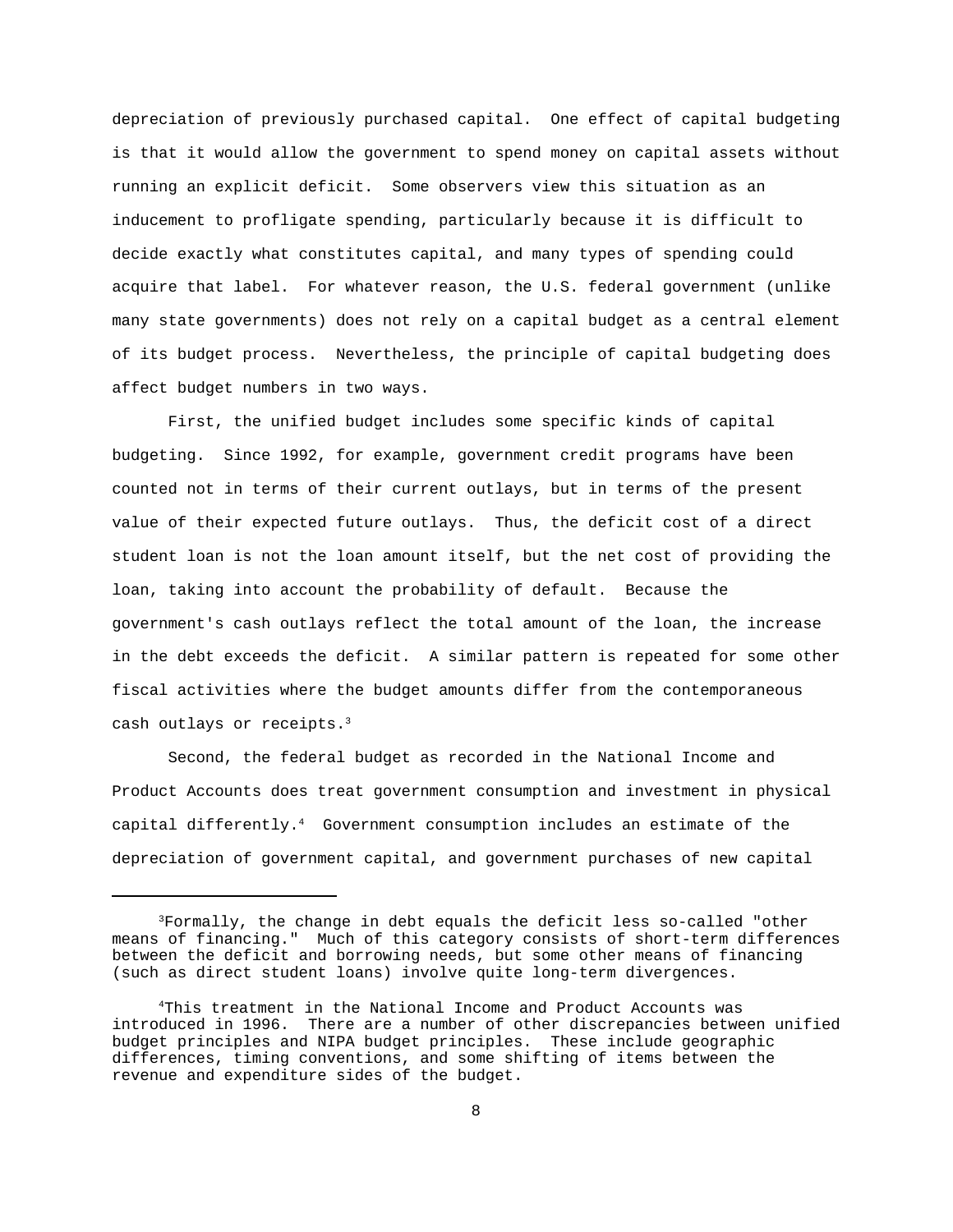depreciation of previously purchased capital. One effect of capital budgeting is that it would allow the government to spend money on capital assets without running an explicit deficit. Some observers view this situation as an inducement to profligate spending, particularly because it is difficult to decide exactly what constitutes capital, and many types of spending could acquire that label. For whatever reason, the U.S. federal government (unlike many state governments) does not rely on a capital budget as a central element of its budget process. Nevertheless, the principle of capital budgeting does affect budget numbers in two ways.

First, the unified budget includes some specific kinds of capital budgeting. Since 1992, for example, government credit programs have been counted not in terms of their current outlays, but in terms of the present value of their expected future outlays. Thus, the deficit cost of a direct student loan is not the loan amount itself, but the net cost of providing the loan, taking into account the probability of default. Because the government's cash outlays reflect the total amount of the loan, the increase in the debt exceeds the deficit. A similar pattern is repeated for some other fiscal activities where the budget amounts differ from the contemporaneous cash outlays or receipts.[3]

Second, the federal budget as recorded in the National Income and Product Accounts does treat government consumption and investment in physical capital differently.[4] Government consumption includes an estimate of the depreciation of government capital, and government purchases of new capital

---

[3]Formally, the change in debt equals the deficit less so-called "other means of financing." Much of this category consists of short-term differences between the deficit and borrowing needs, but some other means of financing (such as direct student loans) involve quite long-term divergences.

[4]This treatment in the National Income and Product Accounts was introduced in 1996. There are a number of other discrepancies between unified budget principles and NIPA budget principles. These include geographic differences, timing conventions, and some shifting of items between the revenue and expenditure sides of the budget.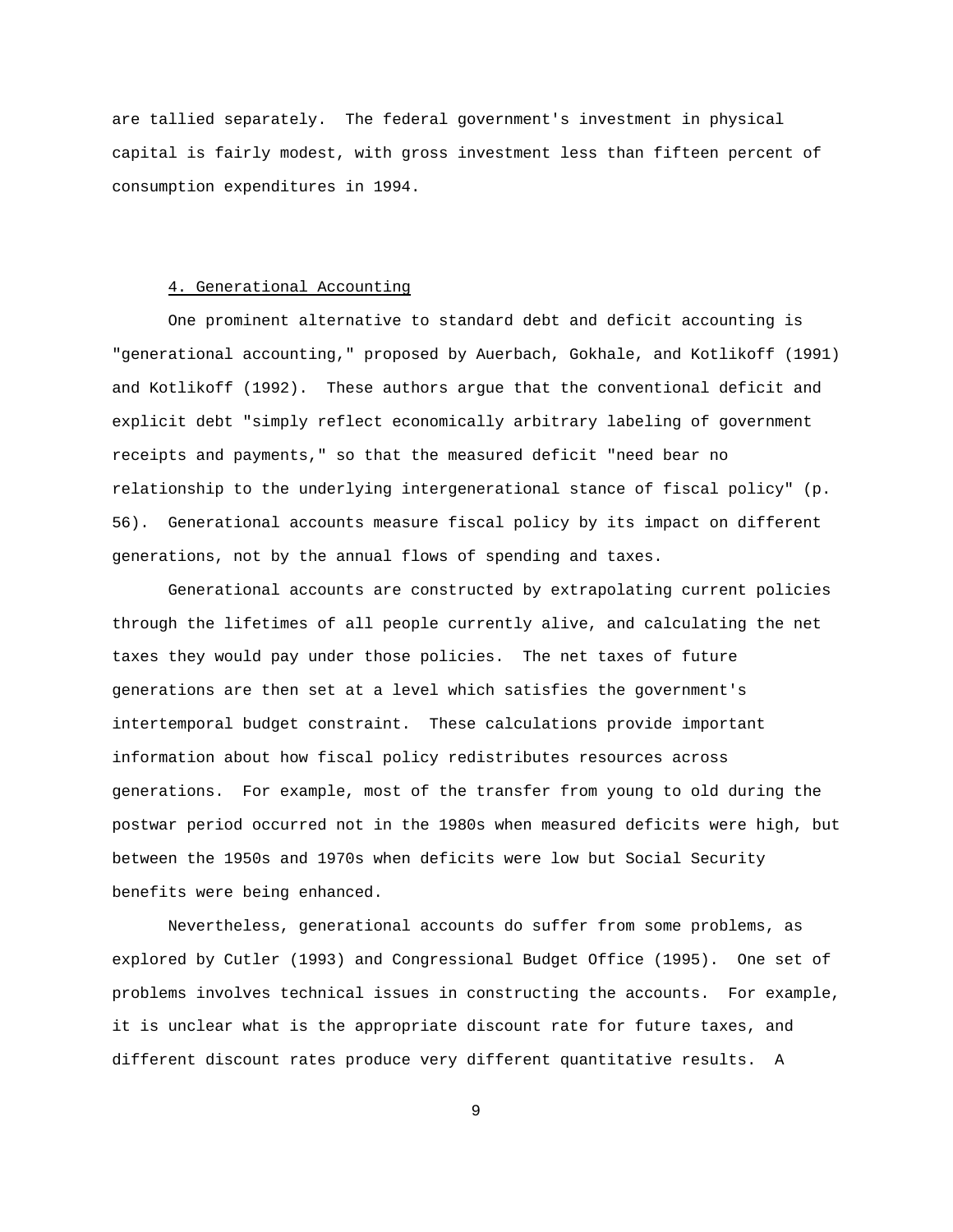are tallied separately. The federal government's investment in physical capital is fairly modest, with gross investment less than fifteen percent of consumption expenditures in 1994.

## 4. Generational Accounting

One prominent alternative to standard debt and deficit accounting is "generational accounting," proposed by Auerbach, Gokhale, and Kotlikoff (1991) and Kotlikoff (1992). These authors argue that the conventional deficit and explicit debt "simply reflect economically arbitrary labeling of government receipts and payments," so that the measured deficit "need bear no relationship to the underlying intergenerational stance of fiscal policy" (p. 56). Generational accounts measure fiscal policy by its impact on different generations, not by the annual flows of spending and taxes.

Generational accounts are constructed by extrapolating current policies through the lifetimes of all people currently alive, and calculating the net taxes they would pay under those policies. The net taxes of future generations are then set at a level which satisfies the government's intertemporal budget constraint. These calculations provide important information about how fiscal policy redistributes resources across generations. For example, most of the transfer from young to old during the postwar period occurred not in the 1980s when measured deficits were high, but between the 1950s and 1970s when deficits were low but Social Security benefits were being enhanced.

Nevertheless, generational accounts do suffer from some problems, as explored by Cutler (1993) and Congressional Budget Office (1995). One set of problems involves technical issues in constructing the accounts. For example, it is unclear what is the appropriate discount rate for future taxes, and different discount rates produce very different quantitative results. A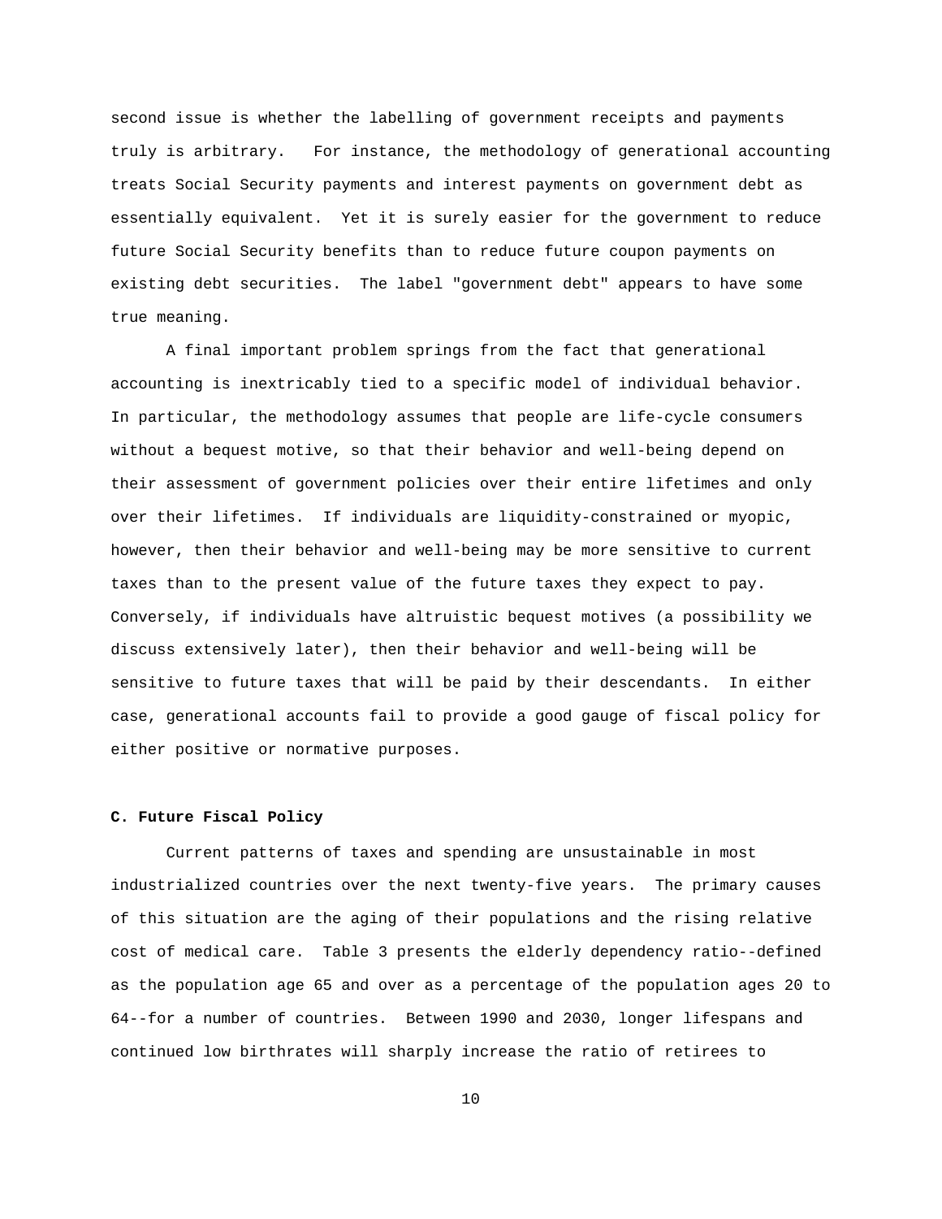second issue is whether the labelling of government receipts and payments truly is arbitrary. For instance, the methodology of generational accounting treats Social Security payments and interest payments on government debt as essentially equivalent. Yet it is surely easier for the government to reduce future Social Security benefits than to reduce future coupon payments on existing debt securities. The label "government debt" appears to have some true meaning.

A final important problem springs from the fact that generational accounting is inextricably tied to a specific model of individual behavior. In particular, the methodology assumes that people are life-cycle consumers without a bequest motive, so that their behavior and well-being depend on their assessment of government policies over their entire lifetimes and only over their lifetimes. If individuals are liquidity-constrained or myopic, however, then their behavior and well-being may be more sensitive to current taxes than to the present value of the future taxes they expect to pay. Conversely, if individuals have altruistic bequest motives (a possibility we discuss extensively later), then their behavior and well-being will be sensitive to future taxes that will be paid by their descendants. In either case, generational accounts fail to provide a good gauge of fiscal policy for either positive or normative purposes.

### C. Future Fiscal Policy

Current patterns of taxes and spending are unsustainable in most industrialized countries over the next twenty-five years. The primary causes of this situation are the aging of their populations and the rising relative cost of medical care. Table 3 presents the elderly dependency ratio--defined as the population age 65 and over as a percentage of the population ages 20 to 64--for a number of countries. Between 1990 and 2030, longer lifespans and continued low birthrates will sharply increase the ratio of retirees to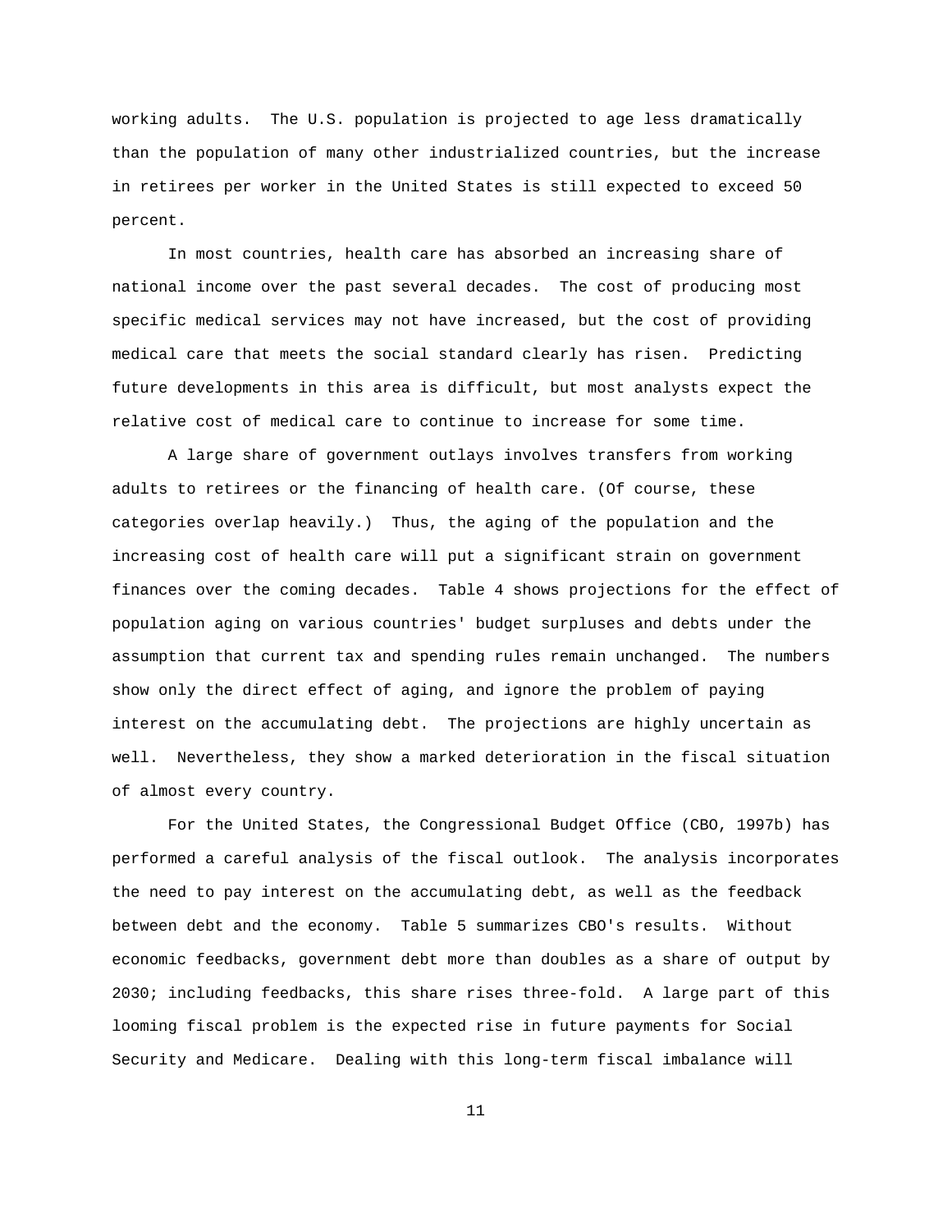working adults. The U.S. population is projected to age less dramatically than the population of many other industrialized countries, but the increase in retirees per worker in the United States is still expected to exceed 50 percent.

In most countries, health care has absorbed an increasing share of national income over the past several decades. The cost of producing most specific medical services may not have increased, but the cost of providing medical care that meets the social standard clearly has risen. Predicting future developments in this area is difficult, but most analysts expect the relative cost of medical care to continue to increase for some time.

A large share of government outlays involves transfers from working adults to retirees or the financing of health care. (Of course, these categories overlap heavily.) Thus, the aging of the population and the increasing cost of health care will put a significant strain on government finances over the coming decades. Table 4 shows projections for the effect of population aging on various countries' budget surpluses and debts under the assumption that current tax and spending rules remain unchanged. The numbers show only the direct effect of aging, and ignore the problem of paying interest on the accumulating debt. The projections are highly uncertain as well. Nevertheless, they show a marked deterioration in the fiscal situation of almost every country.

For the United States, the Congressional Budget Office (CBO, 1997b) has performed a careful analysis of the fiscal outlook. The analysis incorporates the need to pay interest on the accumulating debt, as well as the feedback between debt and the economy. Table 5 summarizes CBO's results. Without economic feedbacks, government debt more than doubles as a share of output by 2030; including feedbacks, this share rises three-fold. A large part of this looming fiscal problem is the expected rise in future payments for Social Security and Medicare. Dealing with this long-term fiscal imbalance will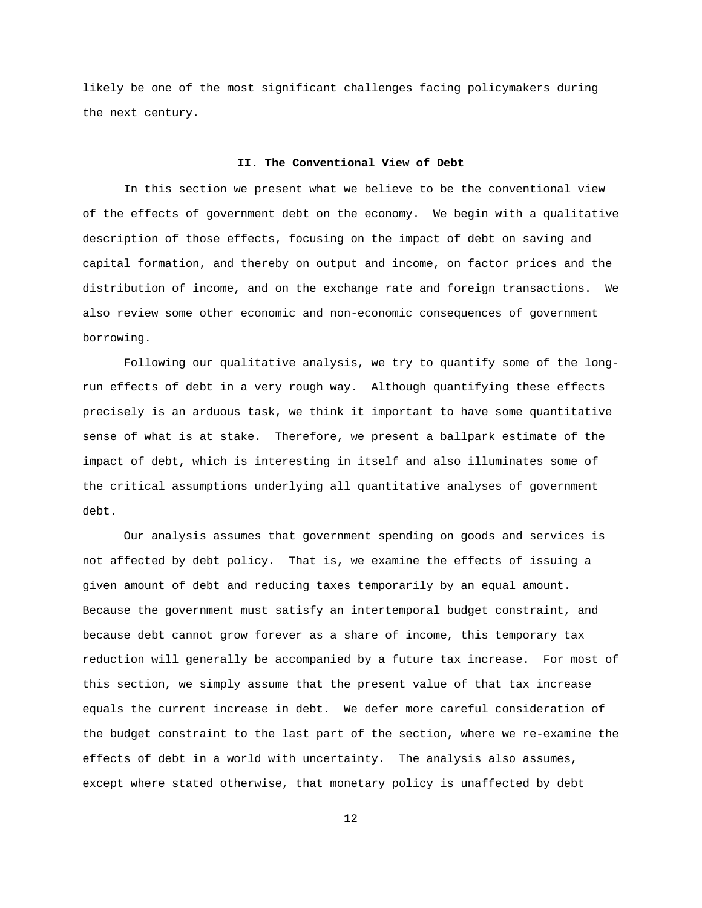likely be one of the most significant challenges facing policymakers during the next century.

## II. The Conventional View of Debt

In this section we present what we believe to be the conventional view of the effects of government debt on the economy. We begin with a qualitative description of those effects, focusing on the impact of debt on saving and capital formation, and thereby on output and income, on factor prices and the distribution of income, and on the exchange rate and foreign transactions. We also review some other economic and non-economic consequences of government borrowing.

Following our qualitative analysis, we try to quantify some of the long-run effects of debt in a very rough way. Although quantifying these effects precisely is an arduous task, we think it important to have some quantitative sense of what is at stake. Therefore, we present a ballpark estimate of the impact of debt, which is interesting in itself and also illuminates some of the critical assumptions underlying all quantitative analyses of government debt.

Our analysis assumes that government spending on goods and services is not affected by debt policy. That is, we examine the effects of issuing a given amount of debt and reducing taxes temporarily by an equal amount. Because the government must satisfy an intertemporal budget constraint, and because debt cannot grow forever as a share of income, this temporary tax reduction will generally be accompanied by a future tax increase. For most of this section, we simply assume that the present value of that tax increase equals the current increase in debt. We defer more careful consideration of the budget constraint to the last part of the section, where we re-examine the effects of debt in a world with uncertainty. The analysis also assumes, except where stated otherwise, that monetary policy is unaffected by debt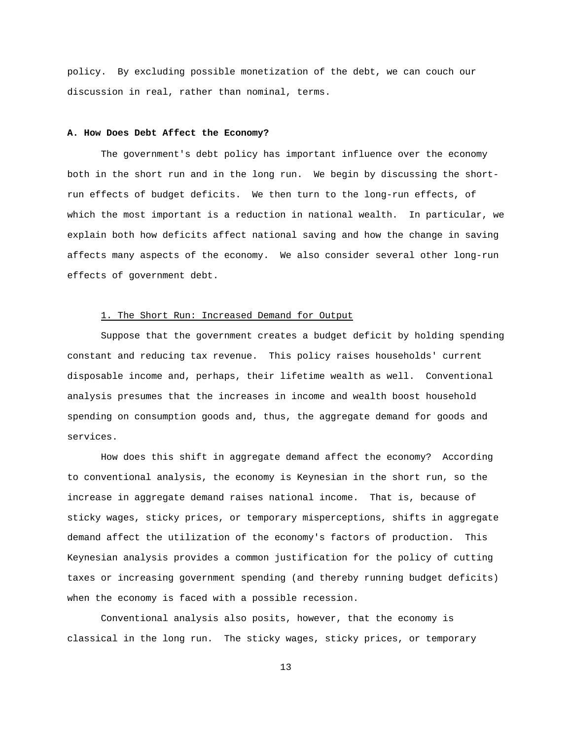policy. By excluding possible monetization of the debt, we can couch our discussion in real, rather than nominal, terms.

**A. How Does Debt Affect the Economy?**

The government's debt policy has important influence over the economy both in the short run and in the long run. We begin by discussing the short-run effects of budget deficits. We then turn to the long-run effects, of which the most important is a reduction in national wealth. In particular, we explain both how deficits affect national saving and how the change in saving affects many aspects of the economy. We also consider several other long-run effects of government debt.

1. The Short Run: Increased Demand for Output

Suppose that the government creates a budget deficit by holding spending constant and reducing tax revenue. This policy raises households' current disposable income and, perhaps, their lifetime wealth as well. Conventional analysis presumes that the increases in income and wealth boost household spending on consumption goods and, thus, the aggregate demand for goods and services.

How does this shift in aggregate demand affect the economy? According to conventional analysis, the economy is Keynesian in the short run, so the increase in aggregate demand raises national income. That is, because of sticky wages, sticky prices, or temporary misperceptions, shifts in aggregate demand affect the utilization of the economy's factors of production. This Keynesian analysis provides a common justification for the policy of cutting taxes or increasing government spending (and thereby running budget deficits) when the economy is faced with a possible recession.

Conventional analysis also posits, however, that the economy is classical in the long run. The sticky wages, sticky prices, or temporary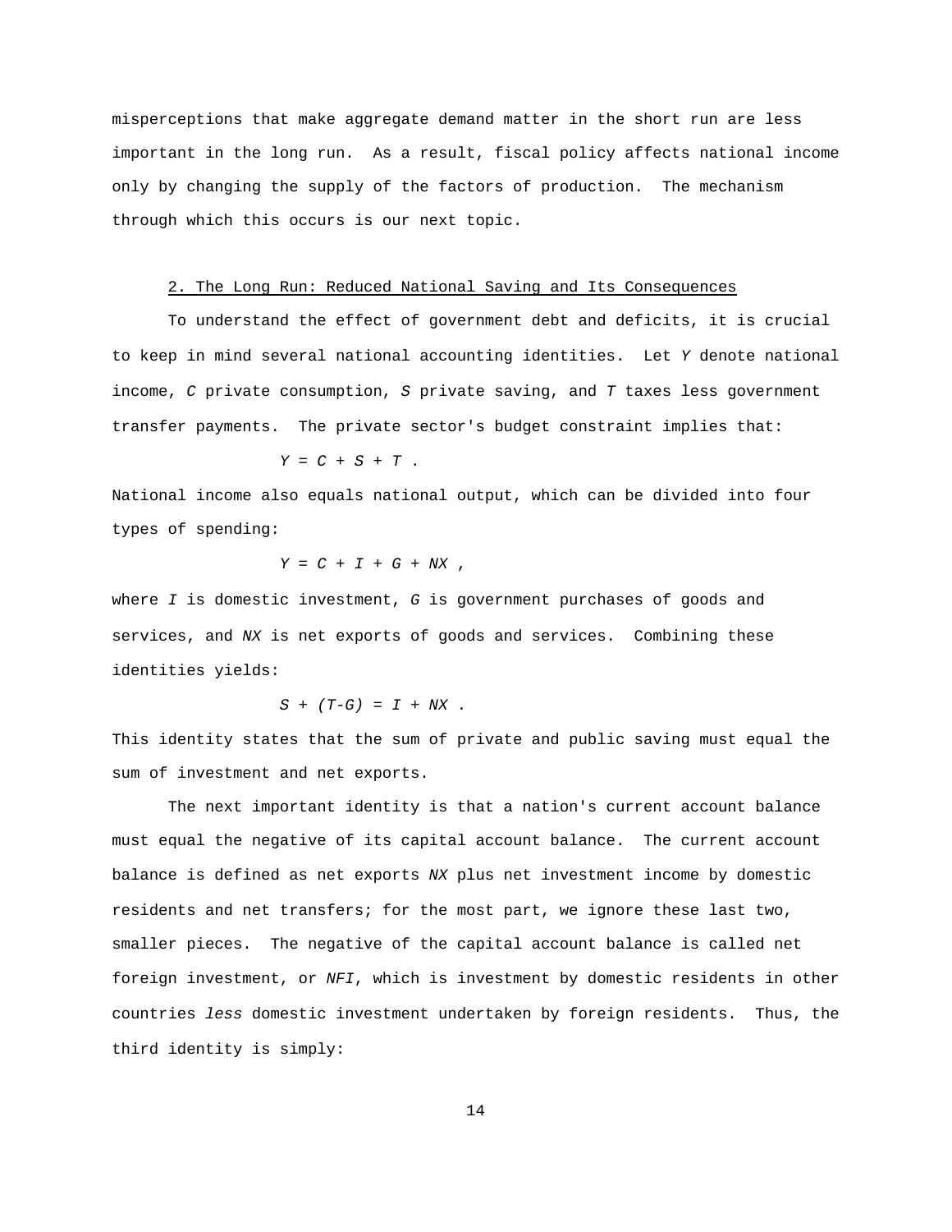misperceptions that make aggregate demand matter in the short run are less important in the long run. As a result, fiscal policy affects national income only by changing the supply of the factors of production. The mechanism through which this occurs is our next topic.

## 2. The Long Run: Reduced National Saving and Its Consequences

To understand the effect of government debt and deficits, it is crucial to keep in mind several national accounting identities. Let $Y$ denote national income, $C$ private consumption, $S$ private saving, and $T$ taxes less government transfer payments. The private sector's budget constraint implies that:

$$Y = C + S + T \ .$$

National income also equals national output, which can be divided into four types of spending:

$$Y = C + I + G + NX \ ,$$

where $I$ is domestic investment, $G$ is government purchases of goods and services, and $NX$ is net exports of goods and services. Combining these identities yields:

$$S + (T-G) = I + NX \ .$$

This identity states that the sum of private and public saving must equal the sum of investment and net exports.

The next important identity is that a nation's current account balance must equal the negative of its capital account balance. The current account balance is defined as net exports $NX$ plus net investment income by domestic residents and net transfers; for the most part, we ignore these last two, smaller pieces. The negative of the capital account balance is called net foreign investment, or $NFI$, which is investment by domestic residents in other countries *less* domestic investment undertaken by foreign residents. Thus, the third identity is simply: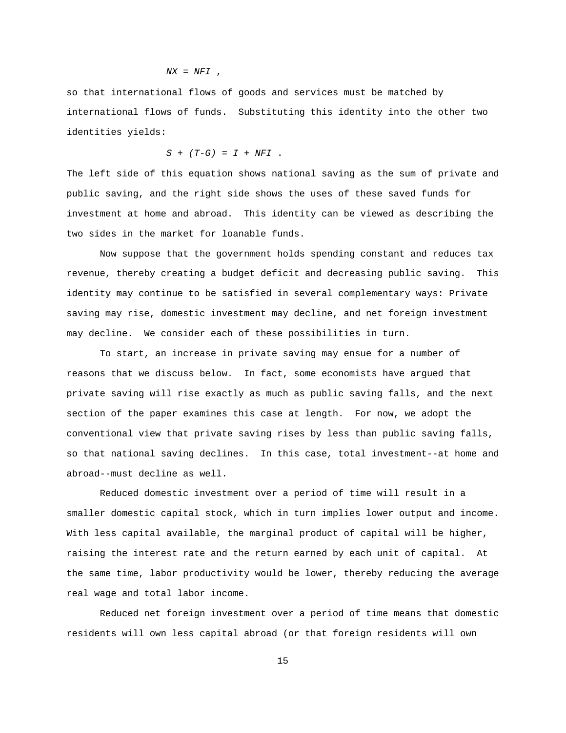$$NX = NFI \ ,$$

so that international flows of goods and services must be matched by international flows of funds. Substituting this identity into the other two identities yields:

$$S + (T-G) = I + NFI \ .$$

The left side of this equation shows national saving as the sum of private and public saving, and the right side shows the uses of these saved funds for investment at home and abroad. This identity can be viewed as describing the two sides in the market for loanable funds.

Now suppose that the government holds spending constant and reduces tax revenue, thereby creating a budget deficit and decreasing public saving. This identity may continue to be satisfied in several complementary ways: Private saving may rise, domestic investment may decline, and net foreign investment may decline. We consider each of these possibilities in turn.

To start, an increase in private saving may ensue for a number of reasons that we discuss below. In fact, some economists have argued that private saving will rise exactly as much as public saving falls, and the next section of the paper examines this case at length. For now, we adopt the conventional view that private saving rises by less than public saving falls, so that national saving declines. In this case, total investment--at home and abroad--must decline as well.

Reduced domestic investment over a period of time will result in a smaller domestic capital stock, which in turn implies lower output and income. With less capital available, the marginal product of capital will be higher, raising the interest rate and the return earned by each unit of capital. At the same time, labor productivity would be lower, thereby reducing the average real wage and total labor income.

Reduced net foreign investment over a period of time means that domestic residents will own less capital abroad (or that foreign residents will own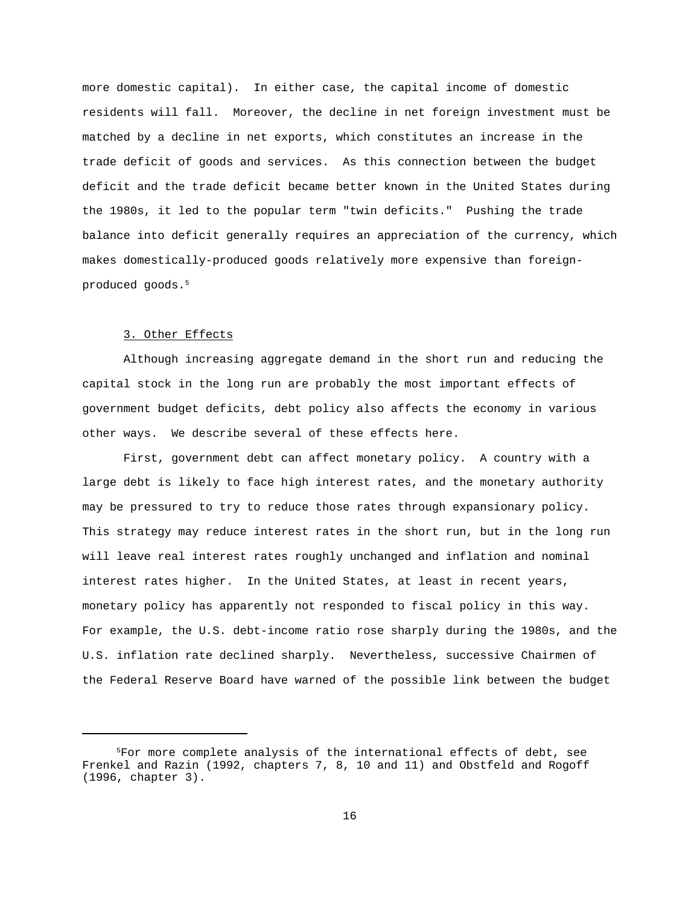more domestic capital). In either case, the capital income of domestic residents will fall. Moreover, the decline in net foreign investment must be matched by a decline in net exports, which constitutes an increase in the trade deficit of goods and services. As this connection between the budget deficit and the trade deficit became better known in the United States during the 1980s, it led to the popular term "twin deficits." Pushing the trade balance into deficit generally requires an appreciation of the currency, which makes domestically-produced goods relatively more expensive than foreign-produced goods.[5]

### 3. Other Effects

Although increasing aggregate demand in the short run and reducing the capital stock in the long run are probably the most important effects of government budget deficits, debt policy also affects the economy in various other ways. We describe several of these effects here.

First, government debt can affect monetary policy. A country with a large debt is likely to face high interest rates, and the monetary authority may be pressured to try to reduce those rates through expansionary policy. This strategy may reduce interest rates in the short run, but in the long run will leave real interest rates roughly unchanged and inflation and nominal interest rates higher. In the United States, at least in recent years, monetary policy has apparently not responded to fiscal policy in this way. For example, the U.S. debt-income ratio rose sharply during the 1980s, and the U.S. inflation rate declined sharply. Nevertheless, successive Chairmen of the Federal Reserve Board have warned of the possible link between the budget

---

[5]For more complete analysis of the international effects of debt, see Frenkel and Razin (1992, chapters 7, 8, 10 and 11) and Obstfeld and Rogoff (1996, chapter 3).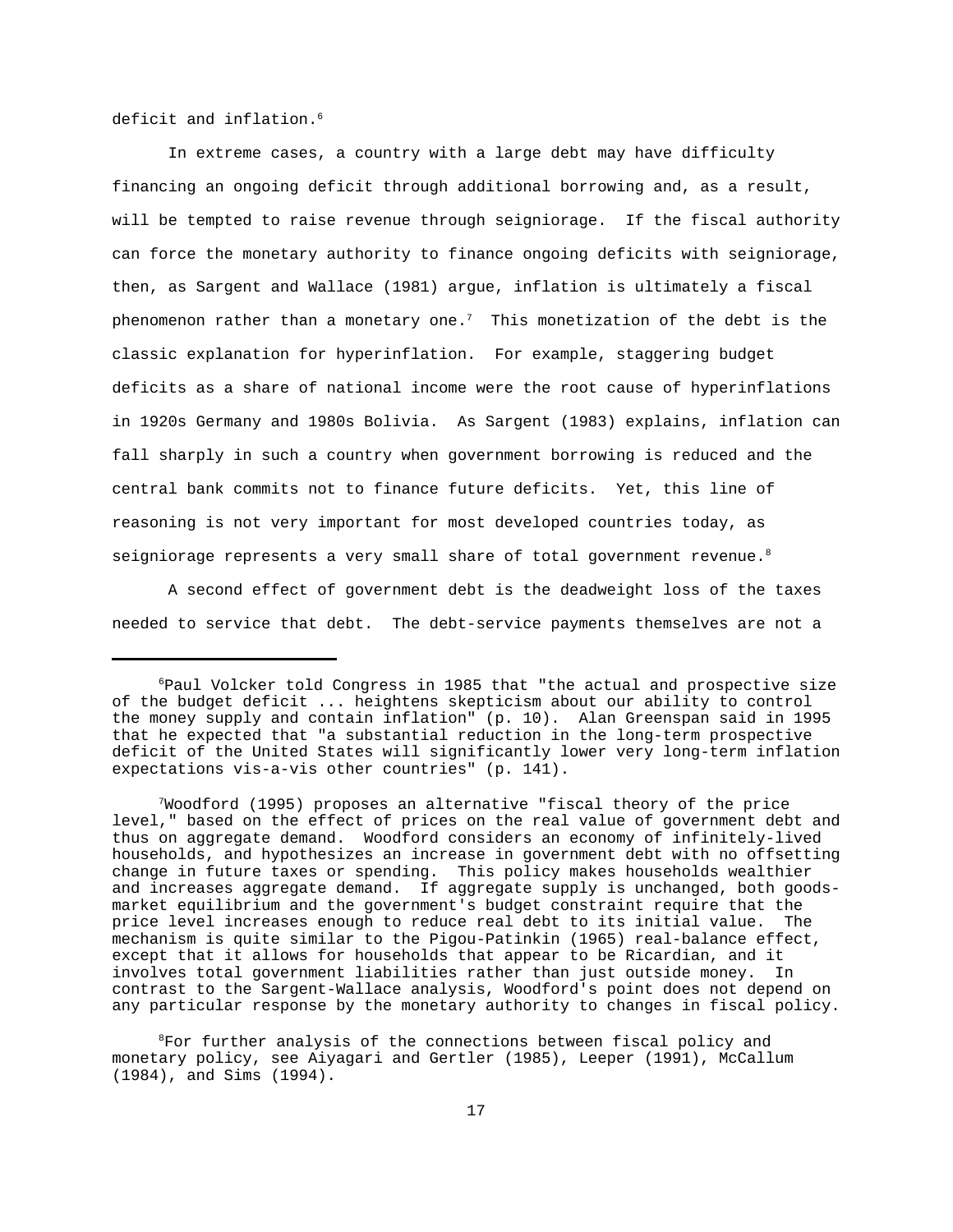deficit and inflation.[6]

In extreme cases, a country with a large debt may have difficulty financing an ongoing deficit through additional borrowing and, as a result, will be tempted to raise revenue through seigniorage. If the fiscal authority can force the monetary authority to finance ongoing deficits with seigniorage, then, as Sargent and Wallace (1981) argue, inflation is ultimately a fiscal phenomenon rather than a monetary one.[7] This monetization of the debt is the classic explanation for hyperinflation. For example, staggering budget deficits as a share of national income were the root cause of hyperinflations in 1920s Germany and 1980s Bolivia. As Sargent (1983) explains, inflation can fall sharply in such a country when government borrowing is reduced and the central bank commits not to finance future deficits. Yet, this line of reasoning is not very important for most developed countries today, as seigniorage represents a very small share of total government revenue.[8]

A second effect of government debt is the deadweight loss of the taxes needed to service that debt. The debt-service payments themselves are not a

---

[6] Paul Volcker told Congress in 1985 that "the actual and prospective size of the budget deficit ... heightens skepticism about our ability to control the money supply and contain inflation" (p. 10). Alan Greenspan said in 1995 that he expected that "a substantial reduction in the long-term prospective deficit of the United States will significantly lower very long-term inflation expectations vis-a-vis other countries" (p. 141).

[7] Woodford (1995) proposes an alternative "fiscal theory of the price level," based on the effect of prices on the real value of government debt and thus on aggregate demand. Woodford considers an economy of infinitely-lived households, and hypothesizes an increase in government debt with no offsetting change in future taxes or spending. This policy makes households wealthier and increases aggregate demand. If aggregate supply is unchanged, both goods-market equilibrium and the government's budget constraint require that the price level increases enough to reduce real debt to its initial value. The mechanism is quite similar to the Pigou-Patinkin (1965) real-balance effect, except that it allows for households that appear to be Ricardian, and it involves total government liabilities rather than just outside money. In contrast to the Sargent-Wallace analysis, Woodford's point does not depend on any particular response by the monetary authority to changes in fiscal policy.

[8] For further analysis of the connections between fiscal policy and monetary policy, see Aiyagari and Gertler (1985), Leeper (1991), McCallum (1984), and Sims (1994).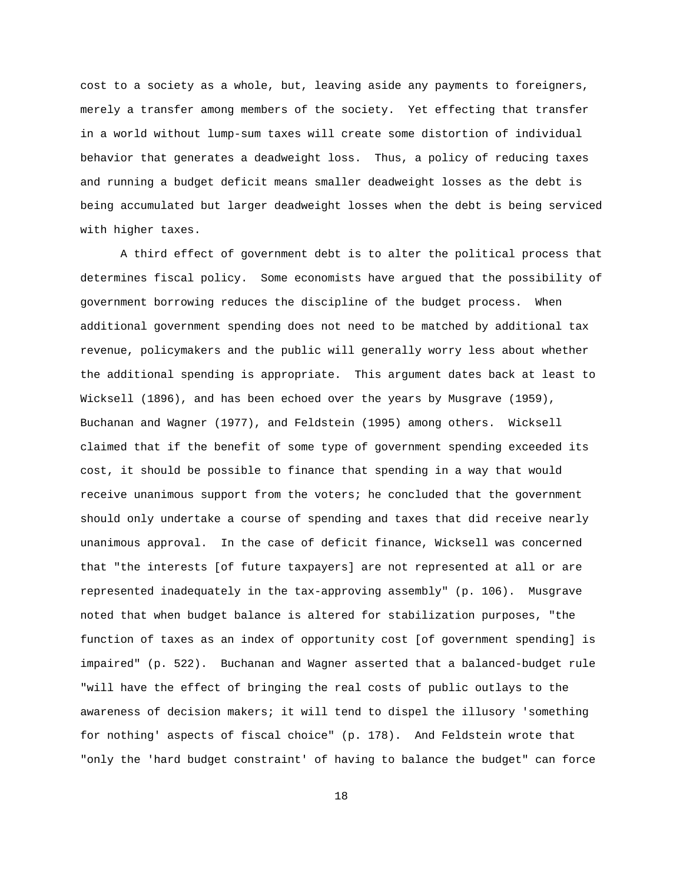cost to a society as a whole, but, leaving aside any payments to foreigners, merely a transfer among members of the society. Yet effecting that transfer in a world without lump-sum taxes will create some distortion of individual behavior that generates a deadweight loss. Thus, a policy of reducing taxes and running a budget deficit means smaller deadweight losses as the debt is being accumulated but larger deadweight losses when the debt is being serviced with higher taxes.

A third effect of government debt is to alter the political process that determines fiscal policy. Some economists have argued that the possibility of government borrowing reduces the discipline of the budget process. When additional government spending does not need to be matched by additional tax revenue, policymakers and the public will generally worry less about whether the additional spending is appropriate. This argument dates back at least to Wicksell (1896), and has been echoed over the years by Musgrave (1959), Buchanan and Wagner (1977), and Feldstein (1995) among others. Wicksell claimed that if the benefit of some type of government spending exceeded its cost, it should be possible to finance that spending in a way that would receive unanimous support from the voters; he concluded that the government should only undertake a course of spending and taxes that did receive nearly unanimous approval. In the case of deficit finance, Wicksell was concerned that "the interests [of future taxpayers] are not represented at all or are represented inadequately in the tax-approving assembly" (p. 106). Musgrave noted that when budget balance is altered for stabilization purposes, "the function of taxes as an index of opportunity cost [of government spending] is impaired" (p. 522). Buchanan and Wagner asserted that a balanced-budget rule "will have the effect of bringing the real costs of public outlays to the awareness of decision makers; it will tend to dispel the illusory 'something for nothing' aspects of fiscal choice" (p. 178). And Feldstein wrote that "only the 'hard budget constraint' of having to balance the budget" can force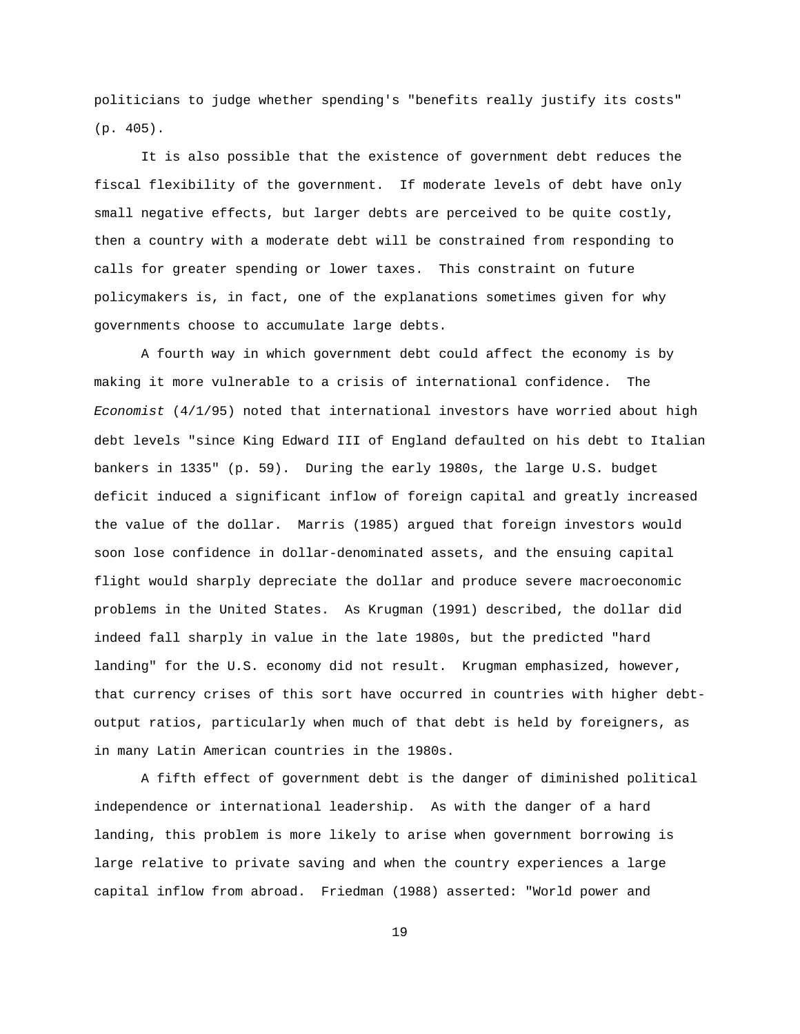politicians to judge whether spending's "benefits really justify its costs" (p. 405).

It is also possible that the existence of government debt reduces the fiscal flexibility of the government. If moderate levels of debt have only small negative effects, but larger debts are perceived to be quite costly, then a country with a moderate debt will be constrained from responding to calls for greater spending or lower taxes. This constraint on future policymakers is, in fact, one of the explanations sometimes given for why governments choose to accumulate large debts.

A fourth way in which government debt could affect the economy is by making it more vulnerable to a crisis of international confidence. The *Economist* (4/1/95) noted that international investors have worried about high debt levels "since King Edward III of England defaulted on his debt to Italian bankers in 1335" (p. 59). During the early 1980s, the large U.S. budget deficit induced a significant inflow of foreign capital and greatly increased the value of the dollar. Marris (1985) argued that foreign investors would soon lose confidence in dollar-denominated assets, and the ensuing capital flight would sharply depreciate the dollar and produce severe macroeconomic problems in the United States. As Krugman (1991) described, the dollar did indeed fall sharply in value in the late 1980s, but the predicted "hard landing" for the U.S. economy did not result. Krugman emphasized, however, that currency crises of this sort have occurred in countries with higher debt-output ratios, particularly when much of that debt is held by foreigners, as in many Latin American countries in the 1980s.

A fifth effect of government debt is the danger of diminished political independence or international leadership. As with the danger of a hard landing, this problem is more likely to arise when government borrowing is large relative to private saving and when the country experiences a large capital inflow from abroad. Friedman (1988) asserted: "World power and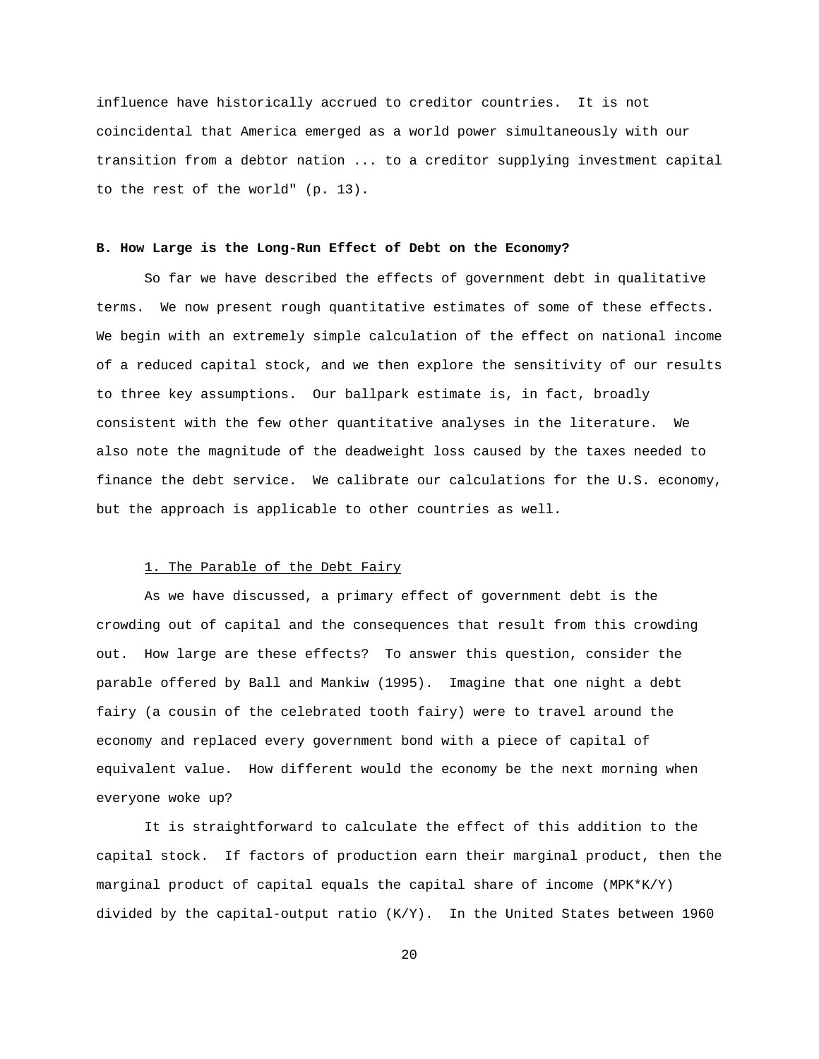influence have historically accrued to creditor countries. It is not coincidental that America emerged as a world power simultaneously with our transition from a debtor nation ... to a creditor supplying investment capital to the rest of the world" (p. 13).

**B. How Large is the Long-Run Effect of Debt on the Economy?**

So far we have described the effects of government debt in qualitative terms. We now present rough quantitative estimates of some of these effects. We begin with an extremely simple calculation of the effect on national income of a reduced capital stock, and we then explore the sensitivity of our results to three key assumptions. Our ballpark estimate is, in fact, broadly consistent with the few other quantitative analyses in the literature. We also note the magnitude of the deadweight loss caused by the taxes needed to finance the debt service. We calibrate our calculations for the U.S. economy, but the approach is applicable to other countries as well.

1. The Parable of the Debt Fairy

As we have discussed, a primary effect of government debt is the crowding out of capital and the consequences that result from this crowding out. How large are these effects? To answer this question, consider the parable offered by Ball and Mankiw (1995). Imagine that one night a debt fairy (a cousin of the celebrated tooth fairy) were to travel around the economy and replaced every government bond with a piece of capital of equivalent value. How different would the economy be the next morning when everyone woke up?

It is straightforward to calculate the effect of this addition to the capital stock. If factors of production earn their marginal product, then the marginal product of capital equals the capital share of income ($MPK*K/Y$) divided by the capital-output ratio ($K/Y$). In the United States between 1960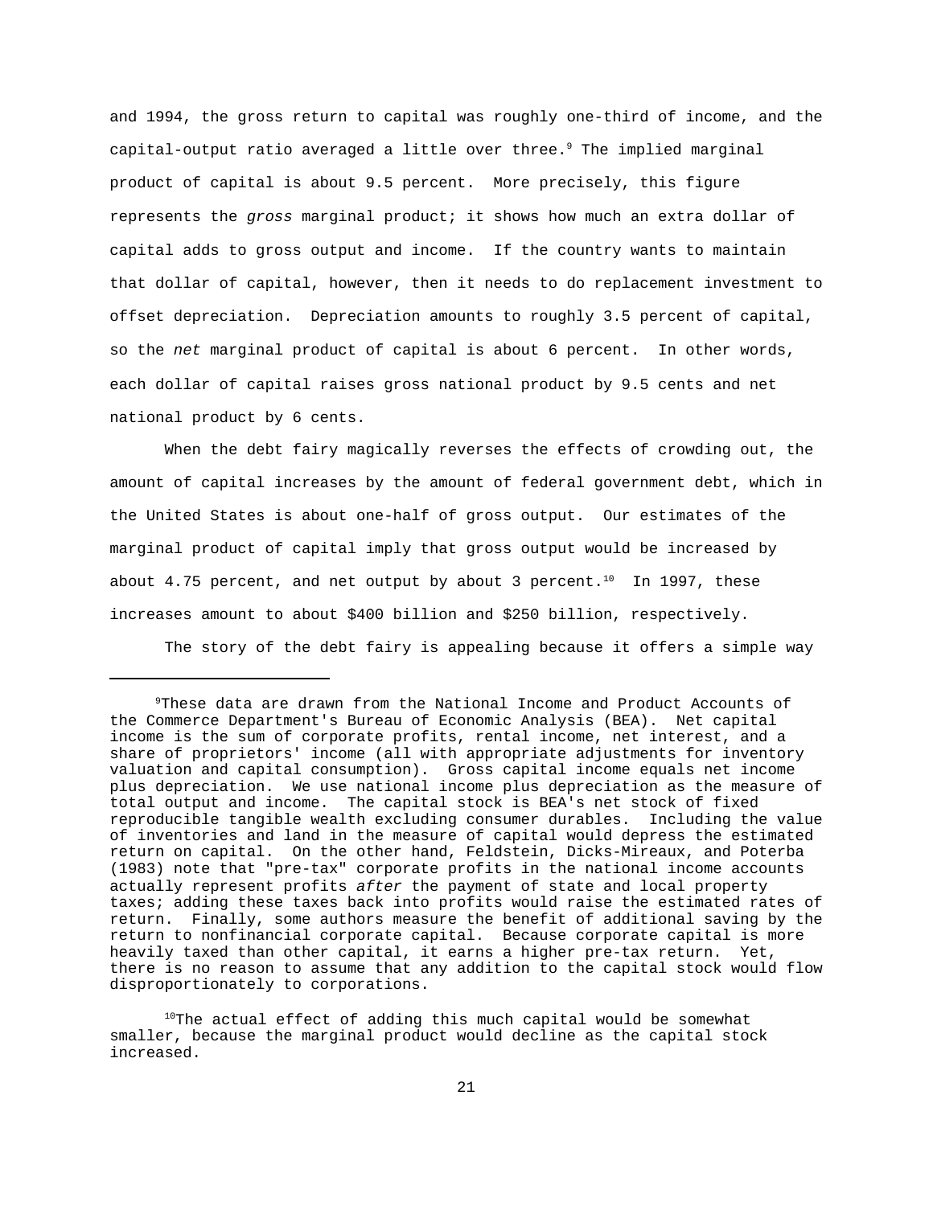and 1994, the gross return to capital was roughly one-third of income, and the capital-output ratio averaged a little over three.[9] The implied marginal product of capital is about 9.5 percent. More precisely, this figure represents the *gross* marginal product; it shows how much an extra dollar of capital adds to gross output and income. If the country wants to maintain that dollar of capital, however, then it needs to do replacement investment to offset depreciation. Depreciation amounts to roughly 3.5 percent of capital, so the *net* marginal product of capital is about 6 percent. In other words, each dollar of capital raises gross national product by 9.5 cents and net national product by 6 cents.

When the debt fairy magically reverses the effects of crowding out, the amount of capital increases by the amount of federal government debt, which in the United States is about one-half of gross output. Our estimates of the marginal product of capital imply that gross output would be increased by about 4.75 percent, and net output by about 3 percent.[10] In 1997, these increases amount to about \$400 billion and \$250 billion, respectively.

The story of the debt fairy is appealing because it offers a simple way

---

[9]These data are drawn from the National Income and Product Accounts of the Commerce Department's Bureau of Economic Analysis (BEA). Net capital income is the sum of corporate profits, rental income, net interest, and a share of proprietors' income (all with appropriate adjustments for inventory valuation and capital consumption). Gross capital income equals net income plus depreciation. We use national income plus depreciation as the measure of total output and income. The capital stock is BEA's net stock of fixed reproducible tangible wealth excluding consumer durables. Including the value of inventories and land in the measure of capital would depress the estimated return on capital. On the other hand, Feldstein, Dicks-Mireaux, and Poterba (1983) note that "pre-tax" corporate profits in the national income accounts actually represent profits *after* the payment of state and local property taxes; adding these taxes back into profits would raise the estimated rates of return. Finally, some authors measure the benefit of additional saving by the return to nonfinancial corporate capital. Because corporate capital is more heavily taxed than other capital, it earns a higher pre-tax return. Yet, there is no reason to assume that any addition to the capital stock would flow disproportionately to corporations.

[10]The actual effect of adding this much capital would be somewhat smaller, because the marginal product would decline as the capital stock increased.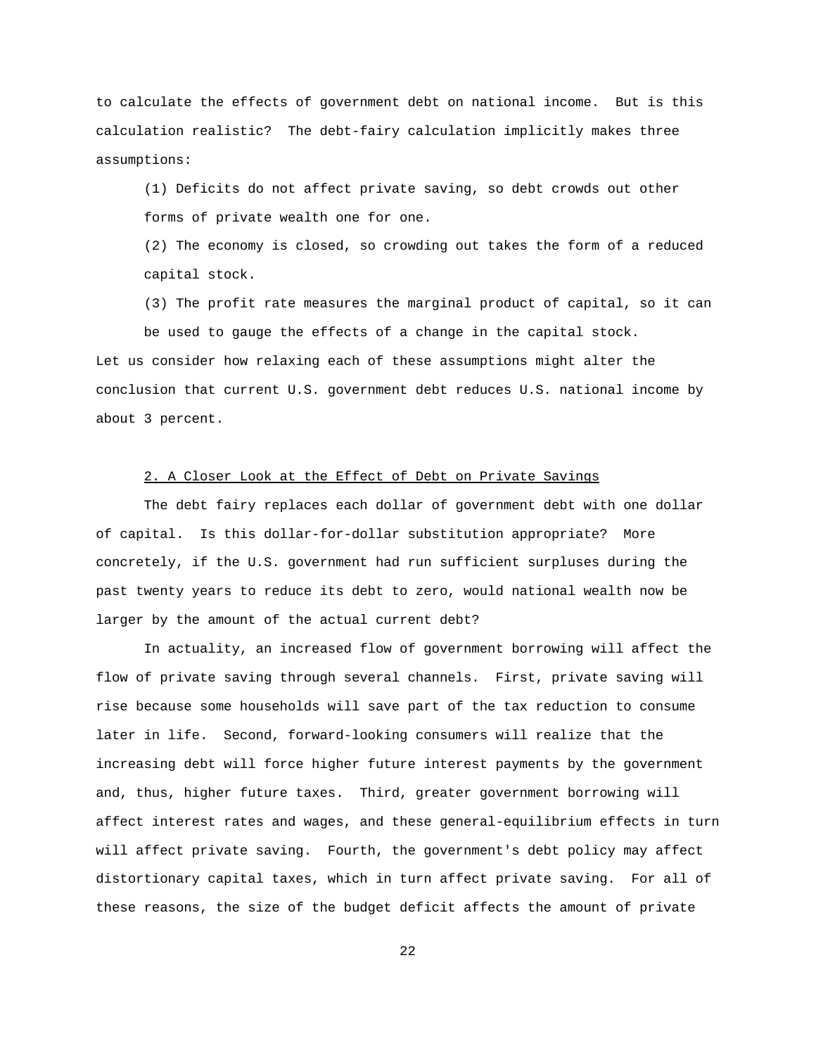to calculate the effects of government debt on national income. But is this calculation realistic? The debt-fairy calculation implicitly makes three assumptions:

(1) Deficits do not affect private saving, so debt crowds out other forms of private wealth one for one.

(2) The economy is closed, so crowding out takes the form of a reduced capital stock.

(3) The profit rate measures the marginal product of capital, so it can be used to gauge the effects of a change in the capital stock.

Let us consider how relaxing each of these assumptions might alter the conclusion that current U.S. government debt reduces U.S. national income by about 3 percent.

## 2. A Closer Look at the Effect of Debt on Private Savings

The debt fairy replaces each dollar of government debt with one dollar of capital. Is this dollar-for-dollar substitution appropriate? More concretely, if the U.S. government had run sufficient surpluses during the past twenty years to reduce its debt to zero, would national wealth now be larger by the amount of the actual current debt?

In actuality, an increased flow of government borrowing will affect the flow of private saving through several channels. First, private saving will rise because some households will save part of the tax reduction to consume later in life. Second, forward-looking consumers will realize that the increasing debt will force higher future interest payments by the government and, thus, higher future taxes. Third, greater government borrowing will affect interest rates and wages, and these general-equilibrium effects in turn will affect private saving. Fourth, the government's debt policy may affect distortionary capital taxes, which in turn affect private saving. For all of these reasons, the size of the budget deficit affects the amount of private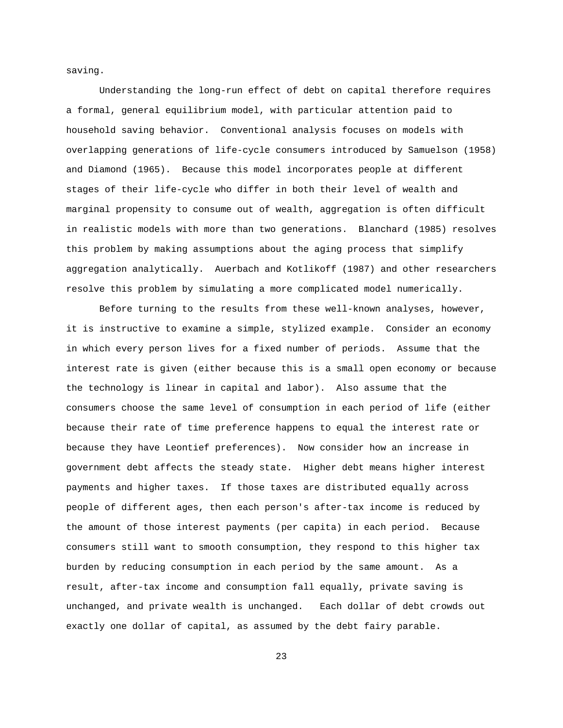saving.

Understanding the long-run effect of debt on capital therefore requires a formal, general equilibrium model, with particular attention paid to household saving behavior. Conventional analysis focuses on models with overlapping generations of life-cycle consumers introduced by Samuelson (1958) and Diamond (1965). Because this model incorporates people at different stages of their life-cycle who differ in both their level of wealth and marginal propensity to consume out of wealth, aggregation is often difficult in realistic models with more than two generations. Blanchard (1985) resolves this problem by making assumptions about the aging process that simplify aggregation analytically. Auerbach and Kotlikoff (1987) and other researchers resolve this problem by simulating a more complicated model numerically.

Before turning to the results from these well-known analyses, however, it is instructive to examine a simple, stylized example. Consider an economy in which every person lives for a fixed number of periods. Assume that the interest rate is given (either because this is a small open economy or because the technology is linear in capital and labor). Also assume that the consumers choose the same level of consumption in each period of life (either because their rate of time preference happens to equal the interest rate or because they have Leontief preferences). Now consider how an increase in government debt affects the steady state. Higher debt means higher interest payments and higher taxes. If those taxes are distributed equally across people of different ages, then each person's after-tax income is reduced by the amount of those interest payments (per capita) in each period. Because consumers still want to smooth consumption, they respond to this higher tax burden by reducing consumption in each period by the same amount. As a result, after-tax income and consumption fall equally, private saving is unchanged, and private wealth is unchanged. Each dollar of debt crowds out exactly one dollar of capital, as assumed by the debt fairy parable.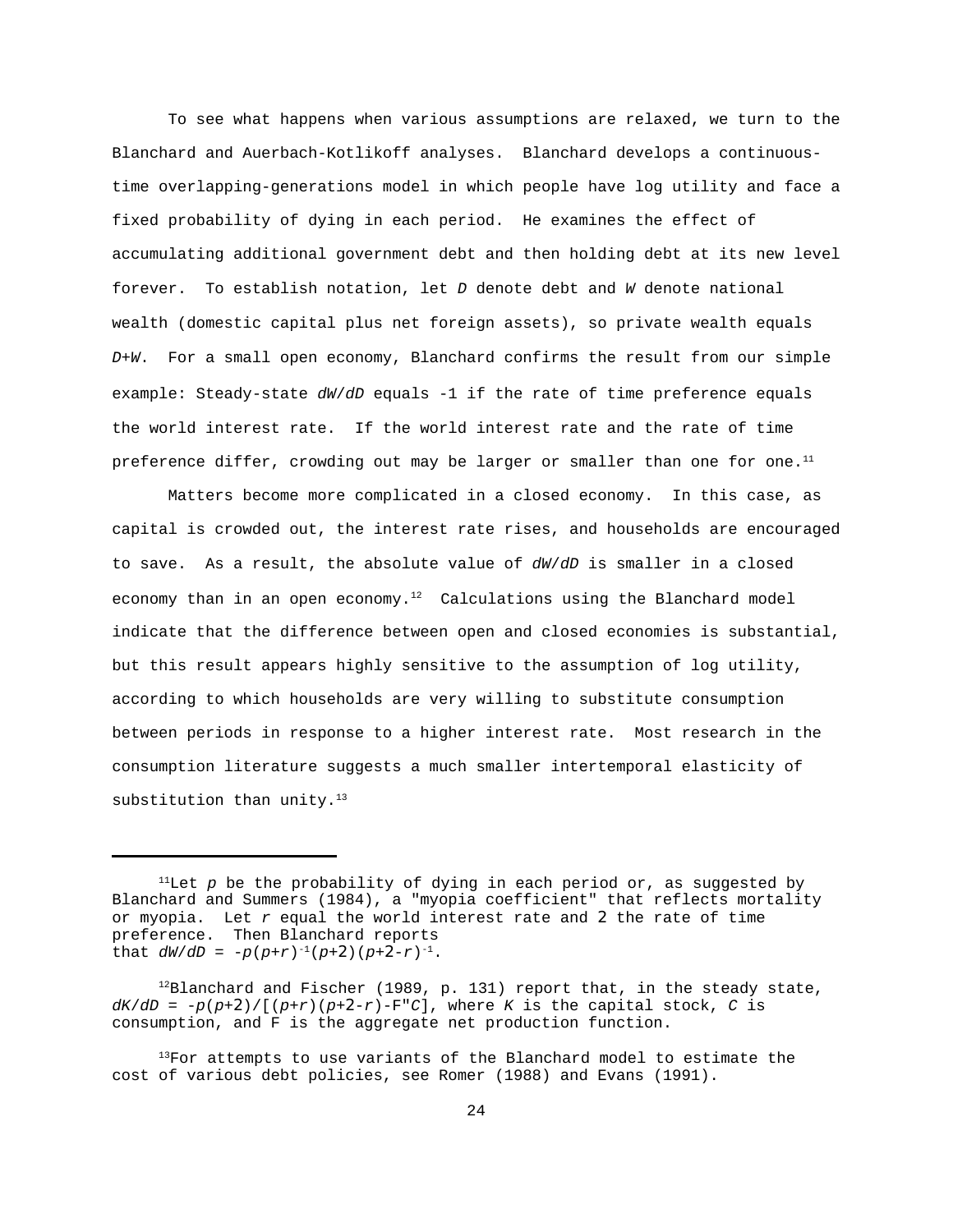To see what happens when various assumptions are relaxed, we turn to the Blanchard and Auerbach-Kotlikoff analyses. Blanchard develops a continuous-time overlapping-generations model in which people have log utility and face a fixed probability of dying in each period. He examines the effect of accumulating additional government debt and then holding debt at its new level forever. To establish notation, let $D$ denote debt and $W$ denote national wealth (domestic capital plus net foreign assets), so private wealth equals $D+W$. For a small open economy, Blanchard confirms the result from our simple example: Steady-state $dW/dD$ equals -1 if the rate of time preference equals the world interest rate. If the world interest rate and the rate of time preference differ, crowding out may be larger or smaller than one for one.[11]

Matters become more complicated in a closed economy. In this case, as capital is crowded out, the interest rate rises, and households are encouraged to save. As a result, the absolute value of $dW/dD$ is smaller in a closed economy than in an open economy.[12] Calculations using the Blanchard model indicate that the difference between open and closed economies is substantial, but this result appears highly sensitive to the assumption of log utility, according to which households are very willing to substitute consumption between periods in response to a higher interest rate. Most research in the consumption literature suggests a much smaller intertemporal elasticity of substitution than unity.[13]

---

[11]Let $p$ be the probability of dying in each period or, as suggested by Blanchard and Summers (1984), a "myopia coefficient" that reflects mortality or myopia. Let $r$ equal the world interest rate and 2 the rate of time preference. Then Blanchard reports that $dW/dD = -p(p+r)^{-1}(p+2)(p+2-r)^{-1}$.

[12]Blanchard and Fischer (1989, p. 131) report that, in the steady state, $dK/dD = -p(p+2)/[(p+r)(p+2-r)-F''C]$, where $K$ is the capital stock, $C$ is consumption, and F is the aggregate net production function.

[13]For attempts to use variants of the Blanchard model to estimate the cost of various debt policies, see Romer (1988) and Evans (1991).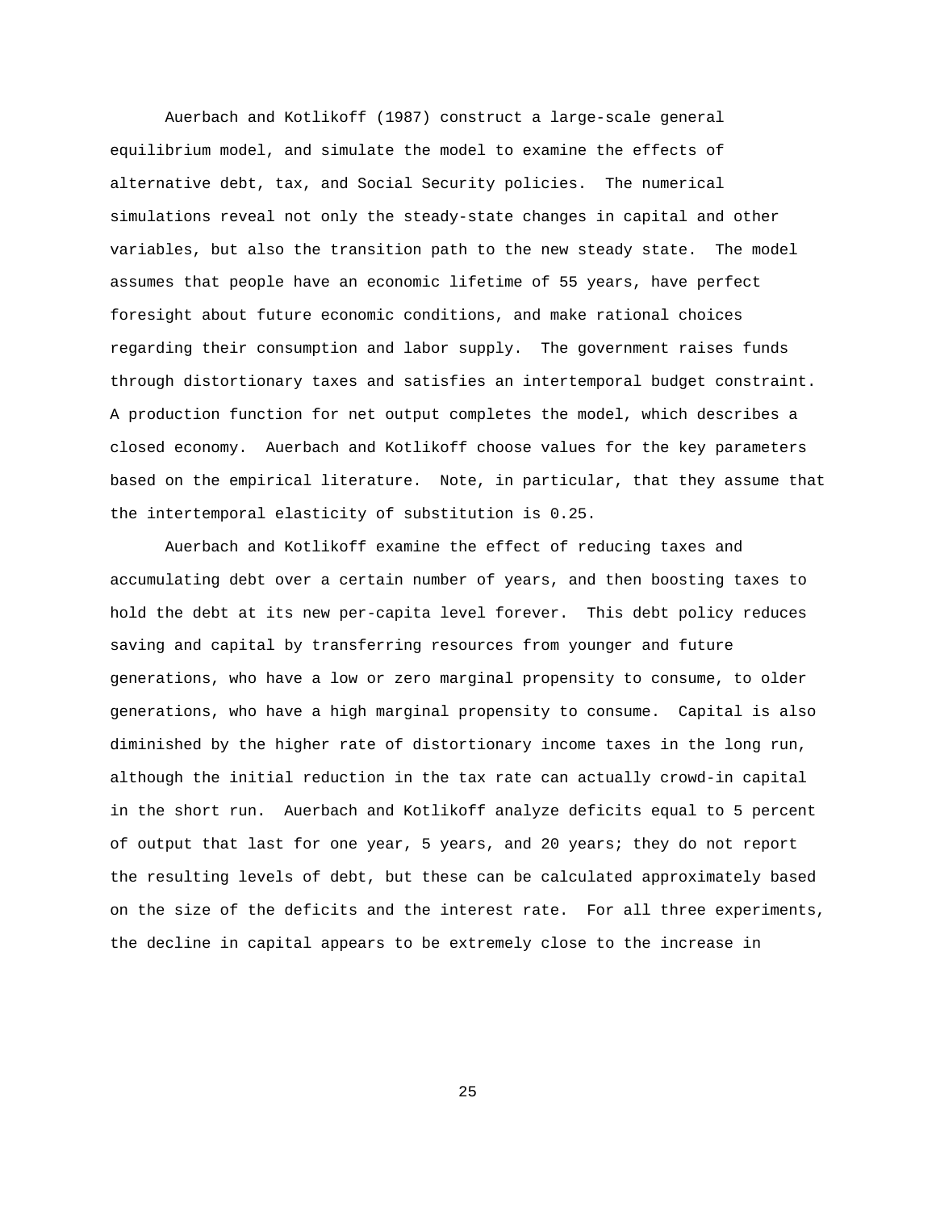Auerbach and Kotlikoff (1987) construct a large-scale general equilibrium model, and simulate the model to examine the effects of alternative debt, tax, and Social Security policies. The numerical simulations reveal not only the steady-state changes in capital and other variables, but also the transition path to the new steady state. The model assumes that people have an economic lifetime of 55 years, have perfect foresight about future economic conditions, and make rational choices regarding their consumption and labor supply. The government raises funds through distortionary taxes and satisfies an intertemporal budget constraint. A production function for net output completes the model, which describes a closed economy. Auerbach and Kotlikoff choose values for the key parameters based on the empirical literature. Note, in particular, that they assume that the intertemporal elasticity of substitution is 0.25.

Auerbach and Kotlikoff examine the effect of reducing taxes and accumulating debt over a certain number of years, and then boosting taxes to hold the debt at its new per-capita level forever. This debt policy reduces saving and capital by transferring resources from younger and future generations, who have a low or zero marginal propensity to consume, to older generations, who have a high marginal propensity to consume. Capital is also diminished by the higher rate of distortionary income taxes in the long run, although the initial reduction in the tax rate can actually crowd-in capital in the short run. Auerbach and Kotlikoff analyze deficits equal to 5 percent of output that last for one year, 5 years, and 20 years; they do not report the resulting levels of debt, but these can be calculated approximately based on the size of the deficits and the interest rate. For all three experiments, the decline in capital appears to be extremely close to the increase in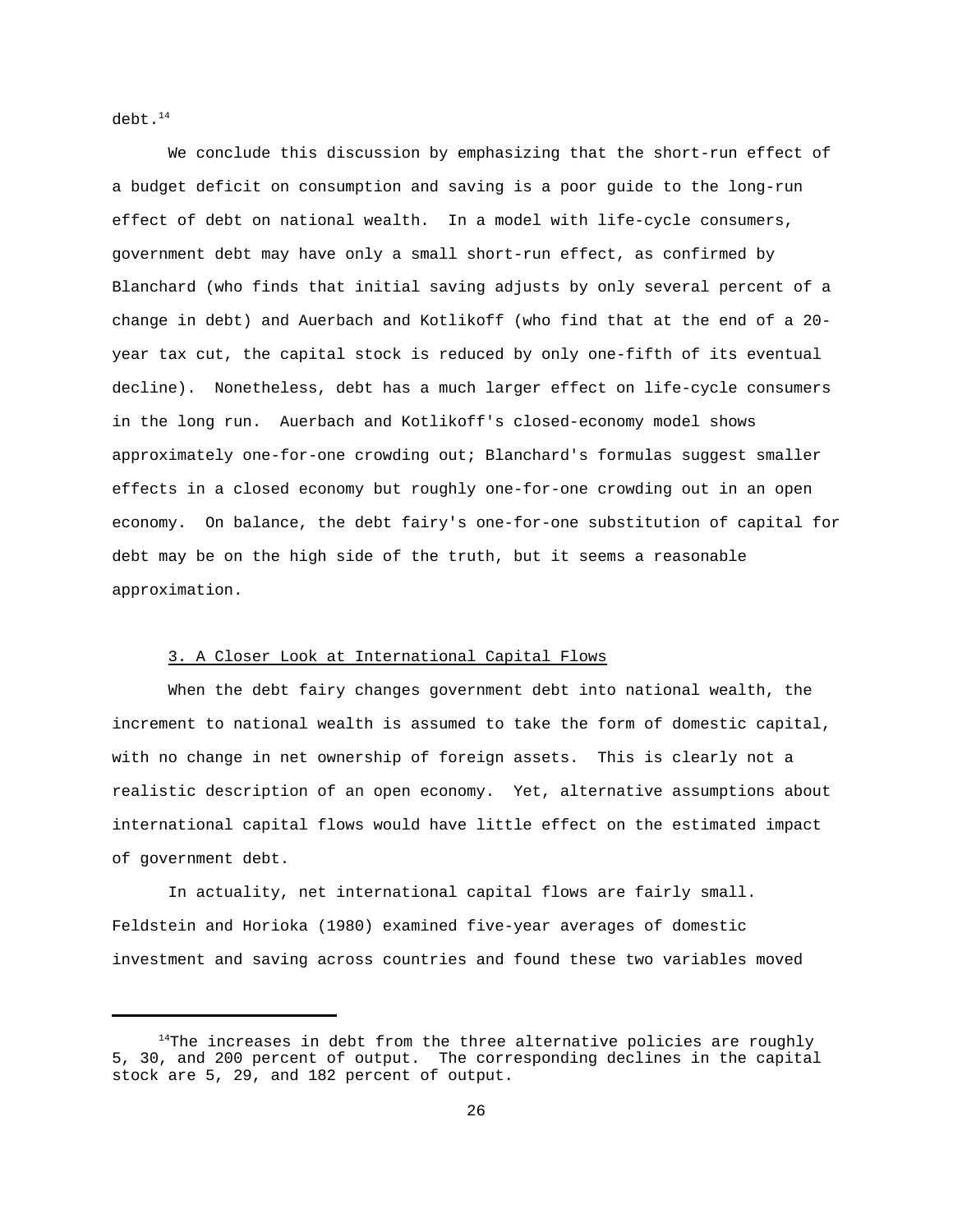debt.[14]

We conclude this discussion by emphasizing that the short-run effect of a budget deficit on consumption and saving is a poor guide to the long-run effect of debt on national wealth. In a model with life-cycle consumers, government debt may have only a small short-run effect, as confirmed by Blanchard (who finds that initial saving adjusts by only several percent of a change in debt) and Auerbach and Kotlikoff (who find that at the end of a 20-year tax cut, the capital stock is reduced by only one-fifth of its eventual decline). Nonetheless, debt has a much larger effect on life-cycle consumers in the long run. Auerbach and Kotlikoff's closed-economy model shows approximately one-for-one crowding out; Blanchard's formulas suggest smaller effects in a closed economy but roughly one-for-one crowding out in an open economy. On balance, the debt fairy's one-for-one substitution of capital for debt may be on the high side of the truth, but it seems a reasonable approximation.

## 3. A Closer Look at International Capital Flows

When the debt fairy changes government debt into national wealth, the increment to national wealth is assumed to take the form of domestic capital, with no change in net ownership of foreign assets. This is clearly not a realistic description of an open economy. Yet, alternative assumptions about international capital flows would have little effect on the estimated impact of government debt.

In actuality, net international capital flows are fairly small. Feldstein and Horioka (1980) examined five-year averages of domestic investment and saving across countries and found these two variables moved

---

[14] The increases in debt from the three alternative policies are roughly 5, 30, and 200 percent of output. The corresponding declines in the capital stock are 5, 29, and 182 percent of output.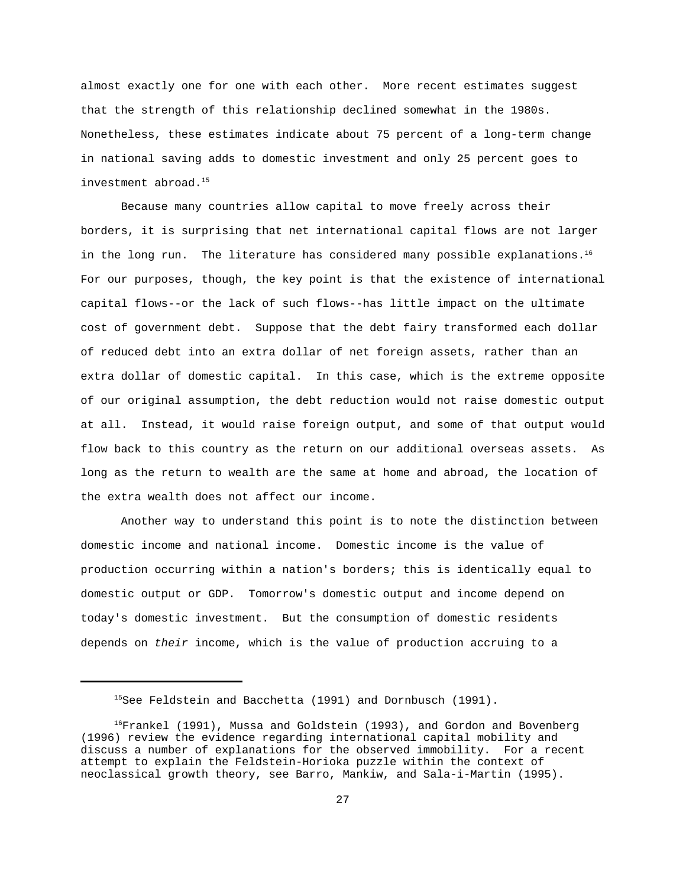almost exactly one for one with each other. More recent estimates suggest that the strength of this relationship declined somewhat in the 1980s. Nonetheless, these estimates indicate about 75 percent of a long-term change in national saving adds to domestic investment and only 25 percent goes to investment abroad.[15]

Because many countries allow capital to move freely across their borders, it is surprising that net international capital flows are not larger in the long run. The literature has considered many possible explanations.[16] For our purposes, though, the key point is that the existence of international capital flows--or the lack of such flows--has little impact on the ultimate cost of government debt. Suppose that the debt fairy transformed each dollar of reduced debt into an extra dollar of net foreign assets, rather than an extra dollar of domestic capital. In this case, which is the extreme opposite of our original assumption, the debt reduction would not raise domestic output at all. Instead, it would raise foreign output, and some of that output would flow back to this country as the return on our additional overseas assets. As long as the return to wealth are the same at home and abroad, the location of the extra wealth does not affect our income.

Another way to understand this point is to note the distinction between domestic income and national income. Domestic income is the value of production occurring within a nation's borders; this is identically equal to domestic output or GDP. Tomorrow's domestic output and income depend on today's domestic investment. But the consumption of domestic residents depends on *their* income, which is the value of production accruing to a

---

[15] See Feldstein and Bacchetta (1991) and Dornbusch (1991).

[16] Frankel (1991), Mussa and Goldstein (1993), and Gordon and Bovenberg (1996) review the evidence regarding international capital mobility and discuss a number of explanations for the observed immobility. For a recent attempt to explain the Feldstein-Horioka puzzle within the context of neoclassical growth theory, see Barro, Mankiw, and Sala-i-Martin (1995).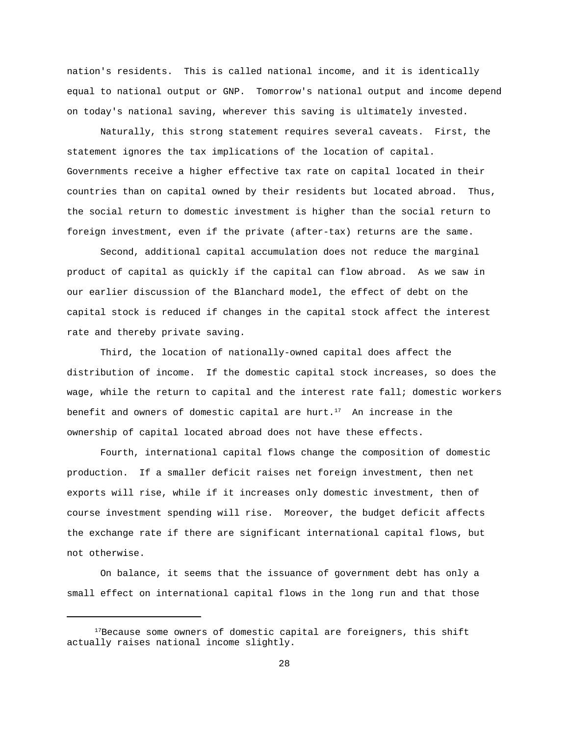nation's residents. This is called national income, and it is identically equal to national output or GNP. Tomorrow's national output and income depend on today's national saving, wherever this saving is ultimately invested.

Naturally, this strong statement requires several caveats. First, the statement ignores the tax implications of the location of capital. Governments receive a higher effective tax rate on capital located in their countries than on capital owned by their residents but located abroad. Thus, the social return to domestic investment is higher than the social return to foreign investment, even if the private (after-tax) returns are the same.

Second, additional capital accumulation does not reduce the marginal product of capital as quickly if the capital can flow abroad. As we saw in our earlier discussion of the Blanchard model, the effect of debt on the capital stock is reduced if changes in the capital stock affect the interest rate and thereby private saving.

Third, the location of nationally-owned capital does affect the distribution of income. If the domestic capital stock increases, so does the wage, while the return to capital and the interest rate fall; domestic workers benefit and owners of domestic capital are hurt.[17] An increase in the ownership of capital located abroad does not have these effects.

Fourth, international capital flows change the composition of domestic production. If a smaller deficit raises net foreign investment, then net exports will rise, while if it increases only domestic investment, then of course investment spending will rise. Moreover, the budget deficit affects the exchange rate if there are significant international capital flows, but not otherwise.

On balance, it seems that the issuance of government debt has only a small effect on international capital flows in the long run and that those

[17]Because some owners of domestic capital are foreigners, this shift actually raises national income slightly.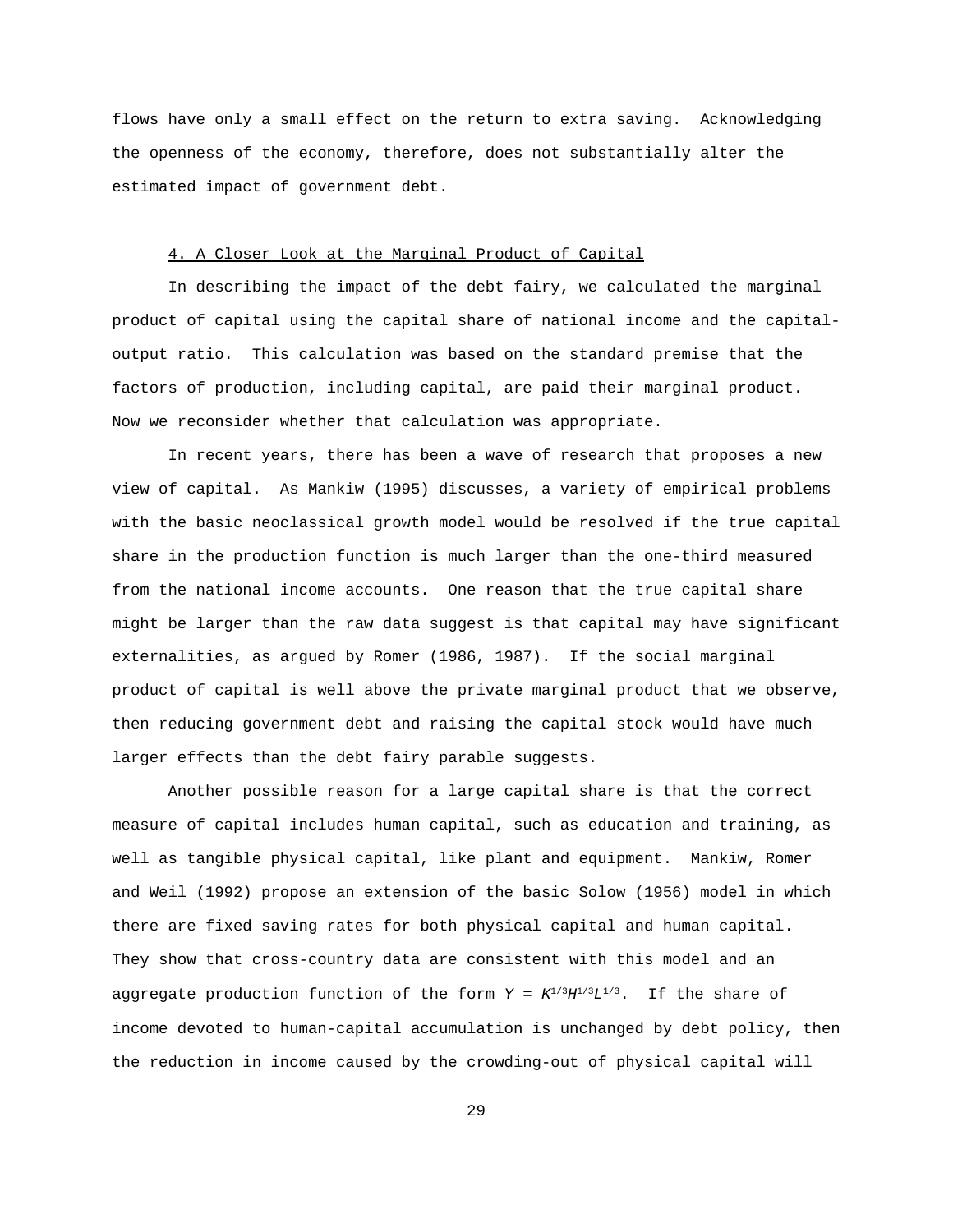flows have only a small effect on the return to extra saving. Acknowledging the openness of the economy, therefore, does not substantially alter the estimated impact of government debt.

## 4. A Closer Look at the Marginal Product of Capital

In describing the impact of the debt fairy, we calculated the marginal product of capital using the capital share of national income and the capital-output ratio. This calculation was based on the standard premise that the factors of production, including capital, are paid their marginal product. Now we reconsider whether that calculation was appropriate.

In recent years, there has been a wave of research that proposes a new view of capital. As Mankiw (1995) discusses, a variety of empirical problems with the basic neoclassical growth model would be resolved if the true capital share in the production function is much larger than the one-third measured from the national income accounts. One reason that the true capital share might be larger than the raw data suggest is that capital may have significant externalities, as argued by Romer (1986, 1987). If the social marginal product of capital is well above the private marginal product that we observe, then reducing government debt and raising the capital stock would have much larger effects than the debt fairy parable suggests.

Another possible reason for a large capital share is that the correct measure of capital includes human capital, such as education and training, as well as tangible physical capital, like plant and equipment. Mankiw, Romer and Weil (1992) propose an extension of the basic Solow (1956) model in which there are fixed saving rates for both physical capital and human capital. They show that cross-country data are consistent with this model and an aggregate production function of the form $Y = K^{1/3}H^{1/3}L^{1/3}$. If the share of income devoted to human-capital accumulation is unchanged by debt policy, then the reduction in income caused by the crowding-out of physical capital will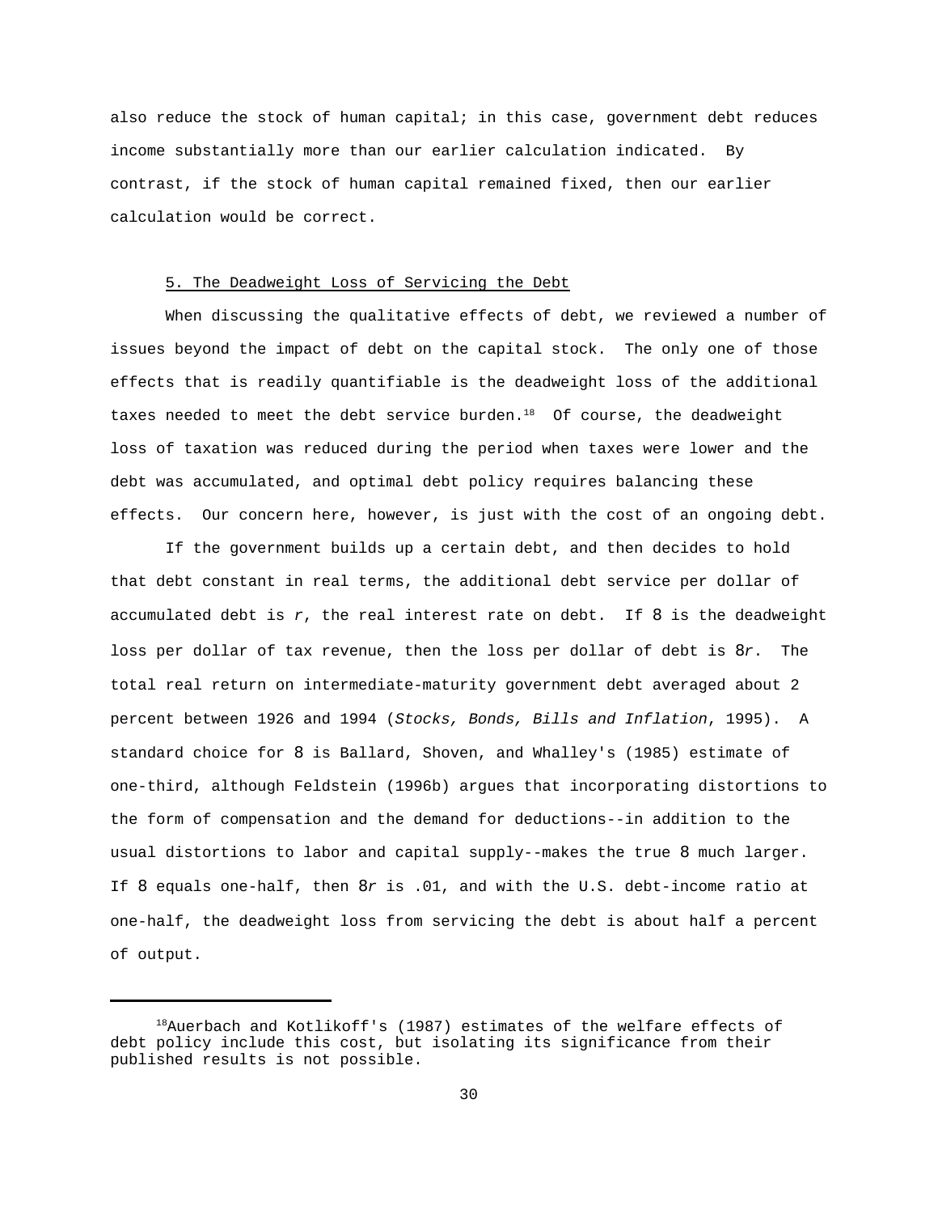also reduce the stock of human capital; in this case, government debt reduces income substantially more than our earlier calculation indicated. By contrast, if the stock of human capital remained fixed, then our earlier calculation would be correct.

## 5. The Deadweight Loss of Servicing the Debt

When discussing the qualitative effects of debt, we reviewed a number of issues beyond the impact of debt on the capital stock. The only one of those effects that is readily quantifiable is the deadweight loss of the additional taxes needed to meet the debt service burden.[18] Of course, the deadweight loss of taxation was reduced during the period when taxes were lower and the debt was accumulated, and optimal debt policy requires balancing these effects. Our concern here, however, is just with the cost of an ongoing debt.

If the government builds up a certain debt, and then decides to hold that debt constant in real terms, the additional debt service per dollar of accumulated debt is $r$, the real interest rate on debt. If $\lambda$ is the deadweight loss per dollar of tax revenue, then the loss per dollar of debt is $\lambda r$. The total real return on intermediate-maturity government debt averaged about 2 percent between 1926 and 1994 (*Stocks, Bonds, Bills and Inflation*, 1995). A standard choice for $\lambda$ is Ballard, Shoven, and Whalley's (1985) estimate of one-third, although Feldstein (1996b) argues that incorporating distortions to the form of compensation and the demand for deductions--in addition to the usual distortions to labor and capital supply--makes the true $\lambda$ much larger. If $\lambda$ equals one-half, then $\lambda r$ is .01, and with the U.S. debt-income ratio at one-half, the deadweight loss from servicing the debt is about half a percent of output.

---

[18] Auerbach and Kotlikoff's (1987) estimates of the welfare effects of debt policy include this cost, but isolating its significance from their published results is not possible.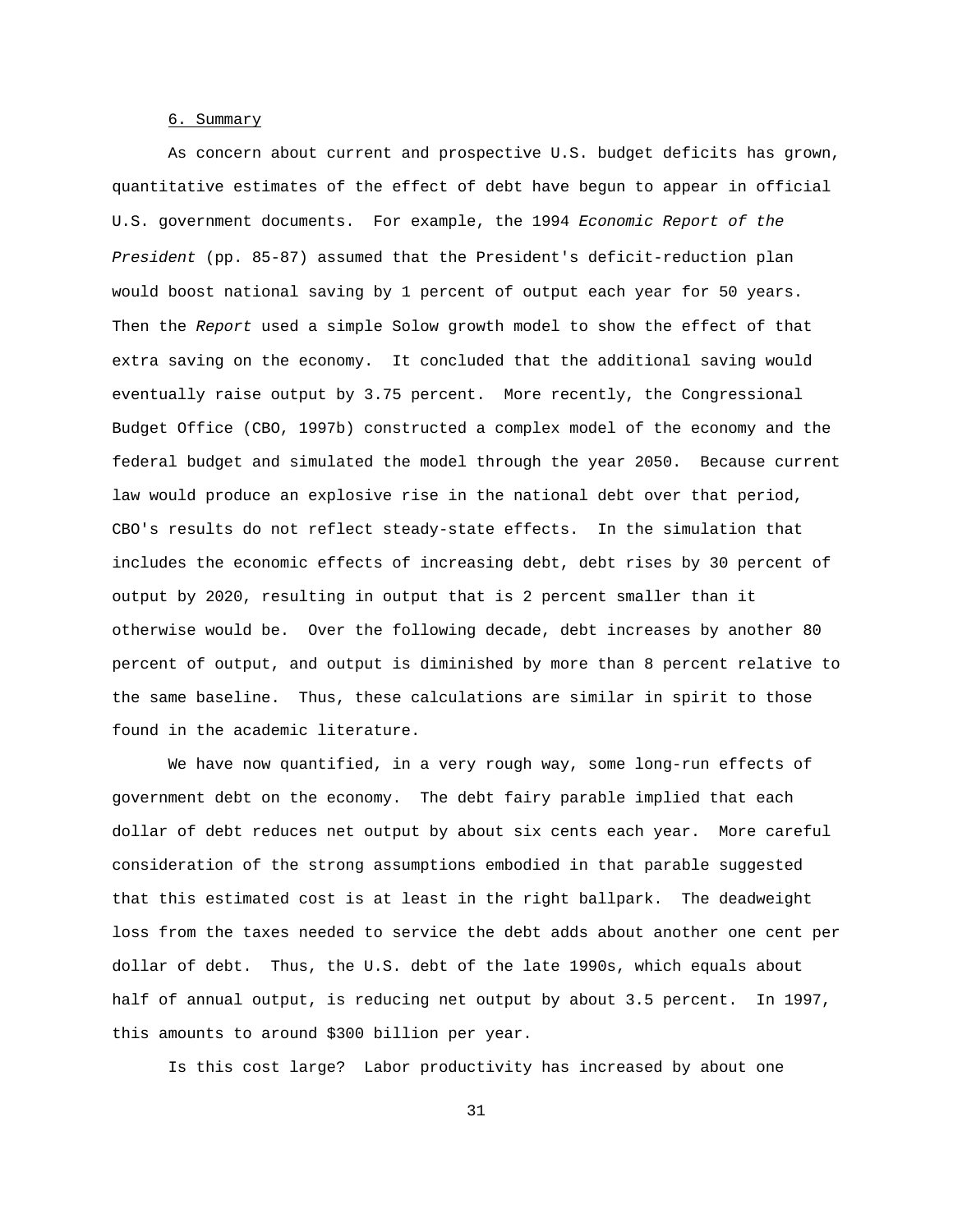## 6. Summary

As concern about current and prospective U.S. budget deficits has grown, quantitative estimates of the effect of debt have begun to appear in official U.S. government documents. For example, the 1994 *Economic Report of the President* (pp. 85-87) assumed that the President's deficit-reduction plan would boost national saving by 1 percent of output each year for 50 years. Then the *Report* used a simple Solow growth model to show the effect of that extra saving on the economy. It concluded that the additional saving would eventually raise output by 3.75 percent. More recently, the Congressional Budget Office (CBO, 1997b) constructed a complex model of the economy and the federal budget and simulated the model through the year 2050. Because current law would produce an explosive rise in the national debt over that period, CBO's results do not reflect steady-state effects. In the simulation that includes the economic effects of increasing debt, debt rises by 30 percent of output by 2020, resulting in output that is 2 percent smaller than it otherwise would be. Over the following decade, debt increases by another 80 percent of output, and output is diminished by more than 8 percent relative to the same baseline. Thus, these calculations are similar in spirit to those found in the academic literature.

We have now quantified, in a very rough way, some long-run effects of government debt on the economy. The debt fairy parable implied that each dollar of debt reduces net output by about six cents each year. More careful consideration of the strong assumptions embodied in that parable suggested that this estimated cost is at least in the right ballpark. The deadweight loss from the taxes needed to service the debt adds about another one cent per dollar of debt. Thus, the U.S. debt of the late 1990s, which equals about half of annual output, is reducing net output by about 3.5 percent. In 1997, this amounts to around $300 billion per year.

Is this cost large? Labor productivity has increased by about one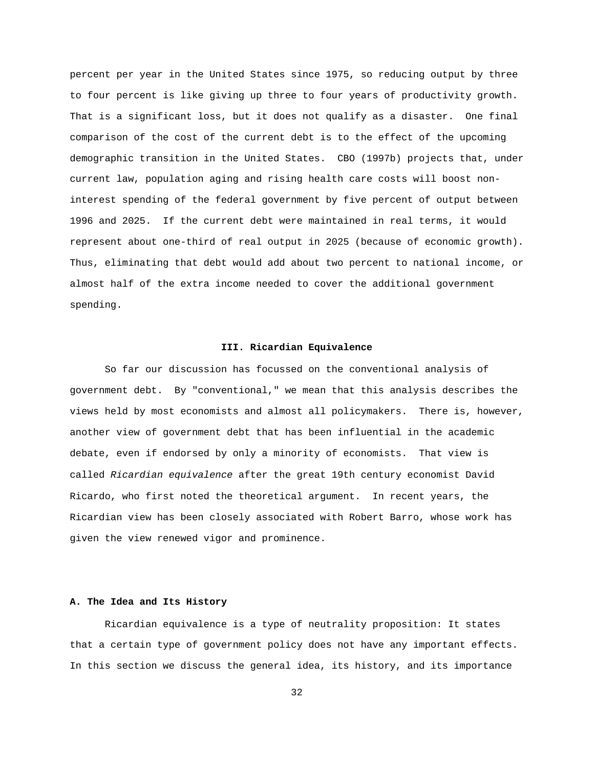percent per year in the United States since 1975, so reducing output by three to four percent is like giving up three to four years of productivity growth. That is a significant loss, but it does not qualify as a disaster. One final comparison of the cost of the current debt is to the effect of the upcoming demographic transition in the United States. CBO (1997b) projects that, under current law, population aging and rising health care costs will boost non-interest spending of the federal government by five percent of output between 1996 and 2025. If the current debt were maintained in real terms, it would represent about one-third of real output in 2025 (because of economic growth). Thus, eliminating that debt would add about two percent to national income, or almost half of the extra income needed to cover the additional government spending.

## III. Ricardian Equivalence

So far our discussion has focussed on the conventional analysis of government debt. By "conventional," we mean that this analysis describes the views held by most economists and almost all policymakers. There is, however, another view of government debt that has been influential in the academic debate, even if endorsed by only a minority of economists. That view is called *Ricardian equivalence* after the great 19th century economist David Ricardo, who first noted the theoretical argument. In recent years, the Ricardian view has been closely associated with Robert Barro, whose work has given the view renewed vigor and prominence.

### A. The Idea and Its History

Ricardian equivalence is a type of neutrality proposition: It states that a certain type of government policy does not have any important effects. In this section we discuss the general idea, its history, and its importance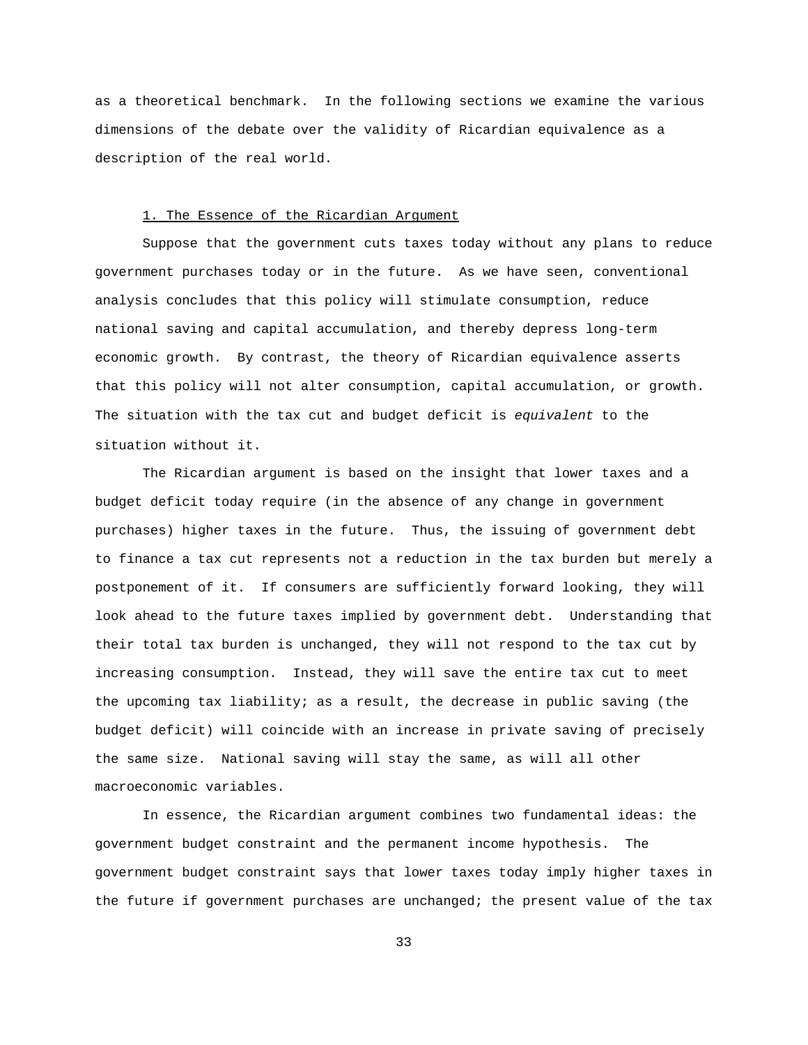as a theoretical benchmark. In the following sections we examine the various dimensions of the debate over the validity of Ricardian equivalence as a description of the real world.

### 1. The Essence of the Ricardian Argument

Suppose that the government cuts taxes today without any plans to reduce government purchases today or in the future. As we have seen, conventional analysis concludes that this policy will stimulate consumption, reduce national saving and capital accumulation, and thereby depress long-term economic growth. By contrast, the theory of Ricardian equivalence asserts that this policy will not alter consumption, capital accumulation, or growth. The situation with the tax cut and budget deficit is *equivalent* to the situation without it.

The Ricardian argument is based on the insight that lower taxes and a budget deficit today require (in the absence of any change in government purchases) higher taxes in the future. Thus, the issuing of government debt to finance a tax cut represents not a reduction in the tax burden but merely a postponement of it. If consumers are sufficiently forward looking, they will look ahead to the future taxes implied by government debt. Understanding that their total tax burden is unchanged, they will not respond to the tax cut by increasing consumption. Instead, they will save the entire tax cut to meet the upcoming tax liability; as a result, the decrease in public saving (the budget deficit) will coincide with an increase in private saving of precisely the same size. National saving will stay the same, as will all other macroeconomic variables.

In essence, the Ricardian argument combines two fundamental ideas: the government budget constraint and the permanent income hypothesis. The government budget constraint says that lower taxes today imply higher taxes in the future if government purchases are unchanged; the present value of the tax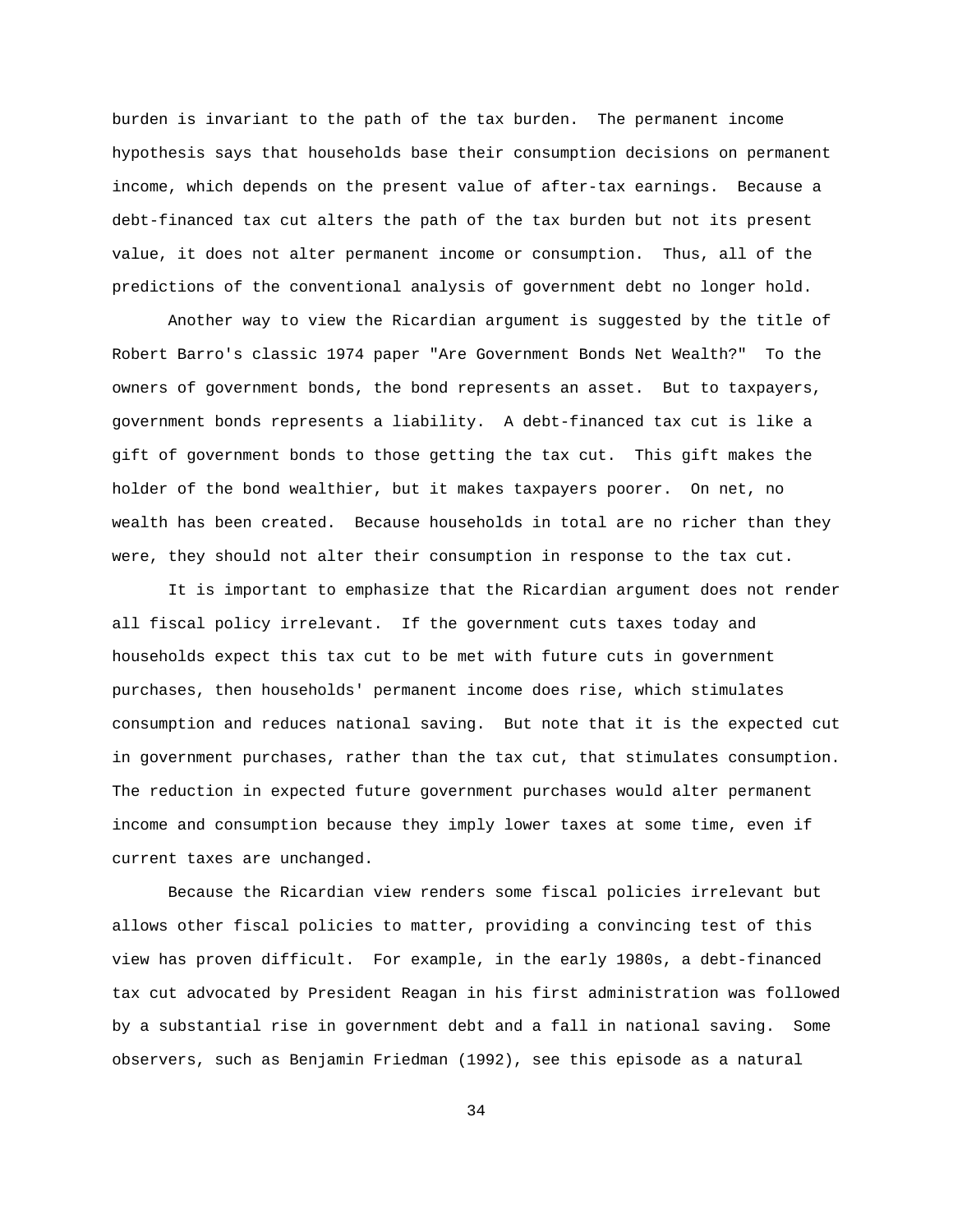burden is invariant to the path of the tax burden. The permanent income hypothesis says that households base their consumption decisions on permanent income, which depends on the present value of after-tax earnings. Because a debt-financed tax cut alters the path of the tax burden but not its present value, it does not alter permanent income or consumption. Thus, all of the predictions of the conventional analysis of government debt no longer hold.

Another way to view the Ricardian argument is suggested by the title of Robert Barro's classic 1974 paper "Are Government Bonds Net Wealth?" To the owners of government bonds, the bond represents an asset. But to taxpayers, government bonds represents a liability. A debt-financed tax cut is like a gift of government bonds to those getting the tax cut. This gift makes the holder of the bond wealthier, but it makes taxpayers poorer. On net, no wealth has been created. Because households in total are no richer than they were, they should not alter their consumption in response to the tax cut.

It is important to emphasize that the Ricardian argument does not render all fiscal policy irrelevant. If the government cuts taxes today and households expect this tax cut to be met with future cuts in government purchases, then households' permanent income does rise, which stimulates consumption and reduces national saving. But note that it is the expected cut in government purchases, rather than the tax cut, that stimulates consumption. The reduction in expected future government purchases would alter permanent income and consumption because they imply lower taxes at some time, even if current taxes are unchanged.

Because the Ricardian view renders some fiscal policies irrelevant but allows other fiscal policies to matter, providing a convincing test of this view has proven difficult. For example, in the early 1980s, a debt-financed tax cut advocated by President Reagan in his first administration was followed by a substantial rise in government debt and a fall in national saving. Some observers, such as Benjamin Friedman (1992), see this episode as a natural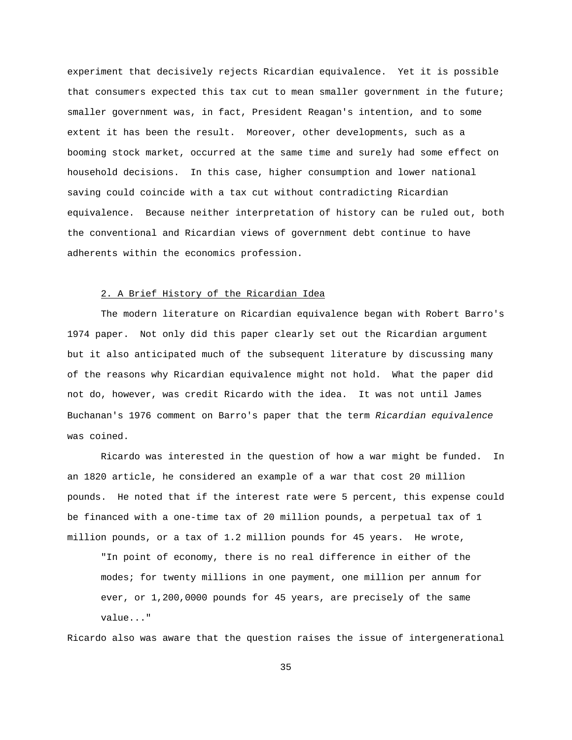experiment that decisively rejects Ricardian equivalence. Yet it is possible that consumers expected this tax cut to mean smaller government in the future; smaller government was, in fact, President Reagan's intention, and to some extent it has been the result. Moreover, other developments, such as a booming stock market, occurred at the same time and surely had some effect on household decisions. In this case, higher consumption and lower national saving could coincide with a tax cut without contradicting Ricardian equivalence. Because neither interpretation of history can be ruled out, both the conventional and Ricardian views of government debt continue to have adherents within the economics profession.

## 2. A Brief History of the Ricardian Idea

The modern literature on Ricardian equivalence began with Robert Barro's 1974 paper. Not only did this paper clearly set out the Ricardian argument but it also anticipated much of the subsequent literature by discussing many of the reasons why Ricardian equivalence might not hold. What the paper did not do, however, was credit Ricardo with the idea. It was not until James Buchanan's 1976 comment on Barro's paper that the term *Ricardian equivalence* was coined.

Ricardo was interested in the question of how a war might be funded. In an 1820 article, he considered an example of a war that cost 20 million pounds. He noted that if the interest rate were 5 percent, this expense could be financed with a one-time tax of 20 million pounds, a perpetual tax of 1 million pounds, or a tax of 1.2 million pounds for 45 years. He wrote,

> "In point of economy, there is no real difference in either of the modes; for twenty millions in one payment, one million per annum for ever, or 1,200,0000 pounds for 45 years, are precisely of the same value..."

Ricardo also was aware that the question raises the issue of intergenerational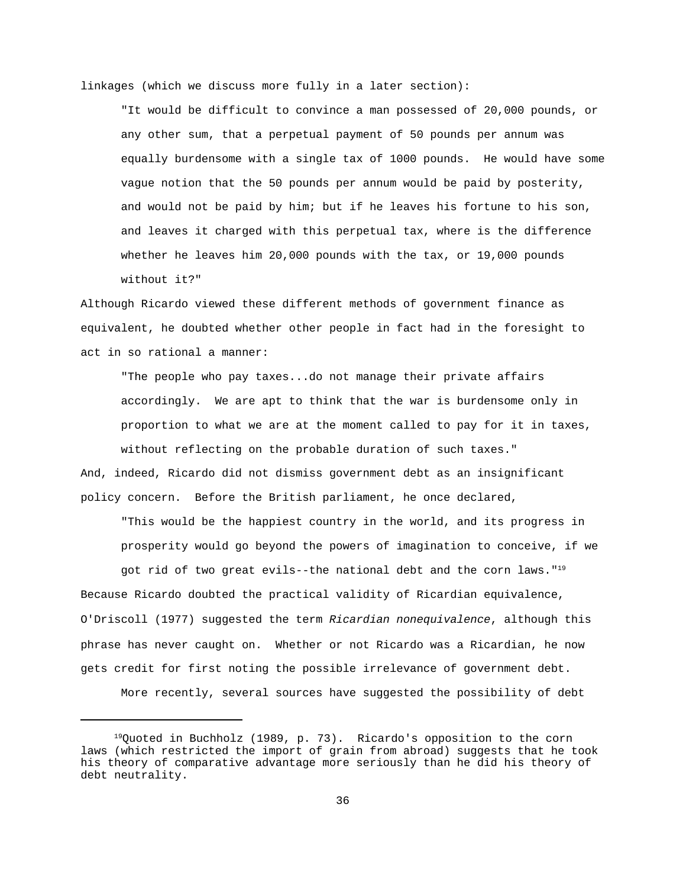linkages (which we discuss more fully in a later section):

> "It would be difficult to convince a man possessed of 20,000 pounds, or any other sum, that a perpetual payment of 50 pounds per annum was equally burdensome with a single tax of 1000 pounds. He would have some vague notion that the 50 pounds per annum would be paid by posterity, and would not be paid by him; but if he leaves his fortune to his son, and leaves it charged with this perpetual tax, where is the difference whether he leaves him 20,000 pounds with the tax, or 19,000 pounds without it?"

Although Ricardo viewed these different methods of government finance as equivalent, he doubted whether other people in fact had in the foresight to act in so rational a manner:

> "The people who pay taxes...do not manage their private affairs accordingly. We are apt to think that the war is burdensome only in proportion to what we are at the moment called to pay for it in taxes, without reflecting on the probable duration of such taxes."

And, indeed, Ricardo did not dismiss government debt as an insignificant policy concern. Before the British parliament, he once declared,

> "This would be the happiest country in the world, and its progress in prosperity would go beyond the powers of imagination to conceive, if we got rid of two great evils--the national debt and the corn laws."[19]

Because Ricardo doubted the practical validity of Ricardian equivalence, O'Driscoll (1977) suggested the term *Ricardian nonequivalence*, although this phrase has never caught on. Whether or not Ricardo was a Ricardian, he now gets credit for first noting the possible irrelevance of government debt.

More recently, several sources have suggested the possibility of debt

---

[19] Quoted in Buchholz (1989, p. 73). Ricardo's opposition to the corn laws (which restricted the import of grain from abroad) suggests that he took his theory of comparative advantage more seriously than he did his theory of debt neutrality.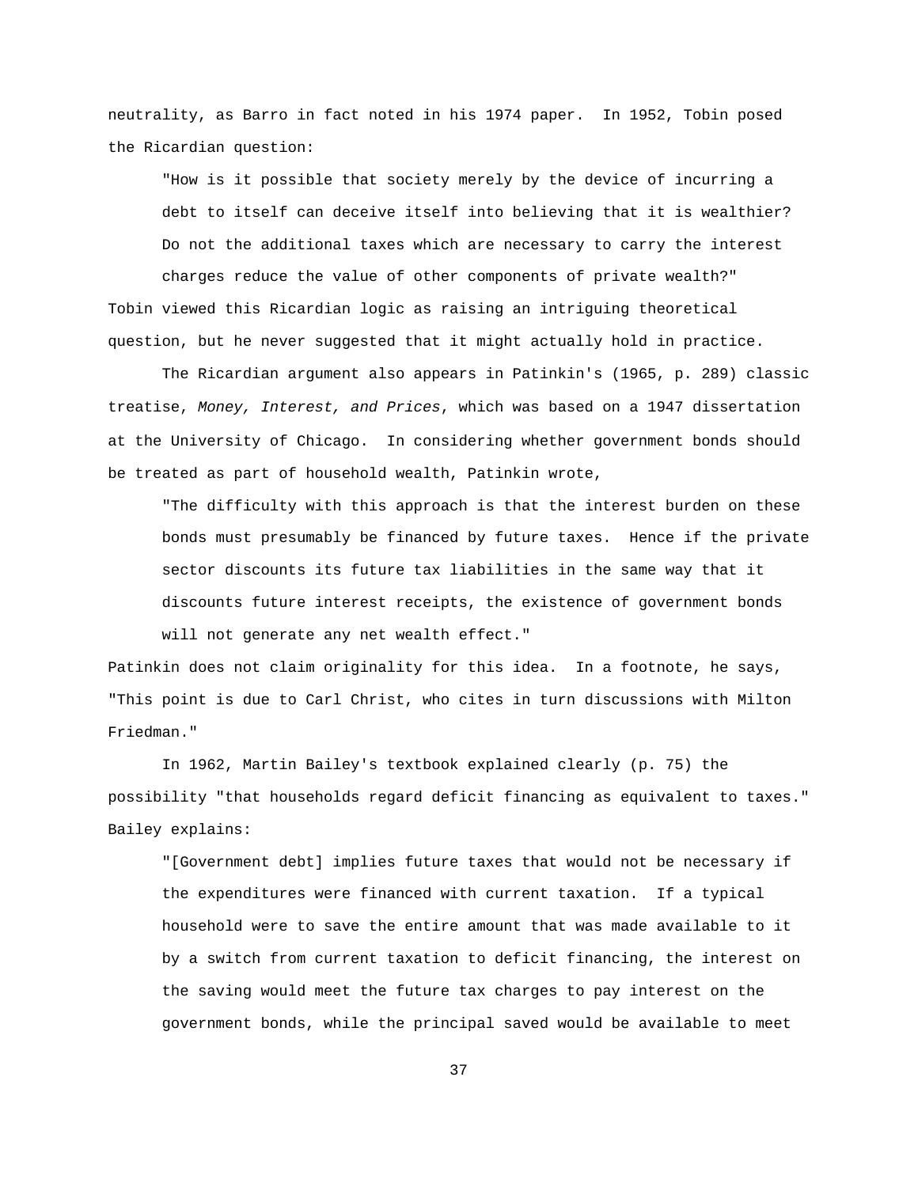neutrality, as Barro in fact noted in his 1974 paper. In 1952, Tobin posed the Ricardian question:

> "How is it possible that society merely by the device of incurring a debt to itself can deceive itself into believing that it is wealthier? Do not the additional taxes which are necessary to carry the interest charges reduce the value of other components of private wealth?"

Tobin viewed this Ricardian logic as raising an intriguing theoretical question, but he never suggested that it might actually hold in practice.

The Ricardian argument also appears in Patinkin's (1965, p. 289) classic treatise, *Money, Interest, and Prices*, which was based on a 1947 dissertation at the University of Chicago. In considering whether government bonds should be treated as part of household wealth, Patinkin wrote,

> "The difficulty with this approach is that the interest burden on these bonds must presumably be financed by future taxes. Hence if the private sector discounts its future tax liabilities in the same way that it discounts future interest receipts, the existence of government bonds will not generate any net wealth effect."

Patinkin does not claim originality for this idea. In a footnote, he says, "This point is due to Carl Christ, who cites in turn discussions with Milton Friedman."

In 1962, Martin Bailey's textbook explained clearly (p. 75) the possibility "that households regard deficit financing as equivalent to taxes." Bailey explains:

> "[Government debt] implies future taxes that would not be necessary if the expenditures were financed with current taxation. If a typical household were to save the entire amount that was made available to it by a switch from current taxation to deficit financing, the interest on the saving would meet the future tax charges to pay interest on the government bonds, while the principal saved would be available to meet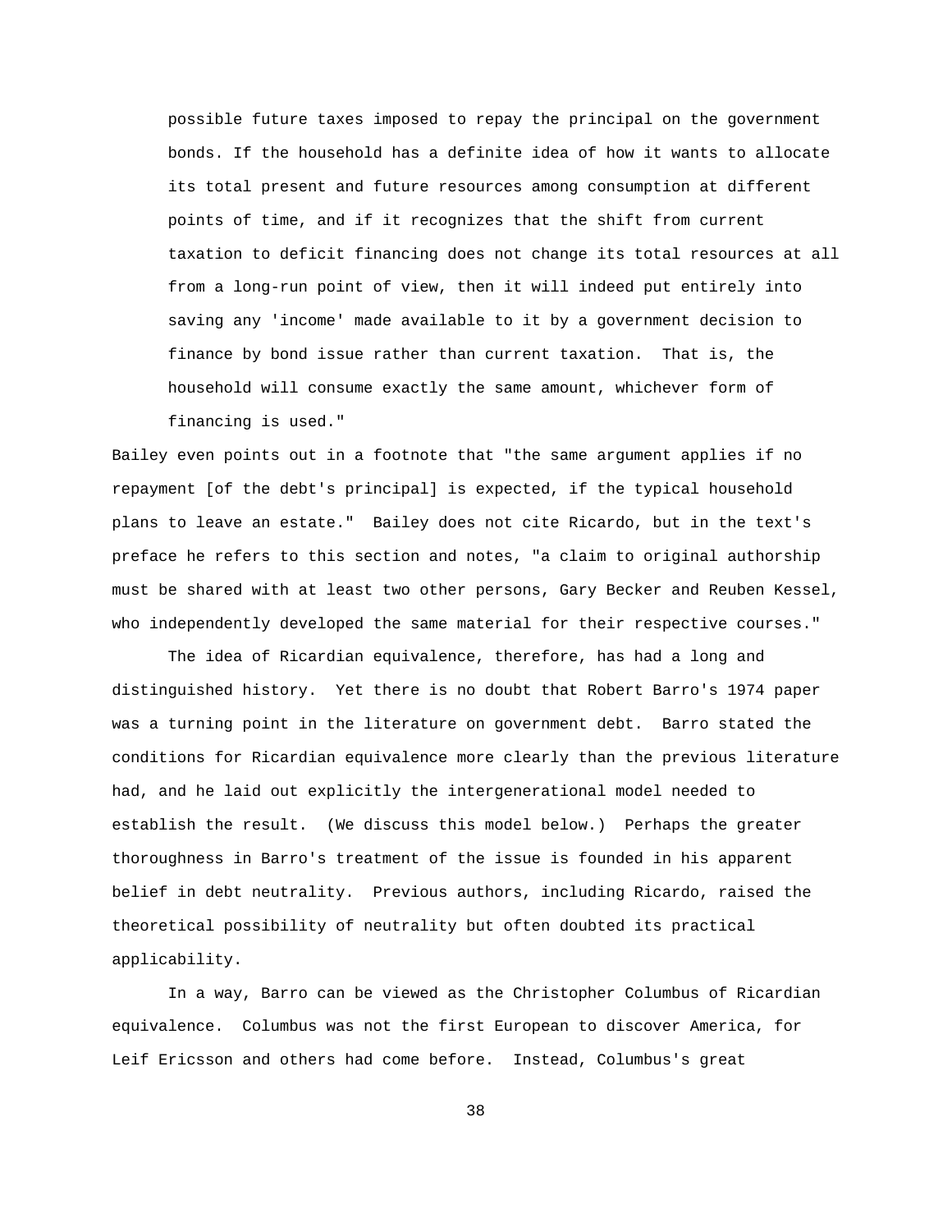> possible future taxes imposed to repay the principal on the government bonds. If the household has a definite idea of how it wants to allocate its total present and future resources among consumption at different points of time, and if it recognizes that the shift from current taxation to deficit financing does not change its total resources at all from a long-run point of view, then it will indeed put entirely into saving any 'income' made available to it by a government decision to finance by bond issue rather than current taxation. That is, the household will consume exactly the same amount, whichever form of financing is used."

Bailey even points out in a footnote that "the same argument applies if no repayment [of the debt's principal] is expected, if the typical household plans to leave an estate." Bailey does not cite Ricardo, but in the text's preface he refers to this section and notes, "a claim to original authorship must be shared with at least two other persons, Gary Becker and Reuben Kessel, who independently developed the same material for their respective courses."

The idea of Ricardian equivalence, therefore, has had a long and distinguished history. Yet there is no doubt that Robert Barro's 1974 paper was a turning point in the literature on government debt. Barro stated the conditions for Ricardian equivalence more clearly than the previous literature had, and he laid out explicitly the intergenerational model needed to establish the result. (We discuss this model below.) Perhaps the greater thoroughness in Barro's treatment of the issue is founded in his apparent belief in debt neutrality. Previous authors, including Ricardo, raised the theoretical possibility of neutrality but often doubted its practical applicability.

In a way, Barro can be viewed as the Christopher Columbus of Ricardian equivalence. Columbus was not the first European to discover America, for Leif Ericsson and others had come before. Instead, Columbus's great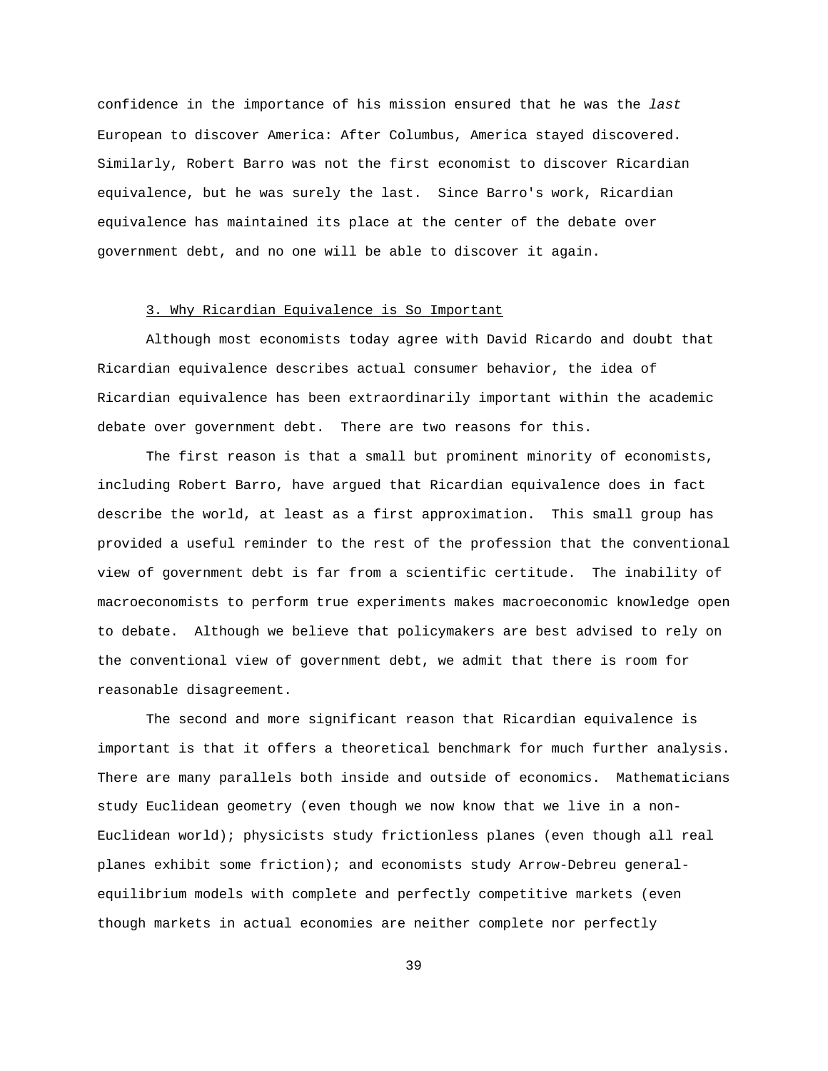confidence in the importance of his mission ensured that he was the *last* European to discover America: After Columbus, America stayed discovered. Similarly, Robert Barro was not the first economist to discover Ricardian equivalence, but he was surely the last. Since Barro's work, Ricardian equivalence has maintained its place at the center of the debate over government debt, and no one will be able to discover it again.

### 3. Why Ricardian Equivalence is So Important

Although most economists today agree with David Ricardo and doubt that Ricardian equivalence describes actual consumer behavior, the idea of Ricardian equivalence has been extraordinarily important within the academic debate over government debt. There are two reasons for this.

The first reason is that a small but prominent minority of economists, including Robert Barro, have argued that Ricardian equivalence does in fact describe the world, at least as a first approximation. This small group has provided a useful reminder to the rest of the profession that the conventional view of government debt is far from a scientific certitude. The inability of macroeconomists to perform true experiments makes macroeconomic knowledge open to debate. Although we believe that policymakers are best advised to rely on the conventional view of government debt, we admit that there is room for reasonable disagreement.

The second and more significant reason that Ricardian equivalence is important is that it offers a theoretical benchmark for much further analysis. There are many parallels both inside and outside of economics. Mathematicians study Euclidean geometry (even though we now know that we live in a non-Euclidean world); physicists study frictionless planes (even though all real planes exhibit some friction); and economists study Arrow-Debreu general-equilibrium models with complete and perfectly competitive markets (even though markets in actual economies are neither complete nor perfectly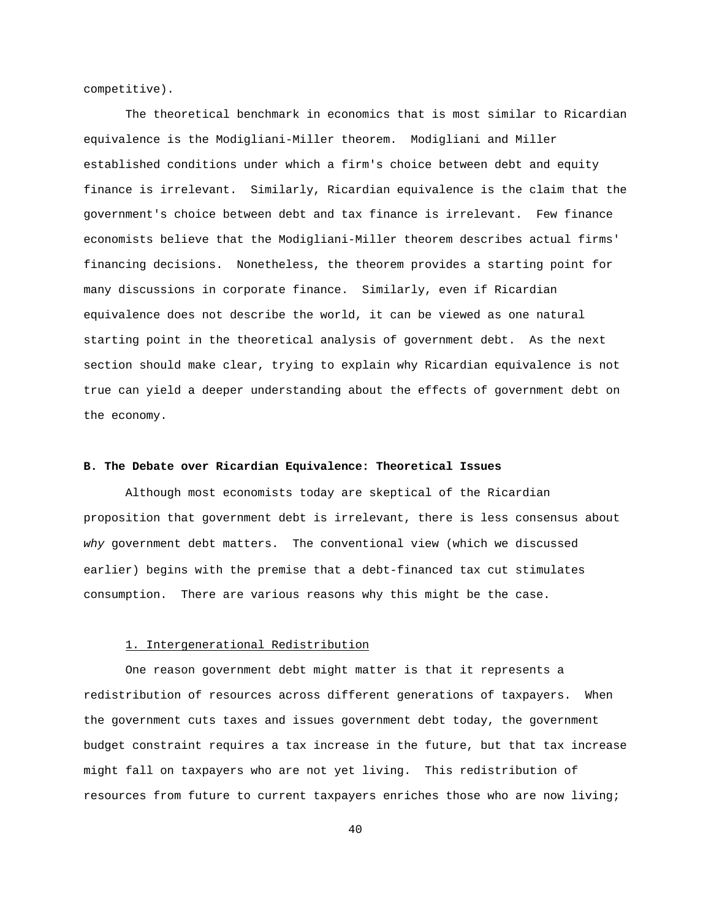competitive).

The theoretical benchmark in economics that is most similar to Ricardian equivalence is the Modigliani-Miller theorem. Modigliani and Miller established conditions under which a firm's choice between debt and equity finance is irrelevant. Similarly, Ricardian equivalence is the claim that the government's choice between debt and tax finance is irrelevant. Few finance economists believe that the Modigliani-Miller theorem describes actual firms' financing decisions. Nonetheless, the theorem provides a starting point for many discussions in corporate finance. Similarly, even if Ricardian equivalence does not describe the world, it can be viewed as one natural starting point in the theoretical analysis of government debt. As the next section should make clear, trying to explain why Ricardian equivalence is not true can yield a deeper understanding about the effects of government debt on the economy.

### B. The Debate over Ricardian Equivalence: Theoretical Issues

Although most economists today are skeptical of the Ricardian proposition that government debt is irrelevant, there is less consensus about *why* government debt matters. The conventional view (which we discussed earlier) begins with the premise that a debt-financed tax cut stimulates consumption. There are various reasons why this might be the case.

#### 1. Intergenerational Redistribution

One reason government debt might matter is that it represents a redistribution of resources across different generations of taxpayers. When the government cuts taxes and issues government debt today, the government budget constraint requires a tax increase in the future, but that tax increase might fall on taxpayers who are not yet living. This redistribution of resources from future to current taxpayers enriches those who are now living;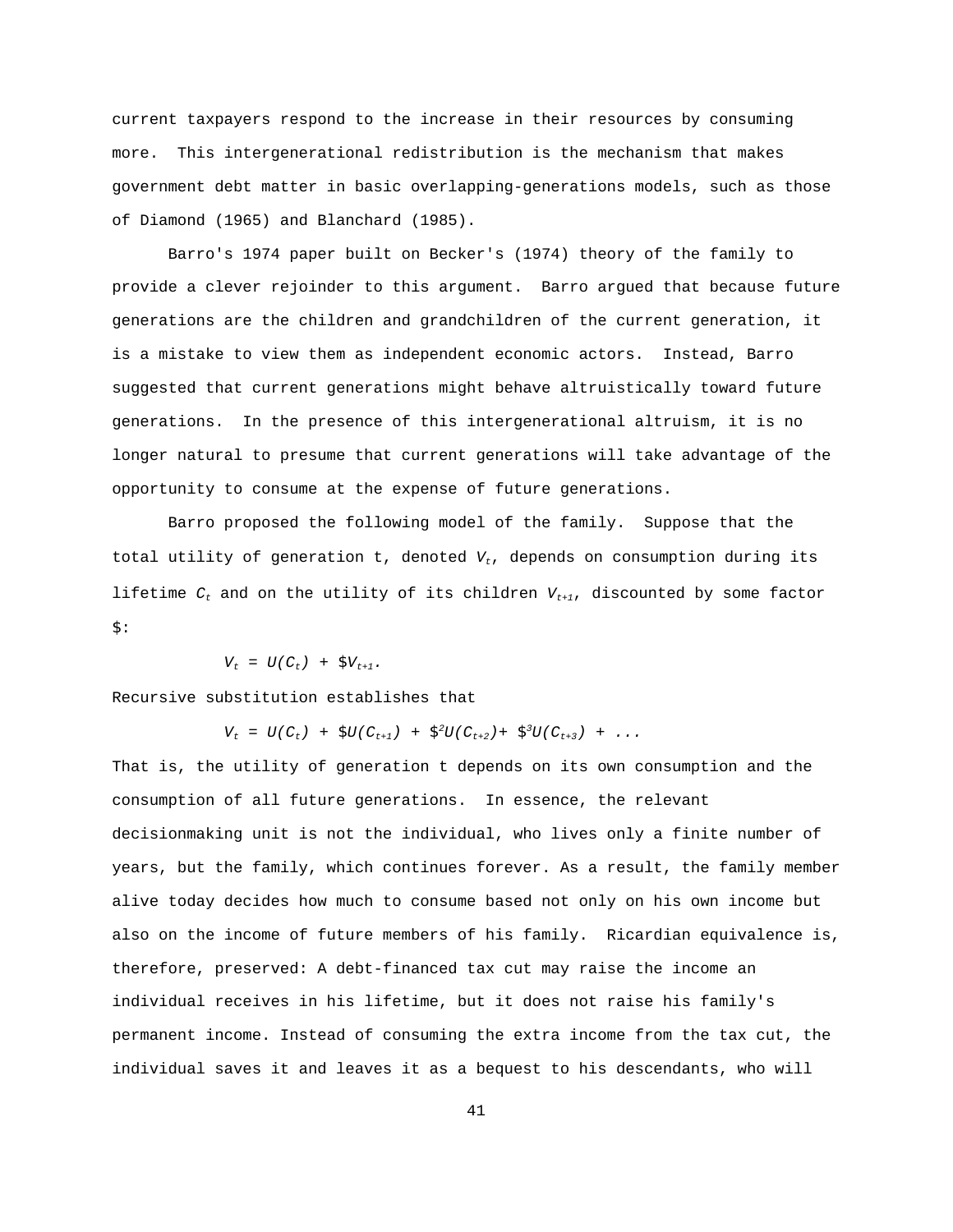current taxpayers respond to the increase in their resources by consuming more. This intergenerational redistribution is the mechanism that makes government debt matter in basic overlapping-generations models, such as those of Diamond (1965) and Blanchard (1985).

Barro's 1974 paper built on Becker's (1974) theory of the family to provide a clever rejoinder to this argument. Barro argued that because future generations are the children and grandchildren of the current generation, it is a mistake to view them as independent economic actors. Instead, Barro suggested that current generations might behave altruistically toward future generations. In the presence of this intergenerational altruism, it is no longer natural to presume that current generations will take advantage of the opportunity to consume at the expense of future generations.

Barro proposed the following model of the family. Suppose that the total utility of generation t, denoted $V_t$, depends on consumption during its lifetime $C_t$ and on the utility of its children $V_{t+1}$, discounted by some factor $\beta$:

$$V_t = U(C_t) + \beta V_{t+1}.$$

Recursive substitution establishes that

$$V_t = U(C_t) + \beta U(C_{t+1}) + \beta^2 U(C_{t+2}) + \beta^3 U(C_{t+3}) + \ldots$$

That is, the utility of generation t depends on its own consumption and the consumption of all future generations. In essence, the relevant decisionmaking unit is not the individual, who lives only a finite number of years, but the family, which continues forever. As a result, the family member alive today decides how much to consume based not only on his own income but also on the income of future members of his family. Ricardian equivalence is, therefore, preserved: A debt-financed tax cut may raise the income an individual receives in his lifetime, but it does not raise his family's permanent income. Instead of consuming the extra income from the tax cut, the individual saves it and leaves it as a bequest to his descendants, who will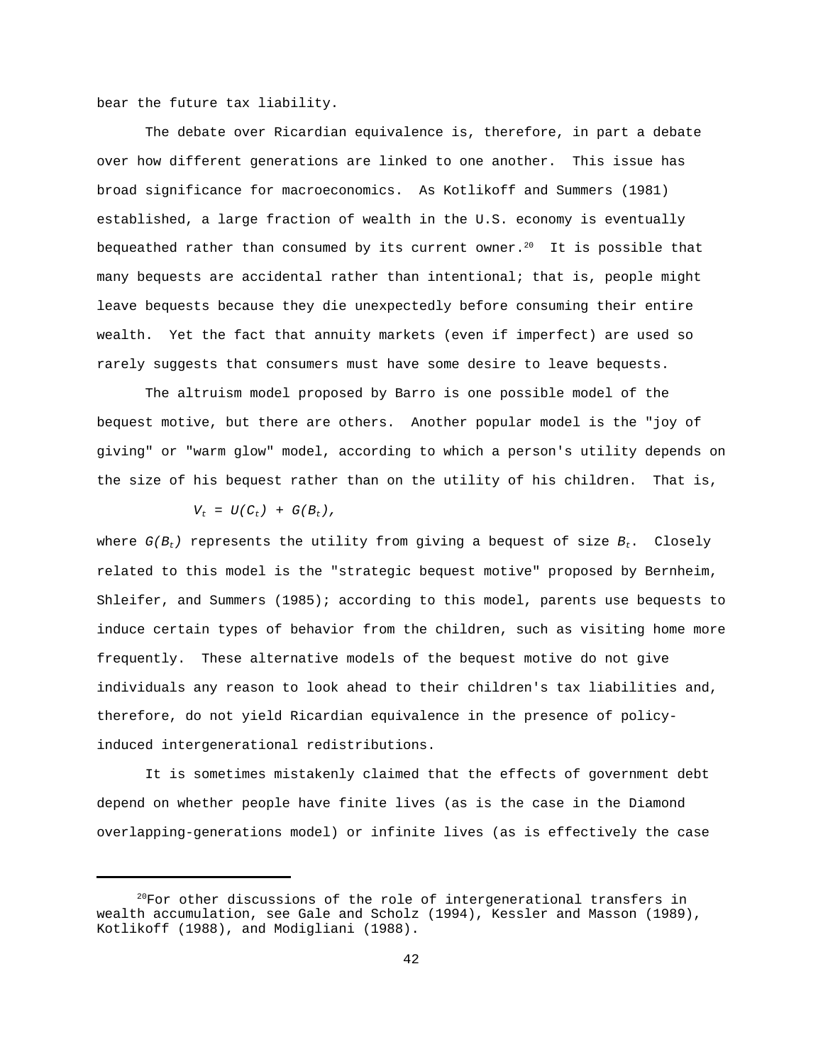bear the future tax liability.

The debate over Ricardian equivalence is, therefore, in part a debate over how different generations are linked to one another. This issue has broad significance for macroeconomics. As Kotlikoff and Summers (1981) established, a large fraction of wealth in the U.S. economy is eventually bequeathed rather than consumed by its current owner.[20] It is possible that many bequests are accidental rather than intentional; that is, people might leave bequests because they die unexpectedly before consuming their entire wealth. Yet the fact that annuity markets (even if imperfect) are used so rarely suggests that consumers must have some desire to leave bequests.

The altruism model proposed by Barro is one possible model of the bequest motive, but there are others. Another popular model is the "joy of giving" or "warm glow" model, according to which a person's utility depends on the size of his bequest rather than on the utility of his children. That is,

$$V_t = U(C_t) + G(B_t),$$

where $G(B_t)$ represents the utility from giving a bequest of size $B_t$. Closely related to this model is the "strategic bequest motive" proposed by Bernheim, Shleifer, and Summers (1985); according to this model, parents use bequests to induce certain types of behavior from the children, such as visiting home more frequently. These alternative models of the bequest motive do not give individuals any reason to look ahead to their children's tax liabilities and, therefore, do not yield Ricardian equivalence in the presence of policy-induced intergenerational redistributions.

It is sometimes mistakenly claimed that the effects of government debt depend on whether people have finite lives (as is the case in the Diamond overlapping-generations model) or infinite lives (as is effectively the case

---

[20] For other discussions of the role of intergenerational transfers in wealth accumulation, see Gale and Scholz (1994), Kessler and Masson (1989), Kotlikoff (1988), and Modigliani (1988).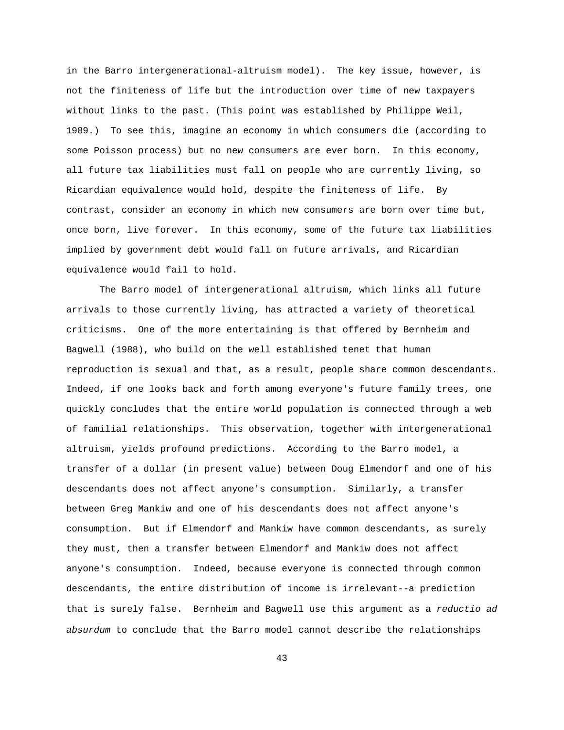in the Barro intergenerational-altruism model). The key issue, however, is not the finiteness of life but the introduction over time of new taxpayers without links to the past. (This point was established by Philippe Weil, 1989.) To see this, imagine an economy in which consumers die (according to some Poisson process) but no new consumers are ever born. In this economy, all future tax liabilities must fall on people who are currently living, so Ricardian equivalence would hold, despite the finiteness of life. By contrast, consider an economy in which new consumers are born over time but, once born, live forever. In this economy, some of the future tax liabilities implied by government debt would fall on future arrivals, and Ricardian equivalence would fail to hold.

The Barro model of intergenerational altruism, which links all future arrivals to those currently living, has attracted a variety of theoretical criticisms. One of the more entertaining is that offered by Bernheim and Bagwell (1988), who build on the well established tenet that human reproduction is sexual and that, as a result, people share common descendants. Indeed, if one looks back and forth among everyone's future family trees, one quickly concludes that the entire world population is connected through a web of familial relationships. This observation, together with intergenerational altruism, yields profound predictions. According to the Barro model, a transfer of a dollar (in present value) between Doug Elmendorf and one of his descendants does not affect anyone's consumption. Similarly, a transfer between Greg Mankiw and one of his descendants does not affect anyone's consumption. But if Elmendorf and Mankiw have common descendants, as surely they must, then a transfer between Elmendorf and Mankiw does not affect anyone's consumption. Indeed, because everyone is connected through common descendants, the entire distribution of income is irrelevant--a prediction that is surely false. Bernheim and Bagwell use this argument as a *reductio ad absurdum* to conclude that the Barro model cannot describe the relationships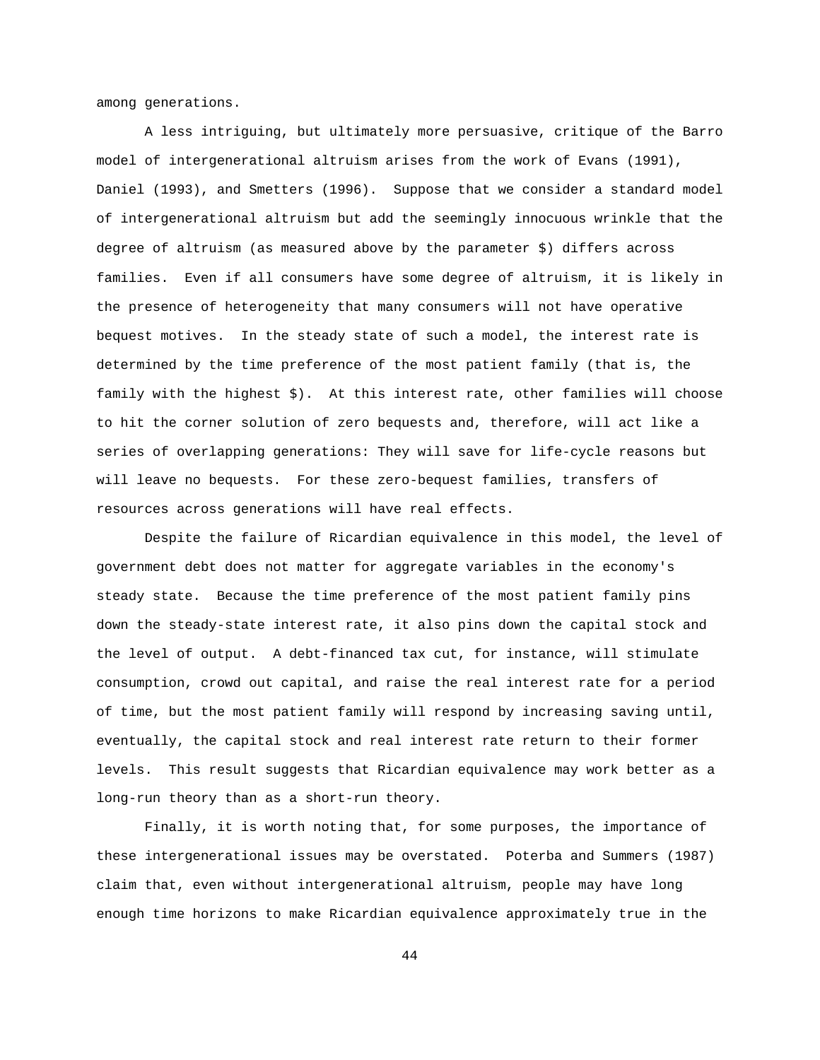among generations.

A less intriguing, but ultimately more persuasive, critique of the Barro model of intergenerational altruism arises from the work of Evans (1991), Daniel (1993), and Smetters (1996). Suppose that we consider a standard model of intergenerational altruism but add the seemingly innocuous wrinkle that the degree of altruism (as measured above by the parameter $) differs across families. Even if all consumers have some degree of altruism, it is likely in the presence of heterogeneity that many consumers will not have operative bequest motives. In the steady state of such a model, the interest rate is determined by the time preference of the most patient family (that is, the family with the highest $). At this interest rate, other families will choose to hit the corner solution of zero bequests and, therefore, will act like a series of overlapping generations: They will save for life-cycle reasons but will leave no bequests. For these zero-bequest families, transfers of resources across generations will have real effects.

Despite the failure of Ricardian equivalence in this model, the level of government debt does not matter for aggregate variables in the economy's steady state. Because the time preference of the most patient family pins down the steady-state interest rate, it also pins down the capital stock and the level of output. A debt-financed tax cut, for instance, will stimulate consumption, crowd out capital, and raise the real interest rate for a period of time, but the most patient family will respond by increasing saving until, eventually, the capital stock and real interest rate return to their former levels. This result suggests that Ricardian equivalence may work better as a long-run theory than as a short-run theory.

Finally, it is worth noting that, for some purposes, the importance of these intergenerational issues may be overstated. Poterba and Summers (1987) claim that, even without intergenerational altruism, people may have long enough time horizons to make Ricardian equivalence approximately true in the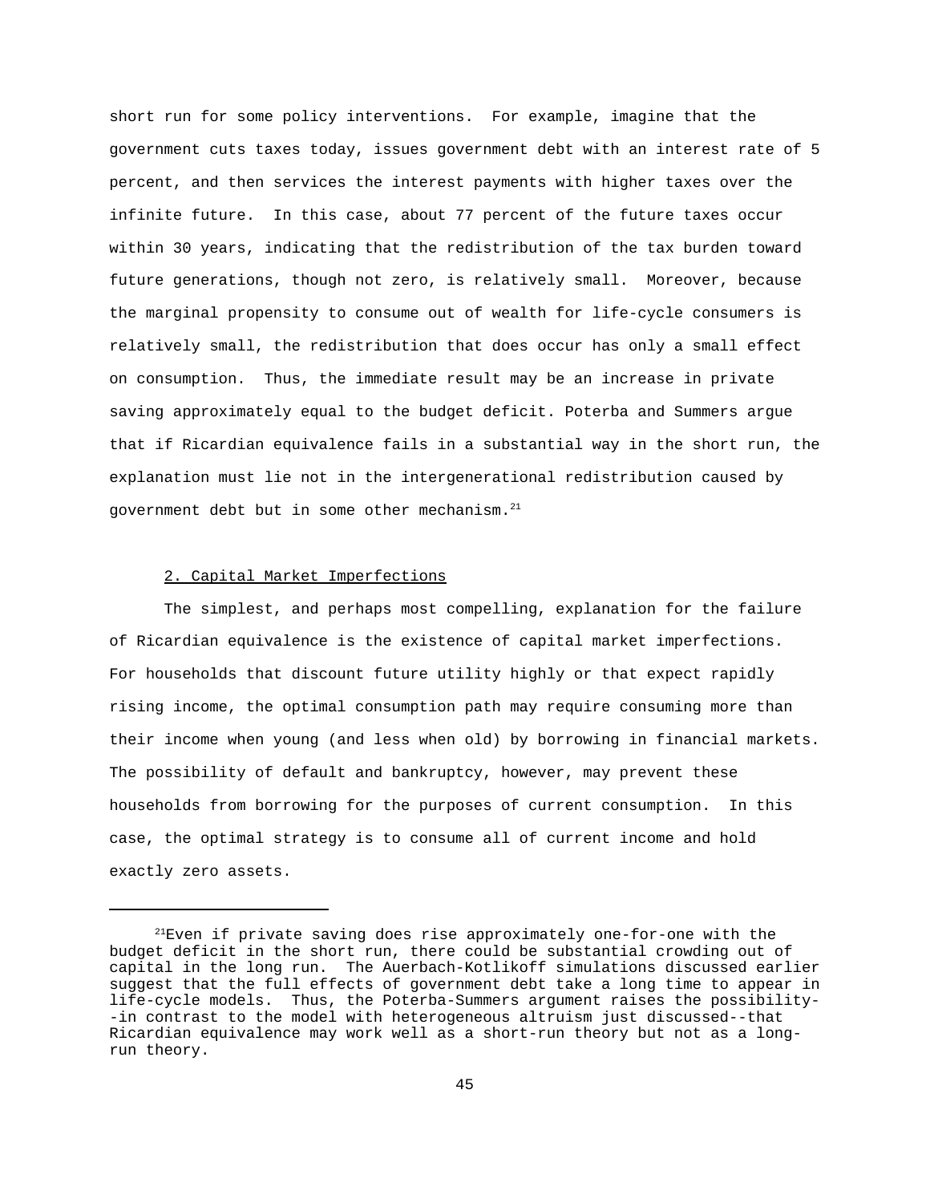short run for some policy interventions. For example, imagine that the government cuts taxes today, issues government debt with an interest rate of 5 percent, and then services the interest payments with higher taxes over the infinite future. In this case, about 77 percent of the future taxes occur within 30 years, indicating that the redistribution of the tax burden toward future generations, though not zero, is relatively small. Moreover, because the marginal propensity to consume out of wealth for life-cycle consumers is relatively small, the redistribution that does occur has only a small effect on consumption. Thus, the immediate result may be an increase in private saving approximately equal to the budget deficit. Poterba and Summers argue that if Ricardian equivalence fails in a substantial way in the short run, the explanation must lie not in the intergenerational redistribution caused by government debt but in some other mechanism.[21]

### 2. Capital Market Imperfections

The simplest, and perhaps most compelling, explanation for the failure of Ricardian equivalence is the existence of capital market imperfections. For households that discount future utility highly or that expect rapidly rising income, the optimal consumption path may require consuming more than their income when young (and less when old) by borrowing in financial markets. The possibility of default and bankruptcy, however, may prevent these households from borrowing for the purposes of current consumption. In this case, the optimal strategy is to consume all of current income and hold exactly zero assets.

---

[21] Even if private saving does rise approximately one-for-one with the budget deficit in the short run, there could be substantial crowding out of capital in the long run. The Auerbach-Kotlikoff simulations discussed earlier suggest that the full effects of government debt take a long time to appear in life-cycle models. Thus, the Poterba-Summers argument raises the possibility--in contrast to the model with heterogeneous altruism just discussed--that Ricardian equivalence may work well as a short-run theory but not as a long-run theory.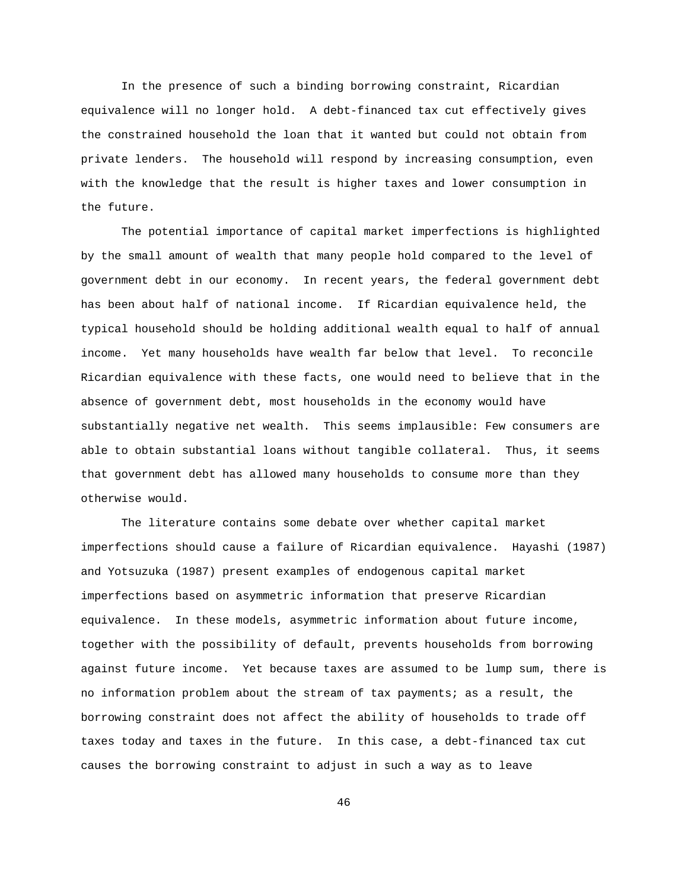In the presence of such a binding borrowing constraint, Ricardian equivalence will no longer hold. A debt-financed tax cut effectively gives the constrained household the loan that it wanted but could not obtain from private lenders. The household will respond by increasing consumption, even with the knowledge that the result is higher taxes and lower consumption in the future.

The potential importance of capital market imperfections is highlighted by the small amount of wealth that many people hold compared to the level of government debt in our economy. In recent years, the federal government debt has been about half of national income. If Ricardian equivalence held, the typical household should be holding additional wealth equal to half of annual income. Yet many households have wealth far below that level. To reconcile Ricardian equivalence with these facts, one would need to believe that in the absence of government debt, most households in the economy would have substantially negative net wealth. This seems implausible: Few consumers are able to obtain substantial loans without tangible collateral. Thus, it seems that government debt has allowed many households to consume more than they otherwise would.

The literature contains some debate over whether capital market imperfections should cause a failure of Ricardian equivalence. Hayashi (1987) and Yotsuzuka (1987) present examples of endogenous capital market imperfections based on asymmetric information that preserve Ricardian equivalence. In these models, asymmetric information about future income, together with the possibility of default, prevents households from borrowing against future income. Yet because taxes are assumed to be lump sum, there is no information problem about the stream of tax payments; as a result, the borrowing constraint does not affect the ability of households to trade off taxes today and taxes in the future. In this case, a debt-financed tax cut causes the borrowing constraint to adjust in such a way as to leave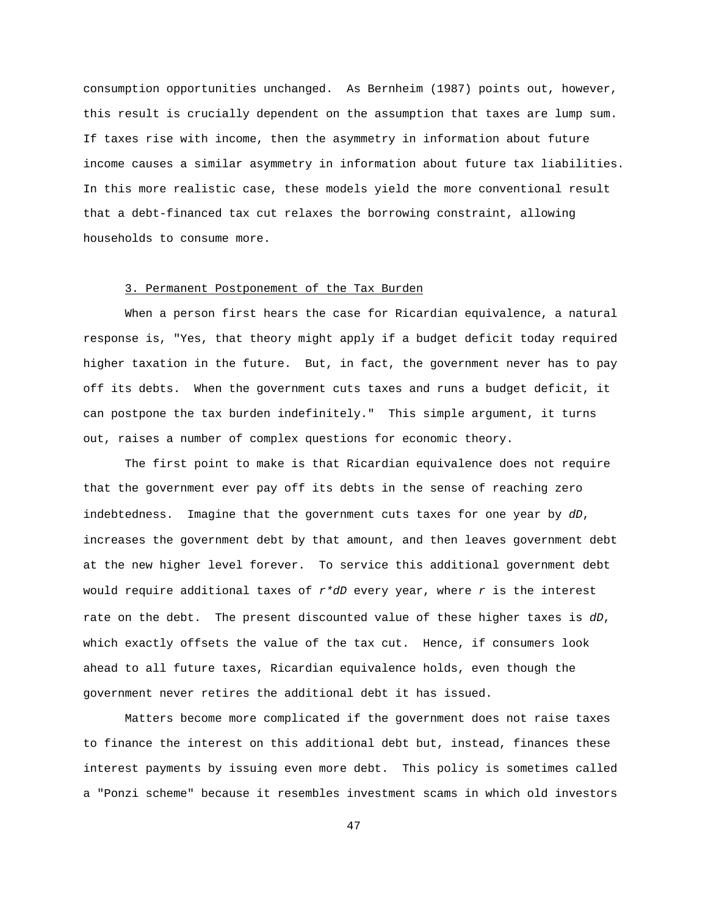consumption opportunities unchanged. As Bernheim (1987) points out, however, this result is crucially dependent on the assumption that taxes are lump sum. If taxes rise with income, then the asymmetry in information about future income causes a similar asymmetry in information about future tax liabilities. In this more realistic case, these models yield the more conventional result that a debt-financed tax cut relaxes the borrowing constraint, allowing households to consume more.

### 3. Permanent Postponement of the Tax Burden

When a person first hears the case for Ricardian equivalence, a natural response is, "Yes, that theory might apply if a budget deficit today required higher taxation in the future. But, in fact, the government never has to pay off its debts. When the government cuts taxes and runs a budget deficit, it can postpone the tax burden indefinitely." This simple argument, it turns out, raises a number of complex questions for economic theory.

The first point to make is that Ricardian equivalence does not require that the government ever pay off its debts in the sense of reaching zero indebtedness. Imagine that the government cuts taxes for one year by $dD$, increases the government debt by that amount, and then leaves government debt at the new higher level forever. To service this additional government debt would require additional taxes of $r*dD$ every year, where $r$ is the interest rate on the debt. The present discounted value of these higher taxes is $dD$, which exactly offsets the value of the tax cut. Hence, if consumers look ahead to all future taxes, Ricardian equivalence holds, even though the government never retires the additional debt it has issued.

Matters become more complicated if the government does not raise taxes to finance the interest on this additional debt but, instead, finances these interest payments by issuing even more debt. This policy is sometimes called a "Ponzi scheme" because it resembles investment scams in which old investors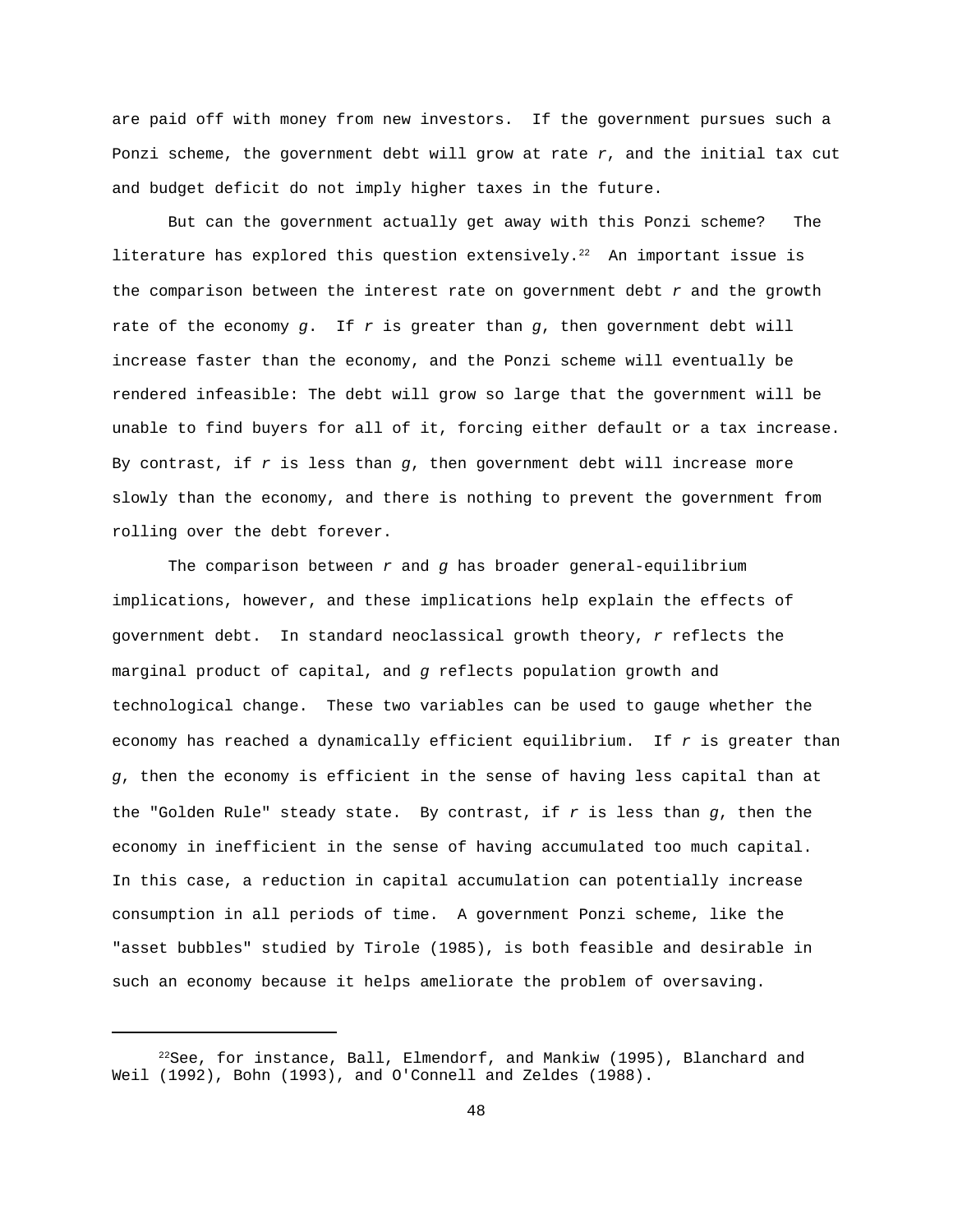are paid off with money from new investors. If the government pursues such a Ponzi scheme, the government debt will grow at rate $r$, and the initial tax cut and budget deficit do not imply higher taxes in the future.

But can the government actually get away with this Ponzi scheme? The literature has explored this question extensively.[22] An important issue is the comparison between the interest rate on government debt $r$ and the growth rate of the economy $g$. If $r$ is greater than $g$, then government debt will increase faster than the economy, and the Ponzi scheme will eventually be rendered infeasible: The debt will grow so large that the government will be unable to find buyers for all of it, forcing either default or a tax increase. By contrast, if $r$ is less than $g$, then government debt will increase more slowly than the economy, and there is nothing to prevent the government from rolling over the debt forever.

The comparison between $r$ and $g$ has broader general-equilibrium implications, however, and these implications help explain the effects of government debt. In standard neoclassical growth theory, $r$ reflects the marginal product of capital, and $g$ reflects population growth and technological change. These two variables can be used to gauge whether the economy has reached a dynamically efficient equilibrium. If $r$ is greater than $g$, then the economy is efficient in the sense of having less capital than at the "Golden Rule" steady state. By contrast, if $r$ is less than $g$, then the economy in inefficient in the sense of having accumulated too much capital. In this case, a reduction in capital accumulation can potentially increase consumption in all periods of time. A government Ponzi scheme, like the "asset bubbles" studied by Tirole (1985), is both feasible and desirable in such an economy because it helps ameliorate the problem of oversaving.

---

[22] See, for instance, Ball, Elmendorf, and Mankiw (1995), Blanchard and Weil (1992), Bohn (1993), and O'Connell and Zeldes (1988).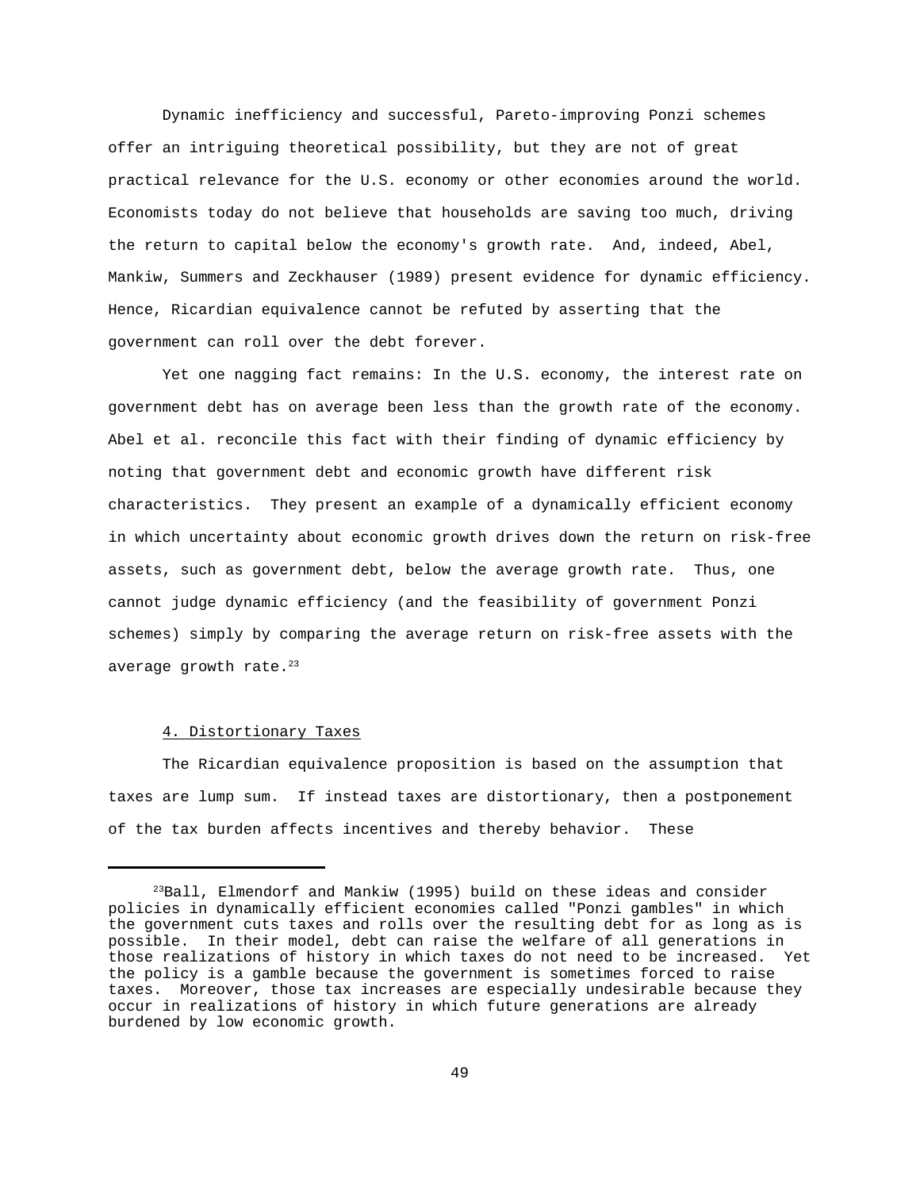Dynamic inefficiency and successful, Pareto-improving Ponzi schemes offer an intriguing theoretical possibility, but they are not of great practical relevance for the U.S. economy or other economies around the world. Economists today do not believe that households are saving too much, driving the return to capital below the economy's growth rate. And, indeed, Abel, Mankiw, Summers and Zeckhauser (1989) present evidence for dynamic efficiency. Hence, Ricardian equivalence cannot be refuted by asserting that the government can roll over the debt forever.

Yet one nagging fact remains: In the U.S. economy, the interest rate on government debt has on average been less than the growth rate of the economy. Abel et al. reconcile this fact with their finding of dynamic efficiency by noting that government debt and economic growth have different risk characteristics. They present an example of a dynamically efficient economy in which uncertainty about economic growth drives down the return on risk-free assets, such as government debt, below the average growth rate. Thus, one cannot judge dynamic efficiency (and the feasibility of government Ponzi schemes) simply by comparing the average return on risk-free assets with the average growth rate.[23]

## 4. Distortionary Taxes

The Ricardian equivalence proposition is based on the assumption that taxes are lump sum. If instead taxes are distortionary, then a postponement of the tax burden affects incentives and thereby behavior. These

---

[23]Ball, Elmendorf and Mankiw (1995) build on these ideas and consider policies in dynamically efficient economies called "Ponzi gambles" in which the government cuts taxes and rolls over the resulting debt for as long as is possible. In their model, debt can raise the welfare of all generations in those realizations of history in which taxes do not need to be increased. Yet the policy is a gamble because the government is sometimes forced to raise taxes. Moreover, those tax increases are especially undesirable because they occur in realizations of history in which future generations are already burdened by low economic growth.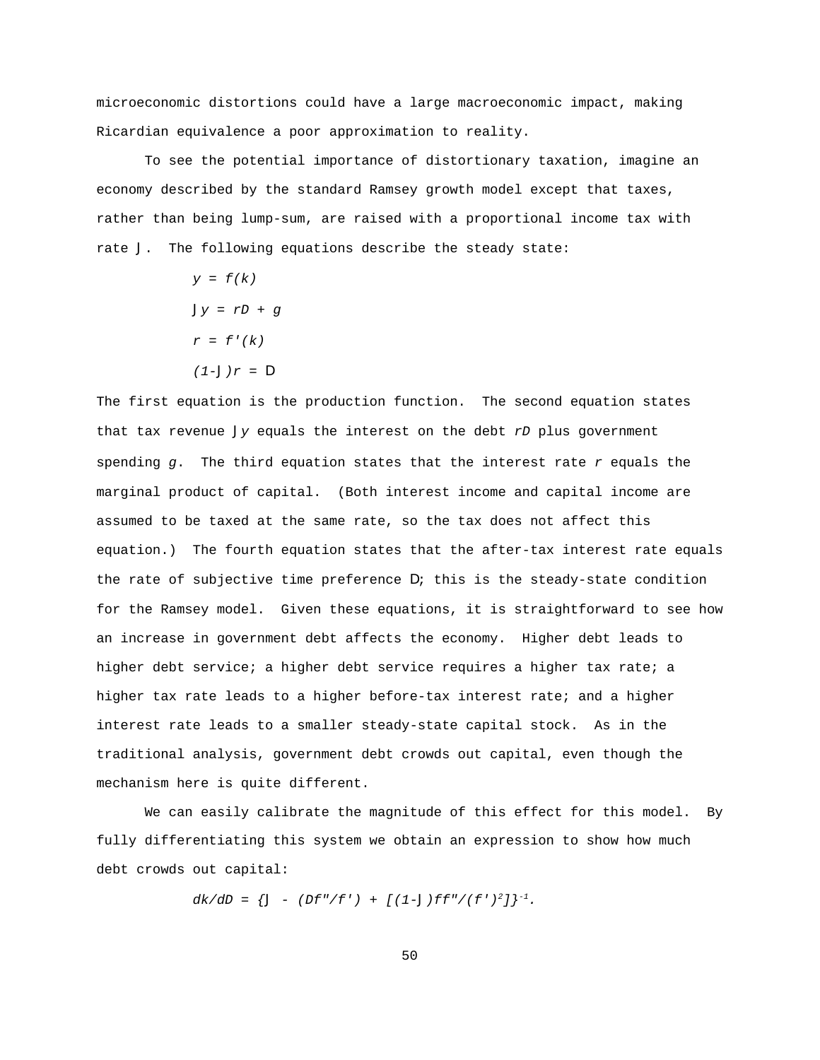microeconomic distortions could have a large macroeconomic impact, making Ricardian equivalence a poor approximation to reality.

To see the potential importance of distortionary taxation, imagine an economy described by the standard Ramsey growth model except that taxes, rather than being lump-sum, are raised with a proportional income tax with rate $\tau$. The following equations describe the steady state:

$$y = f(k)$$

$$\tau y = rD + g$$

$$r = f'(k)$$

$$(1-\tau)r = \rho$$

The first equation is the production function. The second equation states that tax revenue $\tau y$ equals the interest on the debt $rD$ plus government spending $g$. The third equation states that the interest rate $r$ equals the marginal product of capital. (Both interest income and capital income are assumed to be taxed at the same rate, so the tax does not affect this equation.) The fourth equation states that the after-tax interest rate equals the rate of subjective time preference $\rho$; this is the steady-state condition for the Ramsey model. Given these equations, it is straightforward to see how an increase in government debt affects the economy. Higher debt leads to higher debt service; a higher debt service requires a higher tax rate; a higher tax rate leads to a higher before-tax interest rate; and a higher interest rate leads to a smaller steady-state capital stock. As in the traditional analysis, government debt crowds out capital, even though the mechanism here is quite different.

We can easily calibrate the magnitude of this effect for this model. By fully differentiating this system we obtain an expression to show how much debt crowds out capital:

$$dk/dD = \{\tau - (Df''/f') + [(1-\tau)ff''/(f')^2]\}^{-1}.$$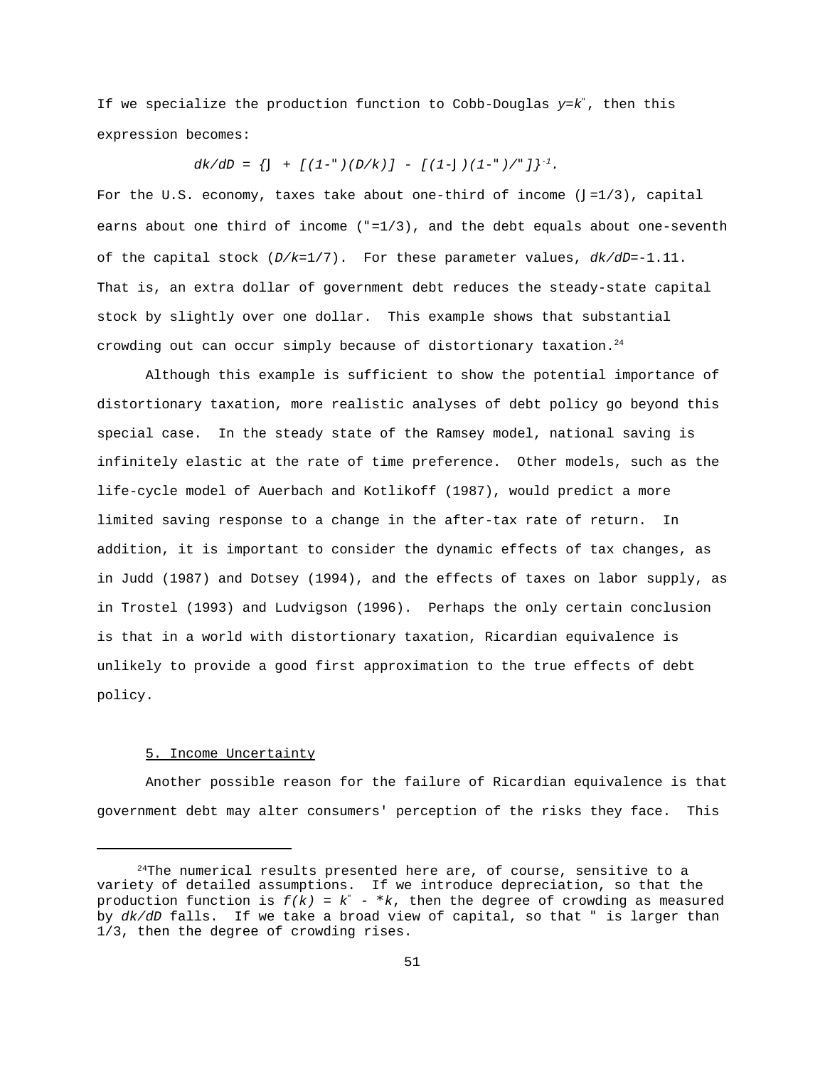If we specialize the production function to Cobb-Douglas $y=k^{\alpha}$, then this expression becomes:

$$dk/dD = \{\tau + [(1-\alpha)(D/k)] - [(1-\tau)(1-\alpha)/\alpha]\}^{-1}.$$

For the U.S. economy, taxes take about one-third of income ($\tau=1/3$), capital earns about one third of income ($\alpha=1/3$), and the debt equals about one-seventh of the capital stock ($D/k=1/7$). For these parameter values, $dk/dD=-1.11$. That is, an extra dollar of government debt reduces the steady-state capital stock by slightly over one dollar. This example shows that substantial crowding out can occur simply because of distortionary taxation.[24]

Although this example is sufficient to show the potential importance of distortionary taxation, more realistic analyses of debt policy go beyond this special case. In the steady state of the Ramsey model, national saving is infinitely elastic at the rate of time preference. Other models, such as the life-cycle model of Auerbach and Kotlikoff (1987), would predict a more limited saving response to a change in the after-tax rate of return. In addition, it is important to consider the dynamic effects of tax changes, as in Judd (1987) and Dotsey (1994), and the effects of taxes on labor supply, as in Trostel (1993) and Ludvigson (1996). Perhaps the only certain conclusion is that in a world with distortionary taxation, Ricardian equivalence is unlikely to provide a good first approximation to the true effects of debt policy.

## 5. Income Uncertainty

Another possible reason for the failure of Ricardian equivalence is that government debt may alter consumers' perception of the risks they face. This

---

[24]The numerical results presented here are, of course, sensitive to a variety of detailed assumptions. If we introduce depreciation, so that the production function is $f(k) = k^{\alpha} - \delta k$, then the degree of crowding as measured by $dk/dD$ falls. If we take a broad view of capital, so that $\alpha$ is larger than 1/3, then the degree of crowding rises.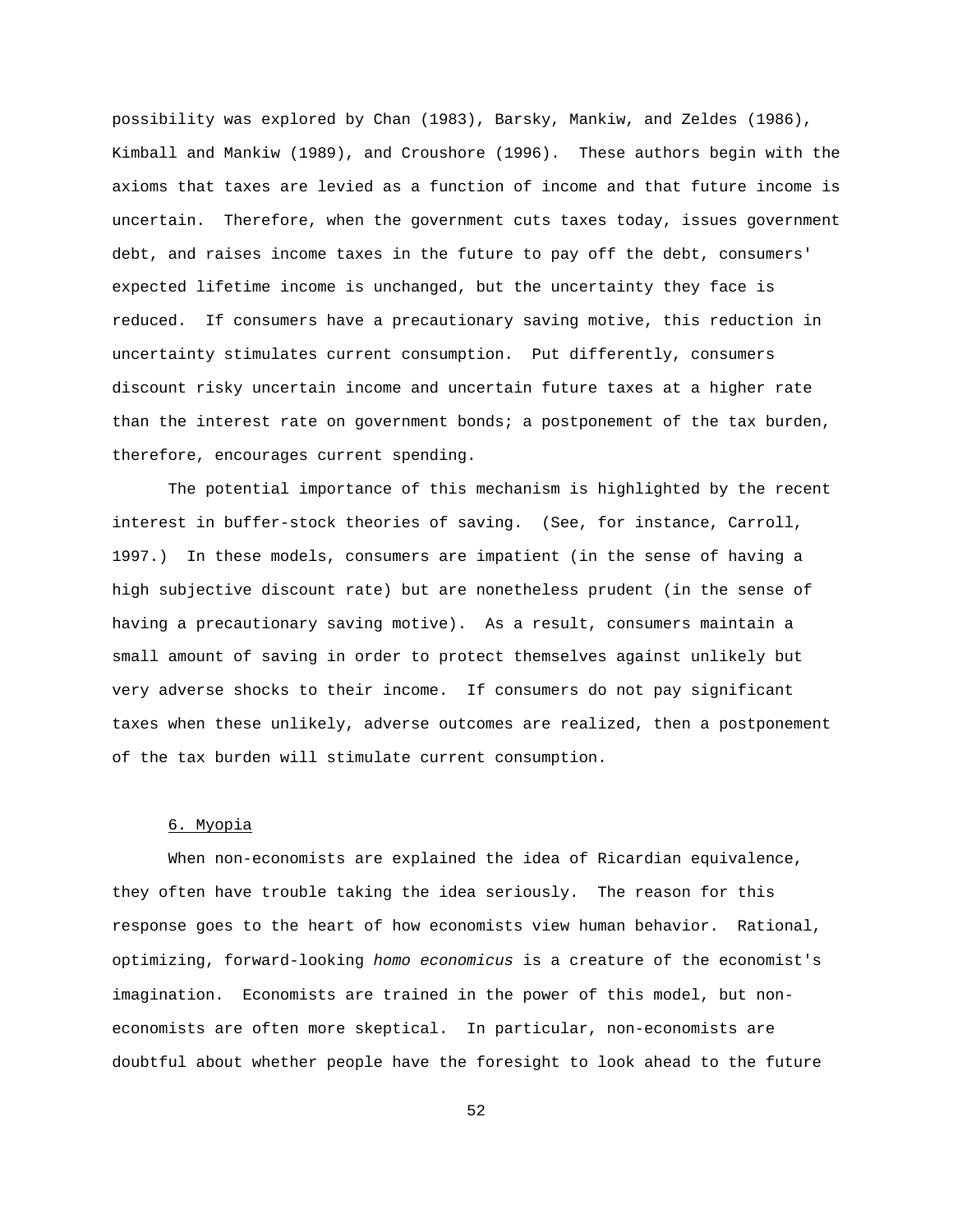possibility was explored by Chan (1983), Barsky, Mankiw, and Zeldes (1986), Kimball and Mankiw (1989), and Croushore (1996). These authors begin with the axioms that taxes are levied as a function of income and that future income is uncertain. Therefore, when the government cuts taxes today, issues government debt, and raises income taxes in the future to pay off the debt, consumers' expected lifetime income is unchanged, but the uncertainty they face is reduced. If consumers have a precautionary saving motive, this reduction in uncertainty stimulates current consumption. Put differently, consumers discount risky uncertain income and uncertain future taxes at a higher rate than the interest rate on government bonds; a postponement of the tax burden, therefore, encourages current spending.

The potential importance of this mechanism is highlighted by the recent interest in buffer-stock theories of saving. (See, for instance, Carroll, 1997.) In these models, consumers are impatient (in the sense of having a high subjective discount rate) but are nonetheless prudent (in the sense of having a precautionary saving motive). As a result, consumers maintain a small amount of saving in order to protect themselves against unlikely but very adverse shocks to their income. If consumers do not pay significant taxes when these unlikely, adverse outcomes are realized, then a postponement of the tax burden will stimulate current consumption.

### 6. Myopia

When non-economists are explained the idea of Ricardian equivalence, they often have trouble taking the idea seriously. The reason for this response goes to the heart of how economists view human behavior. Rational, optimizing, forward-looking *homo economicus* is a creature of the economist's imagination. Economists are trained in the power of this model, but non-economists are often more skeptical. In particular, non-economists are doubtful about whether people have the foresight to look ahead to the future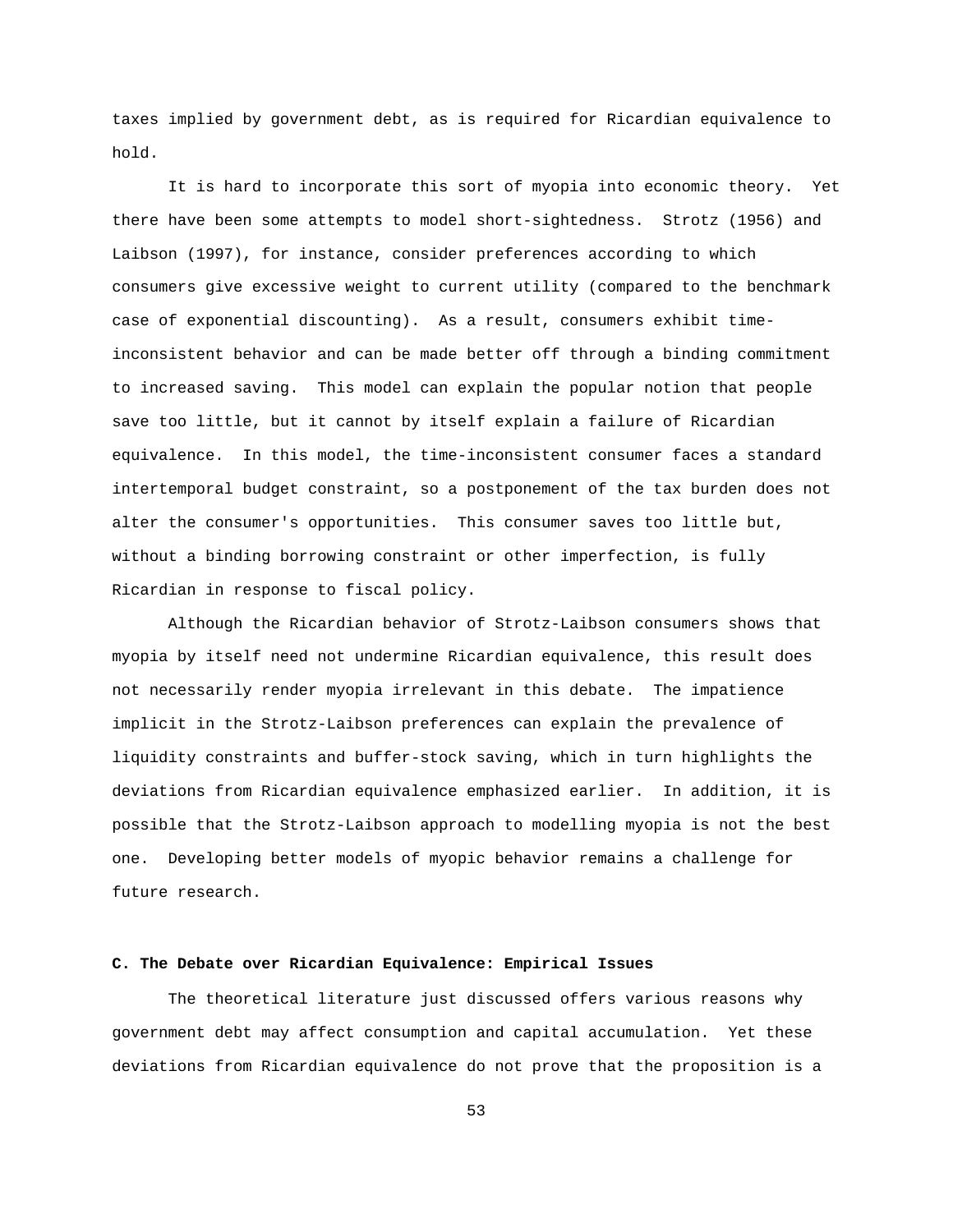taxes implied by government debt, as is required for Ricardian equivalence to hold.

It is hard to incorporate this sort of myopia into economic theory. Yet there have been some attempts to model short-sightedness. Strotz (1956) and Laibson (1997), for instance, consider preferences according to which consumers give excessive weight to current utility (compared to the benchmark case of exponential discounting). As a result, consumers exhibit time-inconsistent behavior and can be made better off through a binding commitment to increased saving. This model can explain the popular notion that people save too little, but it cannot by itself explain a failure of Ricardian equivalence. In this model, the time-inconsistent consumer faces a standard intertemporal budget constraint, so a postponement of the tax burden does not alter the consumer's opportunities. This consumer saves too little but, without a binding borrowing constraint or other imperfection, is fully Ricardian in response to fiscal policy.

Although the Ricardian behavior of Strotz-Laibson consumers shows that myopia by itself need not undermine Ricardian equivalence, this result does not necessarily render myopia irrelevant in this debate. The impatience implicit in the Strotz-Laibson preferences can explain the prevalence of liquidity constraints and buffer-stock saving, which in turn highlights the deviations from Ricardian equivalence emphasized earlier. In addition, it is possible that the Strotz-Laibson approach to modelling myopia is not the best one. Developing better models of myopic behavior remains a challenge for future research.

### C. The Debate over Ricardian Equivalence: Empirical Issues

The theoretical literature just discussed offers various reasons why government debt may affect consumption and capital accumulation. Yet these deviations from Ricardian equivalence do not prove that the proposition is a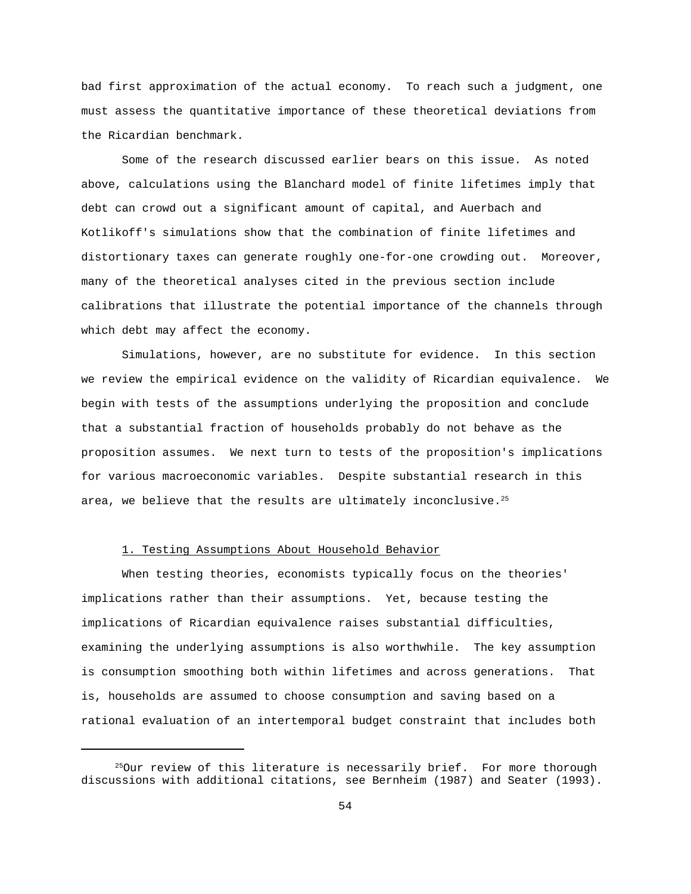bad first approximation of the actual economy. To reach such a judgment, one must assess the quantitative importance of these theoretical deviations from the Ricardian benchmark.

Some of the research discussed earlier bears on this issue. As noted above, calculations using the Blanchard model of finite lifetimes imply that debt can crowd out a significant amount of capital, and Auerbach and Kotlikoff's simulations show that the combination of finite lifetimes and distortionary taxes can generate roughly one-for-one crowding out. Moreover, many of the theoretical analyses cited in the previous section include calibrations that illustrate the potential importance of the channels through which debt may affect the economy.

Simulations, however, are no substitute for evidence. In this section we review the empirical evidence on the validity of Ricardian equivalence. We begin with tests of the assumptions underlying the proposition and conclude that a substantial fraction of households probably do not behave as the proposition assumes. We next turn to tests of the proposition's implications for various macroeconomic variables. Despite substantial research in this area, we believe that the results are ultimately inconclusive.[25]

### 1. Testing Assumptions About Household Behavior

When testing theories, economists typically focus on the theories' implications rather than their assumptions. Yet, because testing the implications of Ricardian equivalence raises substantial difficulties, examining the underlying assumptions is also worthwhile. The key assumption is consumption smoothing both within lifetimes and across generations. That is, households are assumed to choose consumption and saving based on a rational evaluation of an intertemporal budget constraint that includes both

---

[25] Our review of this literature is necessarily brief. For more thorough discussions with additional citations, see Bernheim (1987) and Seater (1993).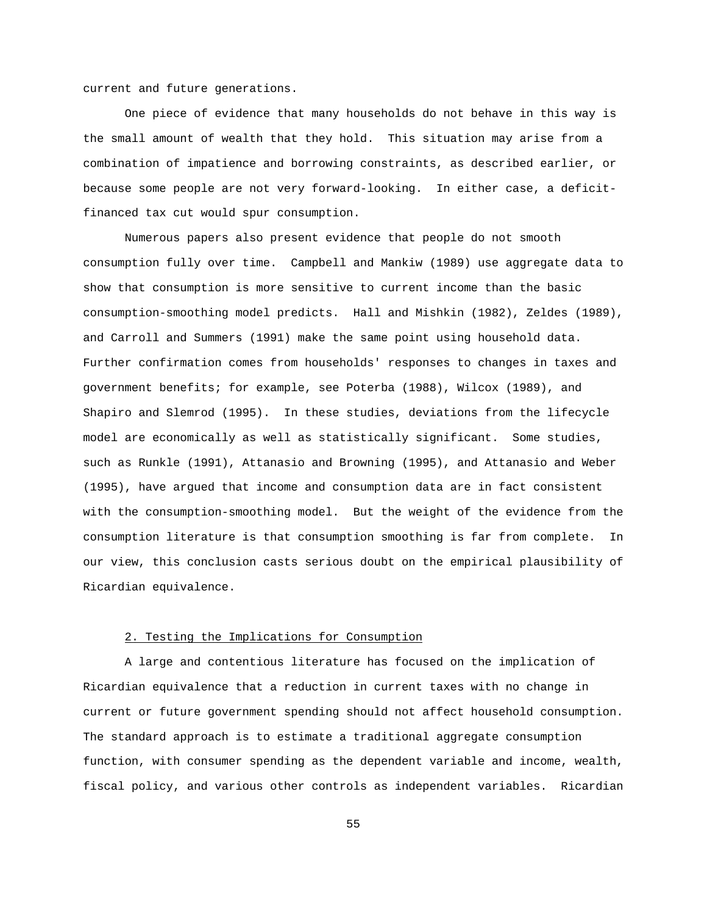current and future generations.

One piece of evidence that many households do not behave in this way is the small amount of wealth that they hold. This situation may arise from a combination of impatience and borrowing constraints, as described earlier, or because some people are not very forward-looking. In either case, a deficit-financed tax cut would spur consumption.

Numerous papers also present evidence that people do not smooth consumption fully over time. Campbell and Mankiw (1989) use aggregate data to show that consumption is more sensitive to current income than the basic consumption-smoothing model predicts. Hall and Mishkin (1982), Zeldes (1989), and Carroll and Summers (1991) make the same point using household data. Further confirmation comes from households' responses to changes in taxes and government benefits; for example, see Poterba (1988), Wilcox (1989), and Shapiro and Slemrod (1995). In these studies, deviations from the lifecycle model are economically as well as statistically significant. Some studies, such as Runkle (1991), Attanasio and Browning (1995), and Attanasio and Weber (1995), have argued that income and consumption data are in fact consistent with the consumption-smoothing model. But the weight of the evidence from the consumption literature is that consumption smoothing is far from complete. In our view, this conclusion casts serious doubt on the empirical plausibility of Ricardian equivalence.

## 2. Testing the Implications for Consumption

A large and contentious literature has focused on the implication of Ricardian equivalence that a reduction in current taxes with no change in current or future government spending should not affect household consumption. The standard approach is to estimate a traditional aggregate consumption function, with consumer spending as the dependent variable and income, wealth, fiscal policy, and various other controls as independent variables. Ricardian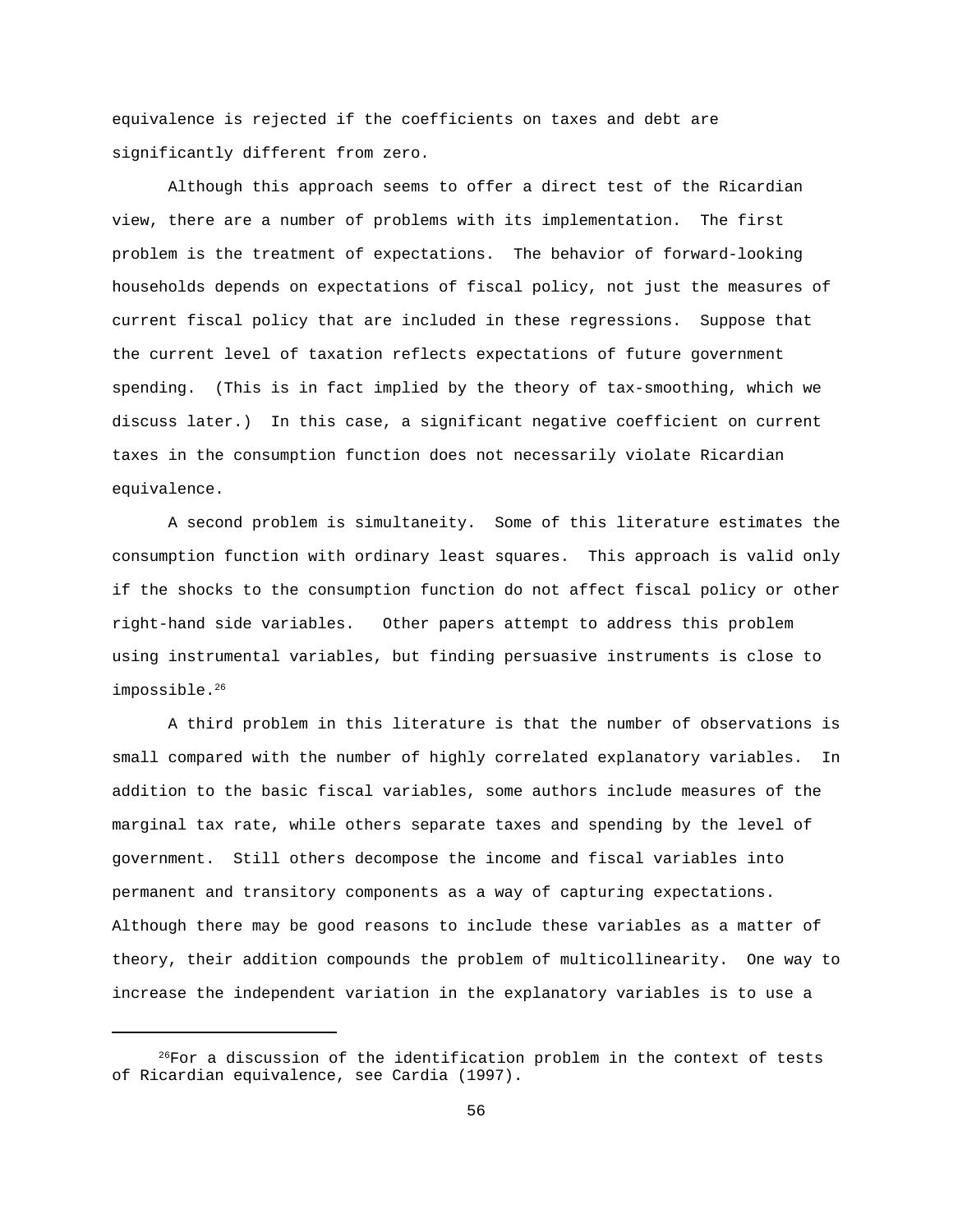equivalence is rejected if the coefficients on taxes and debt are significantly different from zero.

Although this approach seems to offer a direct test of the Ricardian view, there are a number of problems with its implementation. The first problem is the treatment of expectations. The behavior of forward-looking households depends on expectations of fiscal policy, not just the measures of current fiscal policy that are included in these regressions. Suppose that the current level of taxation reflects expectations of future government spending. (This is in fact implied by the theory of tax-smoothing, which we discuss later.) In this case, a significant negative coefficient on current taxes in the consumption function does not necessarily violate Ricardian equivalence.

A second problem is simultaneity. Some of this literature estimates the consumption function with ordinary least squares. This approach is valid only if the shocks to the consumption function do not affect fiscal policy or other right-hand side variables. Other papers attempt to address this problem using instrumental variables, but finding persuasive instruments is close to impossible.[26]

A third problem in this literature is that the number of observations is small compared with the number of highly correlated explanatory variables. In addition to the basic fiscal variables, some authors include measures of the marginal tax rate, while others separate taxes and spending by the level of government. Still others decompose the income and fiscal variables into permanent and transitory components as a way of capturing expectations. Although there may be good reasons to include these variables as a matter of theory, their addition compounds the problem of multicollinearity. One way to increase the independent variation in the explanatory variables is to use a

---

[26]For a discussion of the identification problem in the context of tests of Ricardian equivalence, see Cardia (1997).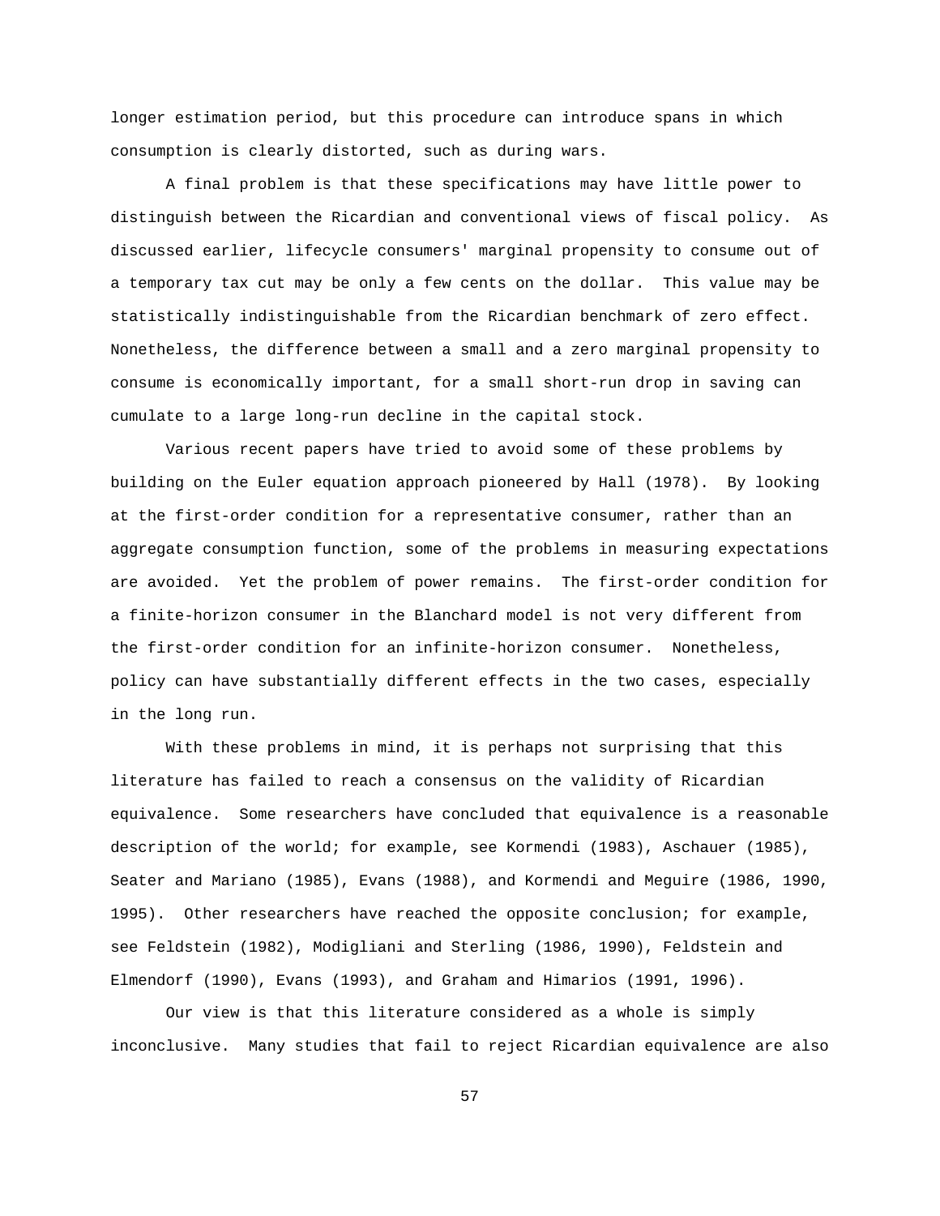longer estimation period, but this procedure can introduce spans in which consumption is clearly distorted, such as during wars.

A final problem is that these specifications may have little power to distinguish between the Ricardian and conventional views of fiscal policy. As discussed earlier, lifecycle consumers' marginal propensity to consume out of a temporary tax cut may be only a few cents on the dollar. This value may be statistically indistinguishable from the Ricardian benchmark of zero effect. Nonetheless, the difference between a small and a zero marginal propensity to consume is economically important, for a small short-run drop in saving can cumulate to a large long-run decline in the capital stock.

Various recent papers have tried to avoid some of these problems by building on the Euler equation approach pioneered by Hall (1978). By looking at the first-order condition for a representative consumer, rather than an aggregate consumption function, some of the problems in measuring expectations are avoided. Yet the problem of power remains. The first-order condition for a finite-horizon consumer in the Blanchard model is not very different from the first-order condition for an infinite-horizon consumer. Nonetheless, policy can have substantially different effects in the two cases, especially in the long run.

With these problems in mind, it is perhaps not surprising that this literature has failed to reach a consensus on the validity of Ricardian equivalence. Some researchers have concluded that equivalence is a reasonable description of the world; for example, see Kormendi (1983), Aschauer (1985), Seater and Mariano (1985), Evans (1988), and Kormendi and Meguire (1986, 1990, 1995). Other researchers have reached the opposite conclusion; for example, see Feldstein (1982), Modigliani and Sterling (1986, 1990), Feldstein and Elmendorf (1990), Evans (1993), and Graham and Himarios (1991, 1996).

Our view is that this literature considered as a whole is simply inconclusive. Many studies that fail to reject Ricardian equivalence are also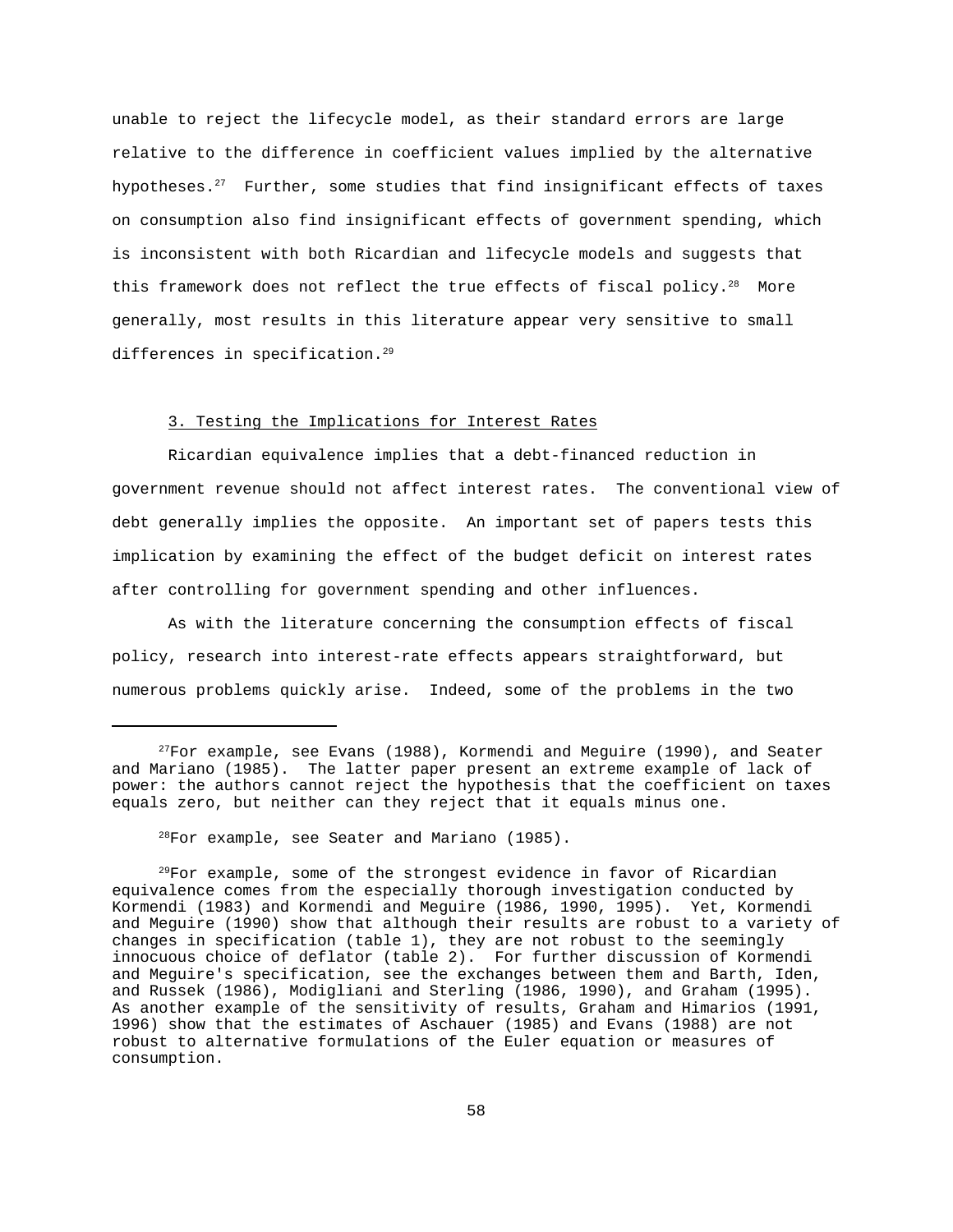unable to reject the lifecycle model, as their standard errors are large relative to the difference in coefficient values implied by the alternative hypotheses.[27] Further, some studies that find insignificant effects of taxes on consumption also find insignificant effects of government spending, which is inconsistent with both Ricardian and lifecycle models and suggests that this framework does not reflect the true effects of fiscal policy.[28] More generally, most results in this literature appear very sensitive to small differences in specification.[29]

### 3. Testing the Implications for Interest Rates

Ricardian equivalence implies that a debt-financed reduction in government revenue should not affect interest rates. The conventional view of debt generally implies the opposite. An important set of papers tests this implication by examining the effect of the budget deficit on interest rates after controlling for government spending and other influences.

As with the literature concerning the consumption effects of fiscal policy, research into interest-rate effects appears straightforward, but numerous problems quickly arise. Indeed, some of the problems in the two

---

[27]For example, see Evans (1988), Kormendi and Meguire (1990), and Seater and Mariano (1985). The latter paper present an extreme example of lack of power: the authors cannot reject the hypothesis that the coefficient on taxes equals zero, but neither can they reject that it equals minus one.

[28]For example, see Seater and Mariano (1985).

[29]For example, some of the strongest evidence in favor of Ricardian equivalence comes from the especially thorough investigation conducted by Kormendi (1983) and Kormendi and Meguire (1986, 1990, 1995). Yet, Kormendi and Meguire (1990) show that although their results are robust to a variety of changes in specification (table 1), they are not robust to the seemingly innocuous choice of deflator (table 2). For further discussion of Kormendi and Meguire's specification, see the exchanges between them and Barth, Iden, and Russek (1986), Modigliani and Sterling (1986, 1990), and Graham (1995). As another example of the sensitivity of results, Graham and Himarios (1991, 1996) show that the estimates of Aschauer (1985) and Evans (1988) are not robust to alternative formulations of the Euler equation or measures of consumption.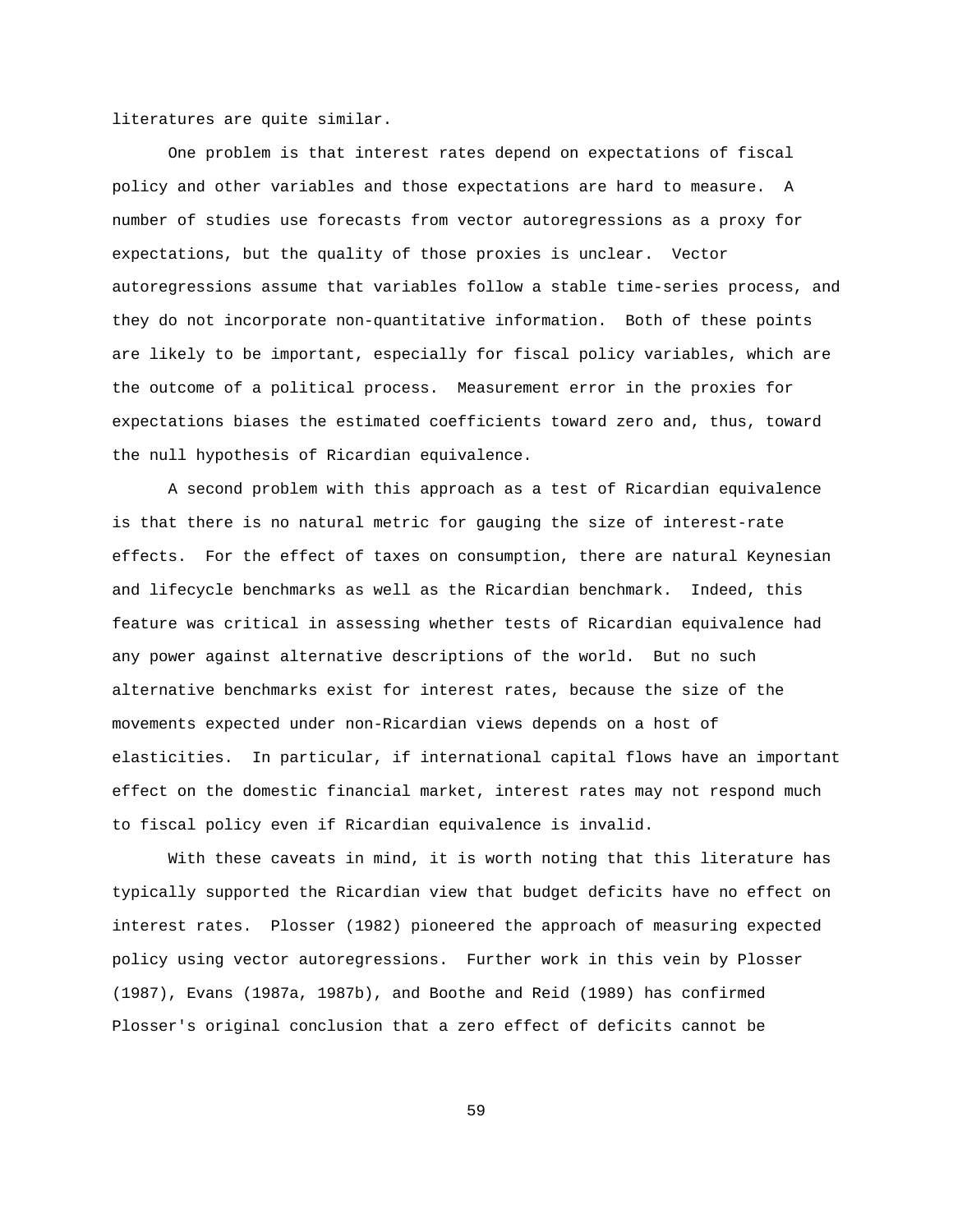literatures are quite similar.

One problem is that interest rates depend on expectations of fiscal policy and other variables and those expectations are hard to measure. A number of studies use forecasts from vector autoregressions as a proxy for expectations, but the quality of those proxies is unclear. Vector autoregressions assume that variables follow a stable time-series process, and they do not incorporate non-quantitative information. Both of these points are likely to be important, especially for fiscal policy variables, which are the outcome of a political process. Measurement error in the proxies for expectations biases the estimated coefficients toward zero and, thus, toward the null hypothesis of Ricardian equivalence.

A second problem with this approach as a test of Ricardian equivalence is that there is no natural metric for gauging the size of interest-rate effects. For the effect of taxes on consumption, there are natural Keynesian and lifecycle benchmarks as well as the Ricardian benchmark. Indeed, this feature was critical in assessing whether tests of Ricardian equivalence had any power against alternative descriptions of the world. But no such alternative benchmarks exist for interest rates, because the size of the movements expected under non-Ricardian views depends on a host of elasticities. In particular, if international capital flows have an important effect on the domestic financial market, interest rates may not respond much to fiscal policy even if Ricardian equivalence is invalid.

With these caveats in mind, it is worth noting that this literature has typically supported the Ricardian view that budget deficits have no effect on interest rates. Plosser (1982) pioneered the approach of measuring expected policy using vector autoregressions. Further work in this vein by Plosser (1987), Evans (1987a, 1987b), and Boothe and Reid (1989) has confirmed Plosser's original conclusion that a zero effect of deficits cannot be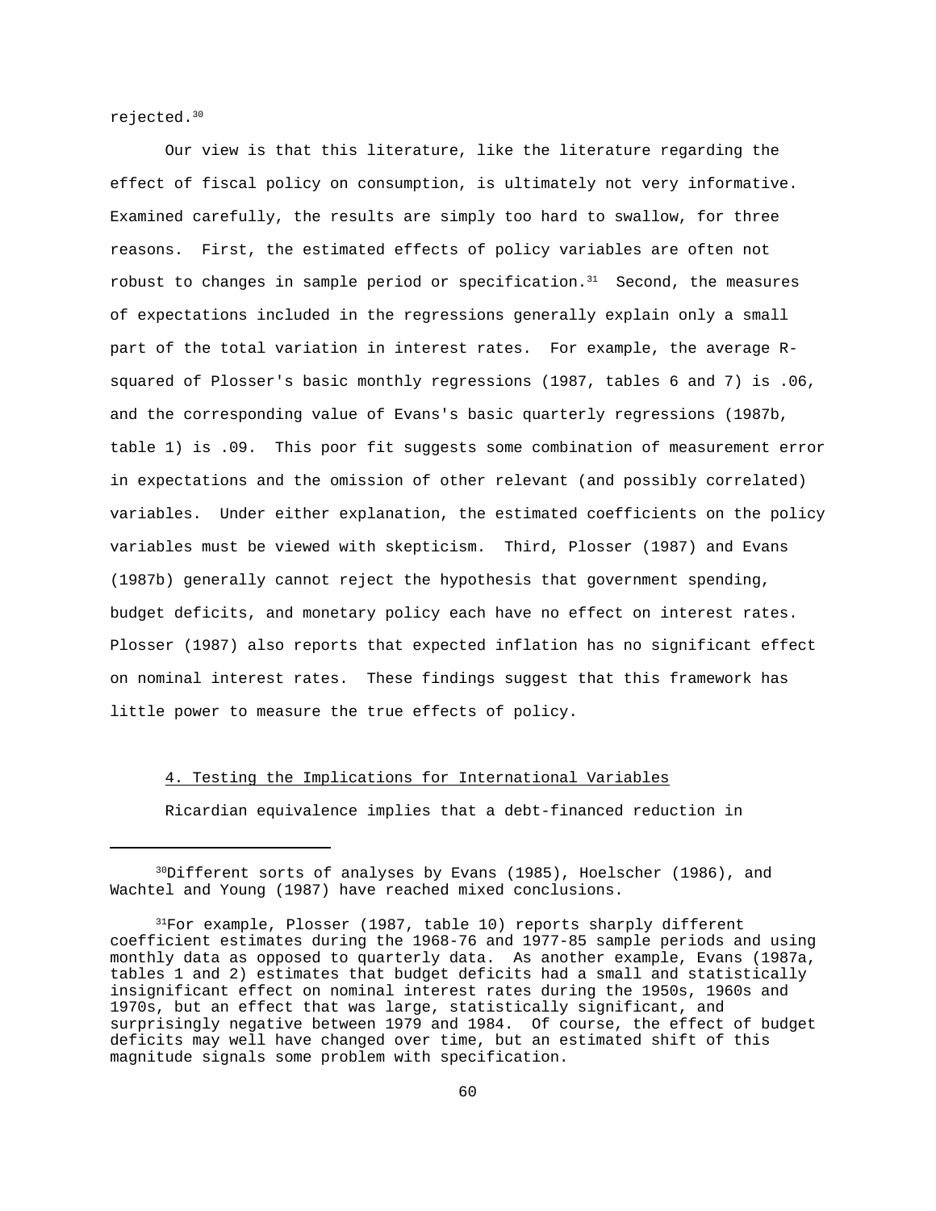rejected.[30]

Our view is that this literature, like the literature regarding the effect of fiscal policy on consumption, is ultimately not very informative. Examined carefully, the results are simply too hard to swallow, for three reasons. First, the estimated effects of policy variables are often not robust to changes in sample period or specification.[31] Second, the measures of expectations included in the regressions generally explain only a small part of the total variation in interest rates. For example, the average R-squared of Plosser's basic monthly regressions (1987, tables 6 and 7) is .06, and the corresponding value of Evans's basic quarterly regressions (1987b, table 1) is .09. This poor fit suggests some combination of measurement error in expectations and the omission of other relevant (and possibly correlated) variables. Under either explanation, the estimated coefficients on the policy variables must be viewed with skepticism. Third, Plosser (1987) and Evans (1987b) generally cannot reject the hypothesis that government spending, budget deficits, and monetary policy each have no effect on interest rates. Plosser (1987) also reports that expected inflation has no significant effect on nominal interest rates. These findings suggest that this framework has little power to measure the true effects of policy.

## 4. Testing the Implications for International Variables

Ricardian equivalence implies that a debt-financed reduction in

---

[30] Different sorts of analyses by Evans (1985), Hoelscher (1986), and Wachtel and Young (1987) have reached mixed conclusions.

[31] For example, Plosser (1987, table 10) reports sharply different coefficient estimates during the 1968-76 and 1977-85 sample periods and using monthly data as opposed to quarterly data. As another example, Evans (1987a, tables 1 and 2) estimates that budget deficits had a small and statistically insignificant effect on nominal interest rates during the 1950s, 1960s and 1970s, but an effect that was large, statistically significant, and surprisingly negative between 1979 and 1984. Of course, the effect of budget deficits may well have changed over time, but an estimated shift of this magnitude signals some problem with specification.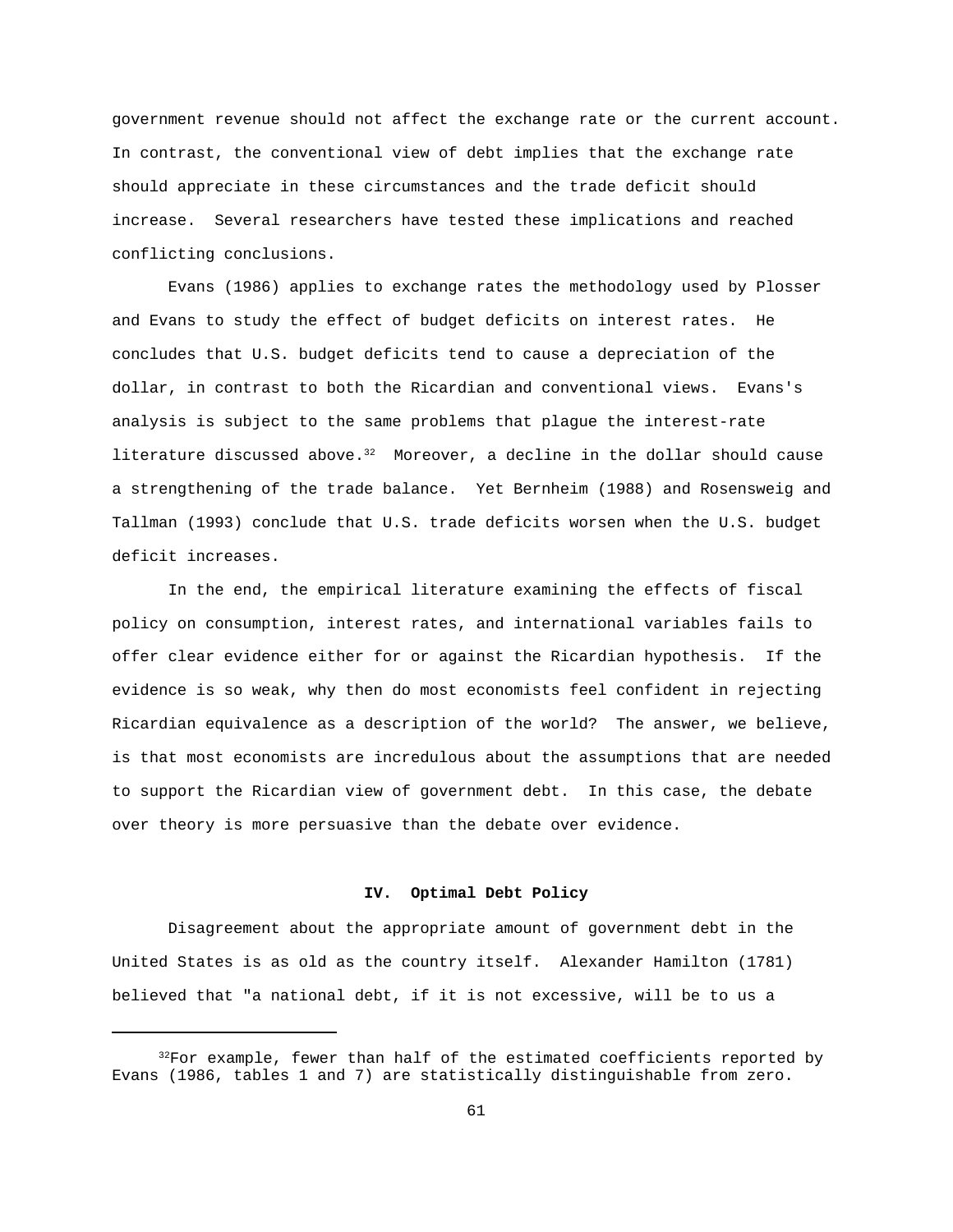government revenue should not affect the exchange rate or the current account. In contrast, the conventional view of debt implies that the exchange rate should appreciate in these circumstances and the trade deficit should increase. Several researchers have tested these implications and reached conflicting conclusions.

Evans (1986) applies to exchange rates the methodology used by Plosser and Evans to study the effect of budget deficits on interest rates. He concludes that U.S. budget deficits tend to cause a depreciation of the dollar, in contrast to both the Ricardian and conventional views. Evans's analysis is subject to the same problems that plague the interest-rate literature discussed above.[32] Moreover, a decline in the dollar should cause a strengthening of the trade balance. Yet Bernheim (1988) and Rosensweig and Tallman (1993) conclude that U.S. trade deficits worsen when the U.S. budget deficit increases.

In the end, the empirical literature examining the effects of fiscal policy on consumption, interest rates, and international variables fails to offer clear evidence either for or against the Ricardian hypothesis. If the evidence is so weak, why then do most economists feel confident in rejecting Ricardian equivalence as a description of the world? The answer, we believe, is that most economists are incredulous about the assumptions that are needed to support the Ricardian view of government debt. In this case, the debate over theory is more persuasive than the debate over evidence.

## IV. Optimal Debt Policy

Disagreement about the appropriate amount of government debt in the United States is as old as the country itself. Alexander Hamilton (1781) believed that "a national debt, if it is not excessive, will be to us a

---

[32] For example, fewer than half of the estimated coefficients reported by Evans (1986, tables 1 and 7) are statistically distinguishable from zero.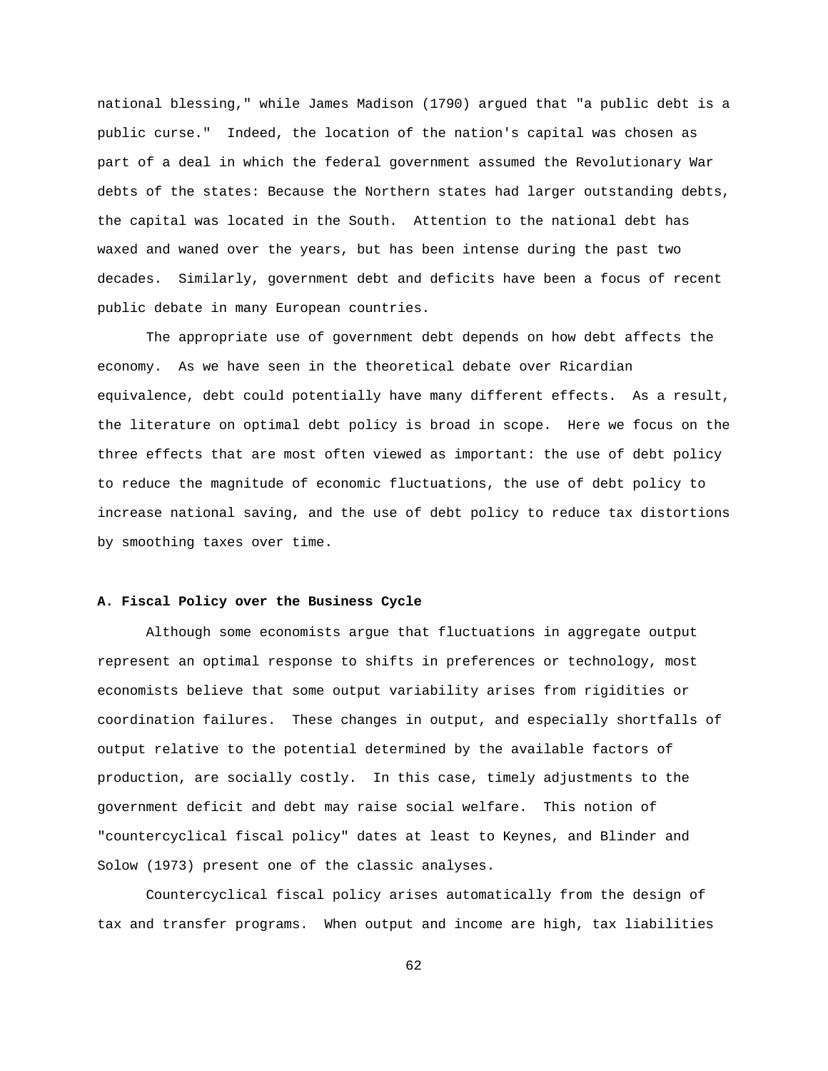national blessing," while James Madison (1790) argued that "a public debt is a public curse." Indeed, the location of the nation's capital was chosen as part of a deal in which the federal government assumed the Revolutionary War debts of the states: Because the Northern states had larger outstanding debts, the capital was located in the South. Attention to the national debt has waxed and waned over the years, but has been intense during the past two decades. Similarly, government debt and deficits have been a focus of recent public debate in many European countries.

The appropriate use of government debt depends on how debt affects the economy. As we have seen in the theoretical debate over Ricardian equivalence, debt could potentially have many different effects. As a result, the literature on optimal debt policy is broad in scope. Here we focus on the three effects that are most often viewed as important: the use of debt policy to reduce the magnitude of economic fluctuations, the use of debt policy to increase national saving, and the use of debt policy to reduce tax distortions by smoothing taxes over time.

### A. Fiscal Policy over the Business Cycle

Although some economists argue that fluctuations in aggregate output represent an optimal response to shifts in preferences or technology, most economists believe that some output variability arises from rigidities or coordination failures. These changes in output, and especially shortfalls of output relative to the potential determined by the available factors of production, are socially costly. In this case, timely adjustments to the government deficit and debt may raise social welfare. This notion of "countercyclical fiscal policy" dates at least to Keynes, and Blinder and Solow (1973) present one of the classic analyses.

Countercyclical fiscal policy arises automatically from the design of tax and transfer programs. When output and income are high, tax liabilities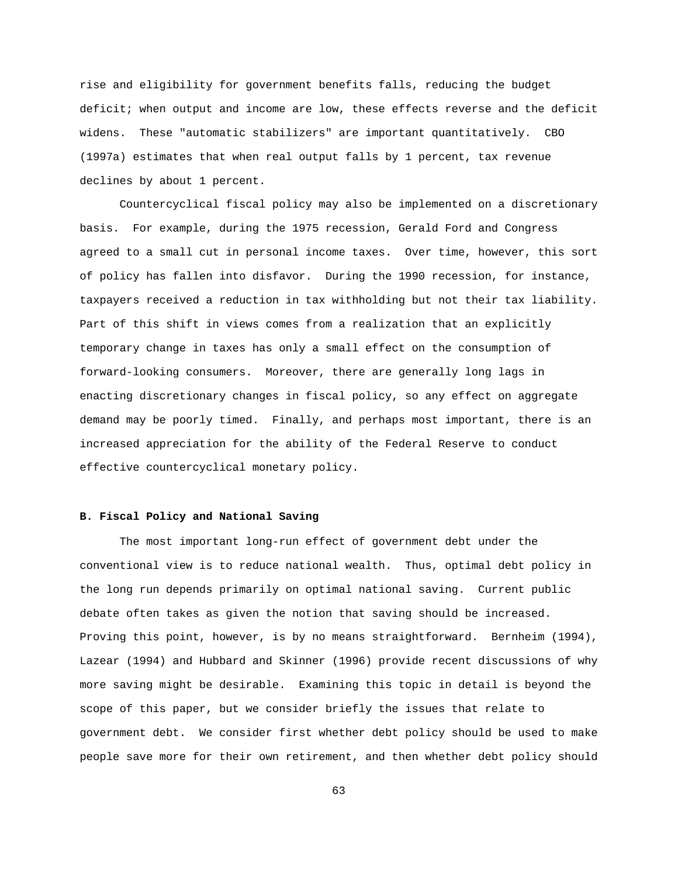rise and eligibility for government benefits falls, reducing the budget deficit; when output and income are low, these effects reverse and the deficit widens. These "automatic stabilizers" are important quantitatively. CBO (1997a) estimates that when real output falls by 1 percent, tax revenue declines by about 1 percent.

Countercyclical fiscal policy may also be implemented on a discretionary basis. For example, during the 1975 recession, Gerald Ford and Congress agreed to a small cut in personal income taxes. Over time, however, this sort of policy has fallen into disfavor. During the 1990 recession, for instance, taxpayers received a reduction in tax withholding but not their tax liability. Part of this shift in views comes from a realization that an explicitly temporary change in taxes has only a small effect on the consumption of forward-looking consumers. Moreover, there are generally long lags in enacting discretionary changes in fiscal policy, so any effect on aggregate demand may be poorly timed. Finally, and perhaps most important, there is an increased appreciation for the ability of the Federal Reserve to conduct effective countercyclical monetary policy.

### B. Fiscal Policy and National Saving

The most important long-run effect of government debt under the conventional view is to reduce national wealth. Thus, optimal debt policy in the long run depends primarily on optimal national saving. Current public debate often takes as given the notion that saving should be increased. Proving this point, however, is by no means straightforward. Bernheim (1994), Lazear (1994) and Hubbard and Skinner (1996) provide recent discussions of why more saving might be desirable. Examining this topic in detail is beyond the scope of this paper, but we consider briefly the issues that relate to government debt. We consider first whether debt policy should be used to make people save more for their own retirement, and then whether debt policy should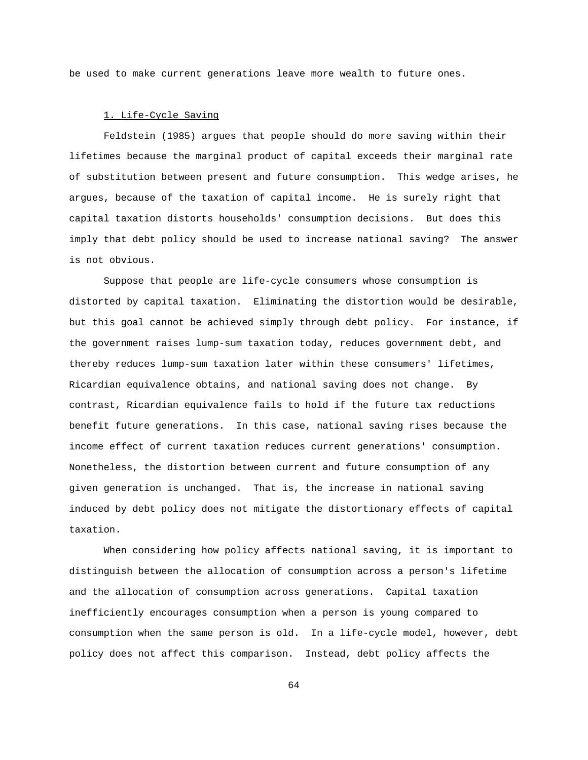be used to make current generations leave more wealth to future ones.

### 1. Life-Cycle Saving

Feldstein (1985) argues that people should do more saving within their lifetimes because the marginal product of capital exceeds their marginal rate of substitution between present and future consumption. This wedge arises, he argues, because of the taxation of capital income. He is surely right that capital taxation distorts households' consumption decisions. But does this imply that debt policy should be used to increase national saving? The answer is not obvious.

Suppose that people are life-cycle consumers whose consumption is distorted by capital taxation. Eliminating the distortion would be desirable, but this goal cannot be achieved simply through debt policy. For instance, if the government raises lump-sum taxation today, reduces government debt, and thereby reduces lump-sum taxation later within these consumers' lifetimes, Ricardian equivalence obtains, and national saving does not change. By contrast, Ricardian equivalence fails to hold if the future tax reductions benefit future generations. In this case, national saving rises because the income effect of current taxation reduces current generations' consumption. Nonetheless, the distortion between current and future consumption of any given generation is unchanged. That is, the increase in national saving induced by debt policy does not mitigate the distortionary effects of capital taxation.

When considering how policy affects national saving, it is important to distinguish between the allocation of consumption across a person's lifetime and the allocation of consumption across generations. Capital taxation inefficiently encourages consumption when a person is young compared to consumption when the same person is old. In a life-cycle model, however, debt policy does not affect this comparison. Instead, debt policy affects the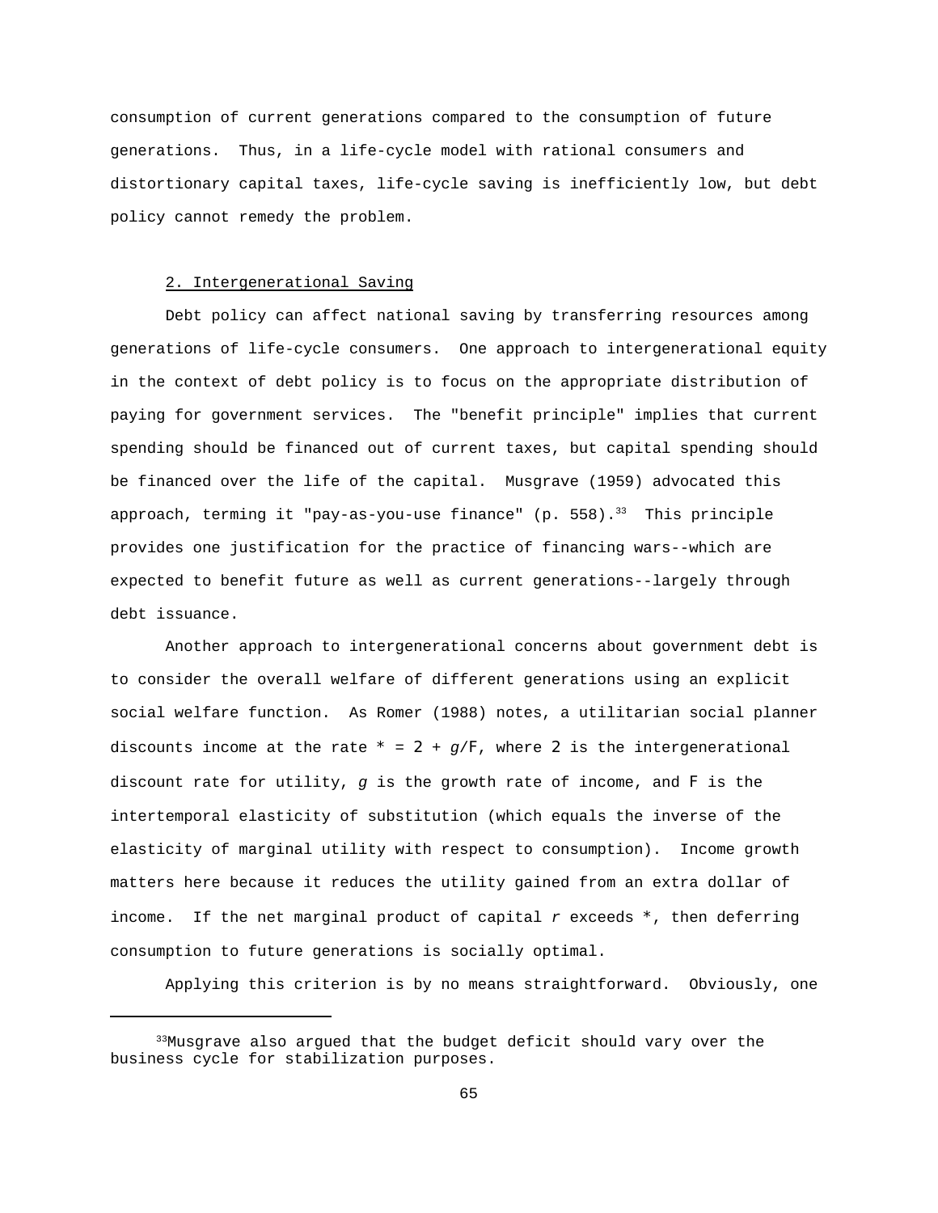consumption of current generations compared to the consumption of future generations. Thus, in a life-cycle model with rational consumers and distortionary capital taxes, life-cycle saving is inefficiently low, but debt policy cannot remedy the problem.

2. Intergenerational Saving

Debt policy can affect national saving by transferring resources among generations of life-cycle consumers. One approach to intergenerational equity in the context of debt policy is to focus on the appropriate distribution of paying for government services. The "benefit principle" implies that current spending should be financed out of current taxes, but capital spending should be financed over the life of the capital. Musgrave (1959) advocated this approach, terming it "pay-as-you-use finance" (p. 558).[33] This principle provides one justification for the practice of financing wars--which are expected to benefit future as well as current generations--largely through debt issuance.

Another approach to intergenerational concerns about government debt is to consider the overall welfare of different generations using an explicit social welfare function. As Romer (1988) notes, a utilitarian social planner discounts income at the rate $* = 2 + g/F$, where 2 is the intergenerational discount rate for utility, $g$ is the growth rate of income, and F is the intertemporal elasticity of substitution (which equals the inverse of the elasticity of marginal utility with respect to consumption). Income growth matters here because it reduces the utility gained from an extra dollar of income. If the net marginal product of capital $r$ exceeds *, then deferring consumption to future generations is socially optimal.

Applying this criterion is by no means straightforward. Obviously, one

---

[33] Musgrave also argued that the budget deficit should vary over the business cycle for stabilization purposes.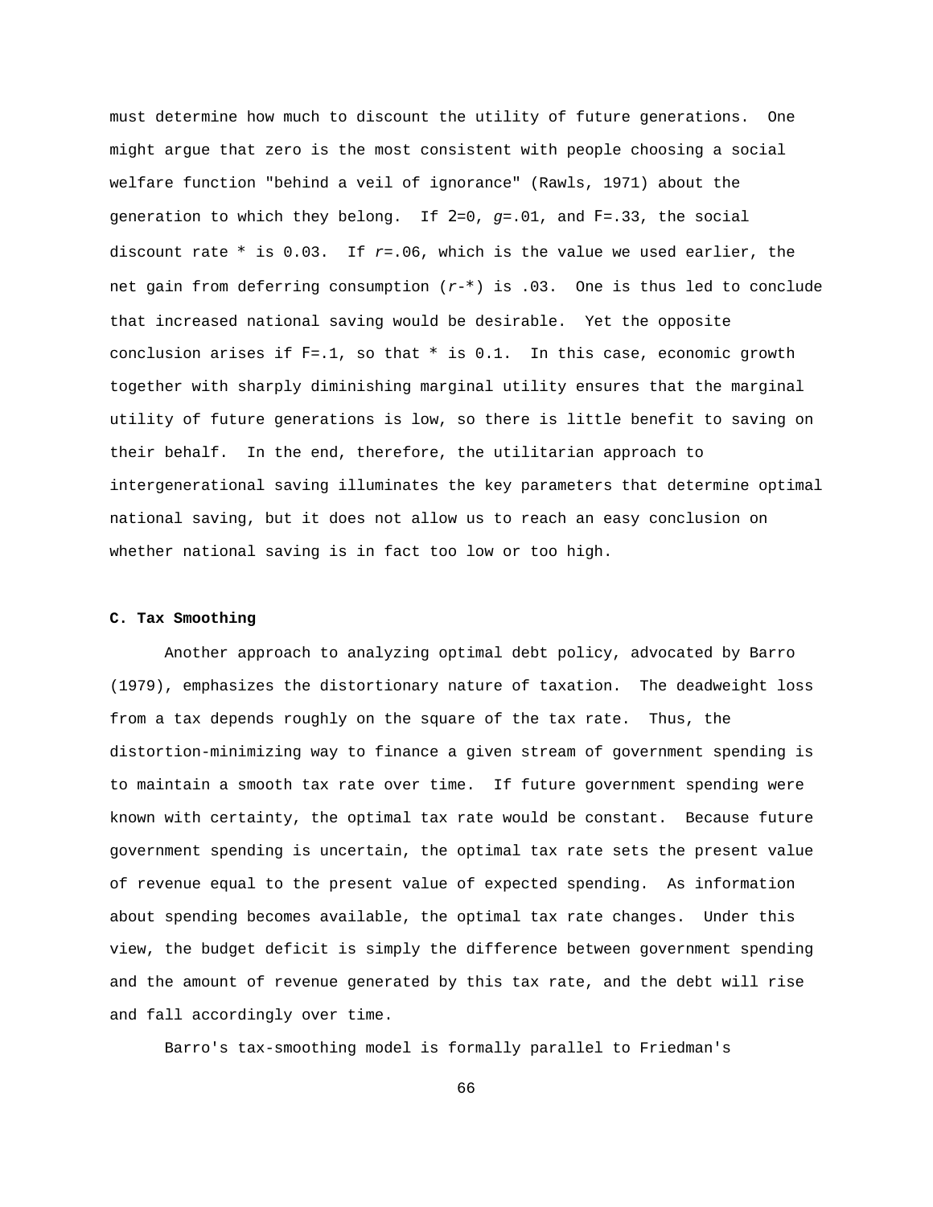must determine how much to discount the utility of future generations. One might argue that zero is the most consistent with people choosing a social welfare function "behind a veil of ignorance" (Rawls, 1971) about the generation to which they belong. If 2=0, $g$=.01, and F=.33, the social discount rate * is 0.03. If $r$=.06, which is the value we used earlier, the net gain from deferring consumption ($r$-*) is .03. One is thus led to conclude that increased national saving would be desirable. Yet the opposite conclusion arises if F=.1, so that * is 0.1. In this case, economic growth together with sharply diminishing marginal utility ensures that the marginal utility of future generations is low, so there is little benefit to saving on their behalf. In the end, therefore, the utilitarian approach to intergenerational saving illuminates the key parameters that determine optimal national saving, but it does not allow us to reach an easy conclusion on whether national saving is in fact too low or too high.

### C. Tax Smoothing

Another approach to analyzing optimal debt policy, advocated by Barro (1979), emphasizes the distortionary nature of taxation. The deadweight loss from a tax depends roughly on the square of the tax rate. Thus, the distortion-minimizing way to finance a given stream of government spending is to maintain a smooth tax rate over time. If future government spending were known with certainty, the optimal tax rate would be constant. Because future government spending is uncertain, the optimal tax rate sets the present value of revenue equal to the present value of expected spending. As information about spending becomes available, the optimal tax rate changes. Under this view, the budget deficit is simply the difference between government spending and the amount of revenue generated by this tax rate, and the debt will rise and fall accordingly over time.

Barro's tax-smoothing model is formally parallel to Friedman's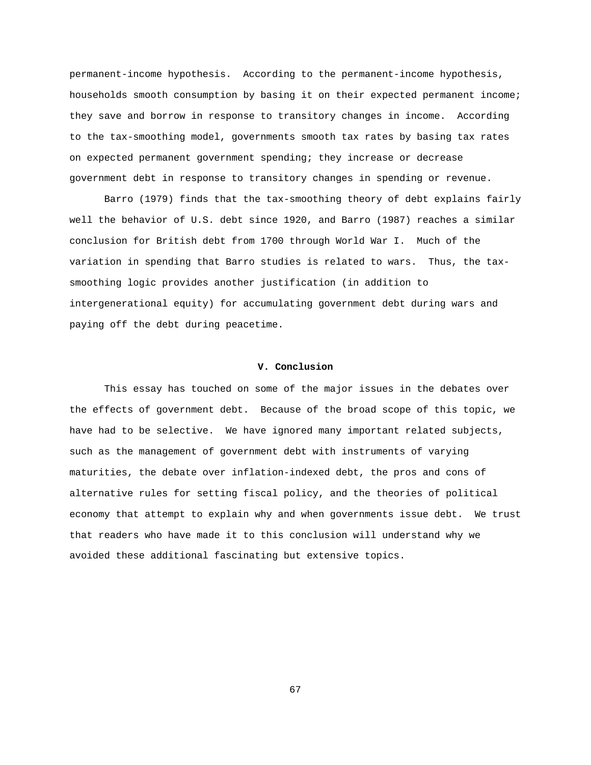permanent-income hypothesis. According to the permanent-income hypothesis, households smooth consumption by basing it on their expected permanent income; they save and borrow in response to transitory changes in income. According to the tax-smoothing model, governments smooth tax rates by basing tax rates on expected permanent government spending; they increase or decrease government debt in response to transitory changes in spending or revenue.

Barro (1979) finds that the tax-smoothing theory of debt explains fairly well the behavior of U.S. debt since 1920, and Barro (1987) reaches a similar conclusion for British debt from 1700 through World War I. Much of the variation in spending that Barro studies is related to wars. Thus, the tax-smoothing logic provides another justification (in addition to intergenerational equity) for accumulating government debt during wars and paying off the debt during peacetime.

## V. Conclusion

This essay has touched on some of the major issues in the debates over the effects of government debt. Because of the broad scope of this topic, we have had to be selective. We have ignored many important related subjects, such as the management of government debt with instruments of varying maturities, the debate over inflation-indexed debt, the pros and cons of alternative rules for setting fiscal policy, and the theories of political economy that attempt to explain why and when governments issue debt. We trust that readers who have made it to this conclusion will understand why we avoided these additional fascinating but extensive topics.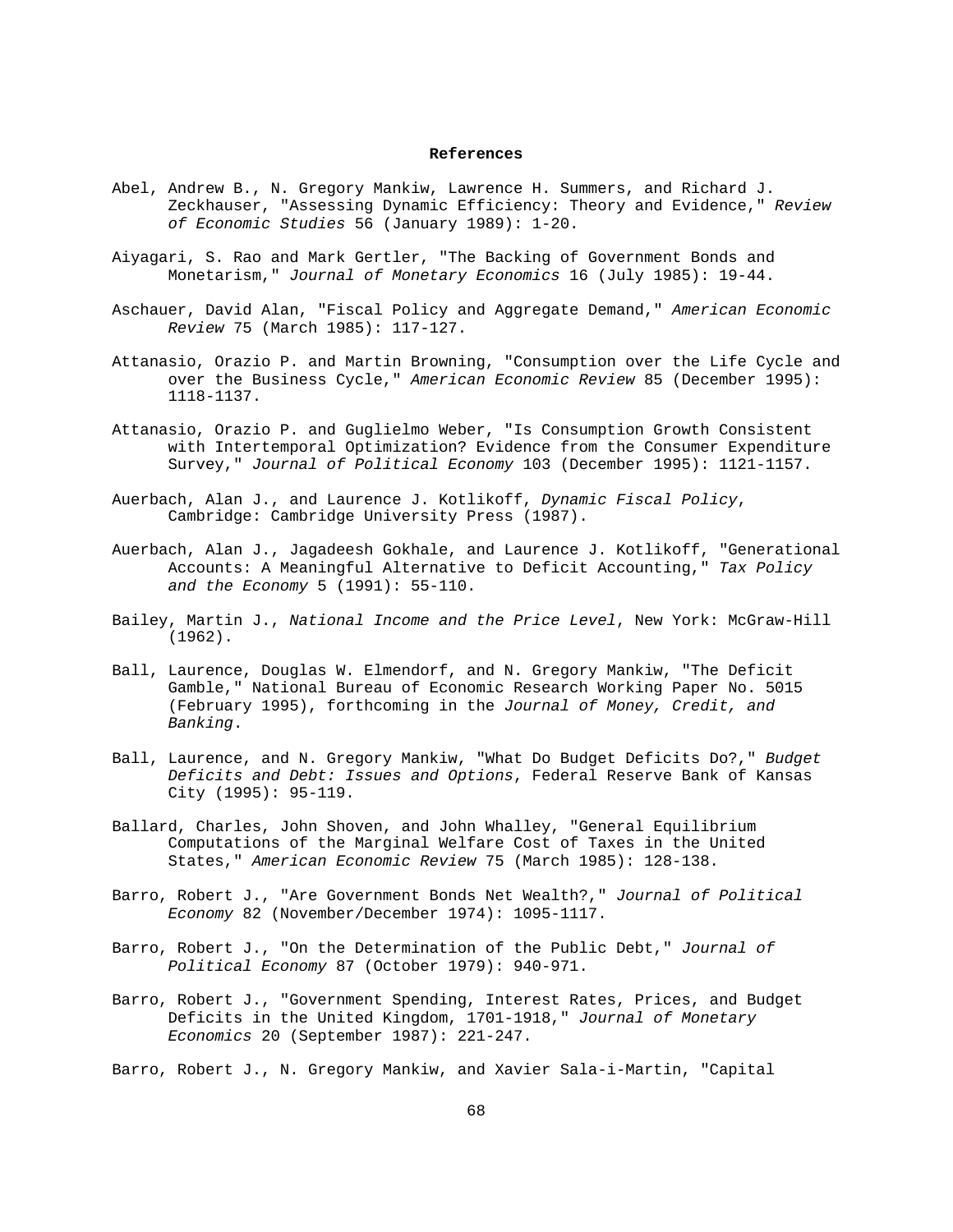## References

Abel, Andrew B., N. Gregory Mankiw, Lawrence H. Summers, and Richard J. Zeckhauser, "Assessing Dynamic Efficiency: Theory and Evidence," *Review of Economic Studies* 56 (January 1989): 1-20.

Aiyagari, S. Rao and Mark Gertler, "The Backing of Government Bonds and Monetarism," *Journal of Monetary Economics* 16 (July 1985): 19-44.

Aschauer, David Alan, "Fiscal Policy and Aggregate Demand," *American Economic Review* 75 (March 1985): 117-127.

Attanasio, Orazio P. and Martin Browning, "Consumption over the Life Cycle and over the Business Cycle," *American Economic Review* 85 (December 1995): 1118-1137.

Attanasio, Orazio P. and Guglielmo Weber, "Is Consumption Growth Consistent with Intertemporal Optimization? Evidence from the Consumer Expenditure Survey," *Journal of Political Economy* 103 (December 1995): 1121-1157.

Auerbach, Alan J., and Laurence J. Kotlikoff, *Dynamic Fiscal Policy*, Cambridge: Cambridge University Press (1987).

Auerbach, Alan J., Jagadeesh Gokhale, and Laurence J. Kotlikoff, "Generational Accounts: A Meaningful Alternative to Deficit Accounting," *Tax Policy and the Economy* 5 (1991): 55-110.

Bailey, Martin J., *National Income and the Price Level*, New York: McGraw-Hill (1962).

Ball, Laurence, Douglas W. Elmendorf, and N. Gregory Mankiw, "The Deficit Gamble," National Bureau of Economic Research Working Paper No. 5015 (February 1995), forthcoming in the *Journal of Money, Credit, and Banking*.

Ball, Laurence, and N. Gregory Mankiw, "What Do Budget Deficits Do?," *Budget Deficits and Debt: Issues and Options*, Federal Reserve Bank of Kansas City (1995): 95-119.

Ballard, Charles, John Shoven, and John Whalley, "General Equilibrium Computations of the Marginal Welfare Cost of Taxes in the United States," *American Economic Review* 75 (March 1985): 128-138.

Barro, Robert J., "Are Government Bonds Net Wealth?," *Journal of Political Economy* 82 (November/December 1974): 1095-1117.

Barro, Robert J., "On the Determination of the Public Debt," *Journal of Political Economy* 87 (October 1979): 940-971.

Barro, Robert J., "Government Spending, Interest Rates, Prices, and Budget Deficits in the United Kingdom, 1701-1918," *Journal of Monetary Economics* 20 (September 1987): 221-247.

Barro, Robert J., N. Gregory Mankiw, and Xavier Sala-i-Martin, "Capital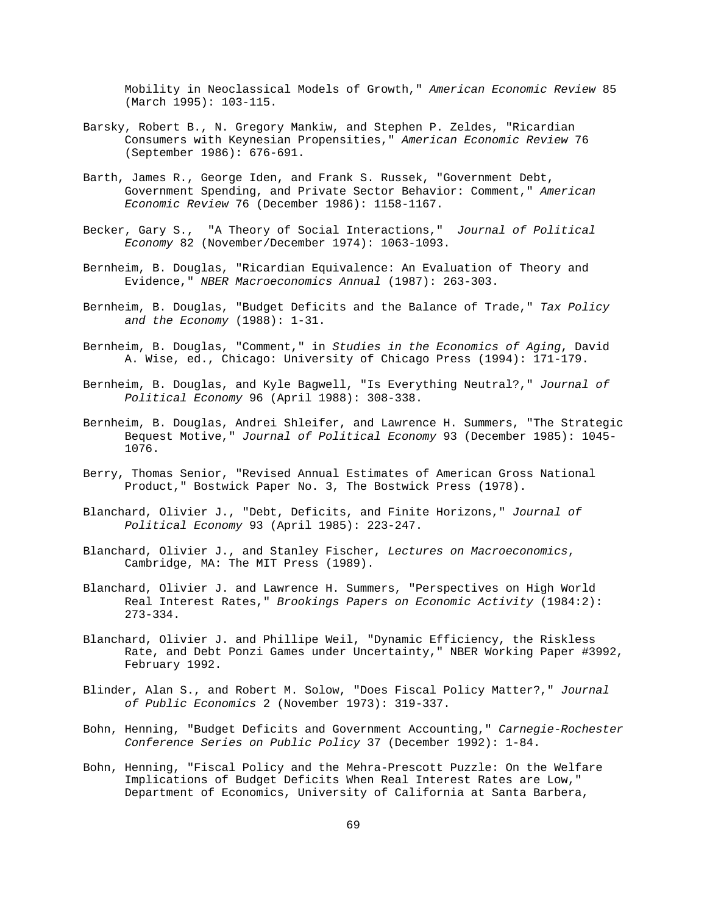Mobility in Neoclassical Models of Growth," *American Economic Review* 85 (March 1995): 103-115.

Barsky, Robert B., N. Gregory Mankiw, and Stephen P. Zeldes, "Ricardian Consumers with Keynesian Propensities," *American Economic Review* 76 (September 1986): 676-691.

Barth, James R., George Iden, and Frank S. Russek, "Government Debt, Government Spending, and Private Sector Behavior: Comment," *American Economic Review* 76 (December 1986): 1158-1167.

Becker, Gary S., "A Theory of Social Interactions," *Journal of Political Economy* 82 (November/December 1974): 1063-1093.

Bernheim, B. Douglas, "Ricardian Equivalence: An Evaluation of Theory and Evidence," *NBER Macroeconomics Annual* (1987): 263-303.

Bernheim, B. Douglas, "Budget Deficits and the Balance of Trade," *Tax Policy and the Economy* (1988): 1-31.

Bernheim, B. Douglas, "Comment," in *Studies in the Economics of Aging*, David A. Wise, ed., Chicago: University of Chicago Press (1994): 171-179.

Bernheim, B. Douglas, and Kyle Bagwell, "Is Everything Neutral?," *Journal of Political Economy* 96 (April 1988): 308-338.

Bernheim, B. Douglas, Andrei Shleifer, and Lawrence H. Summers, "The Strategic Bequest Motive," *Journal of Political Economy* 93 (December 1985): 1045-1076.

Berry, Thomas Senior, "Revised Annual Estimates of American Gross National Product," Bostwick Paper No. 3, The Bostwick Press (1978).

Blanchard, Olivier J., "Debt, Deficits, and Finite Horizons," *Journal of Political Economy* 93 (April 1985): 223-247.

Blanchard, Olivier J., and Stanley Fischer, *Lectures on Macroeconomics*, Cambridge, MA: The MIT Press (1989).

Blanchard, Olivier J. and Lawrence H. Summers, "Perspectives on High World Real Interest Rates," *Brookings Papers on Economic Activity* (1984:2): 273-334.

Blanchard, Olivier J. and Phillipe Weil, "Dynamic Efficiency, the Riskless Rate, and Debt Ponzi Games under Uncertainty," NBER Working Paper #3992, February 1992.

Blinder, Alan S., and Robert M. Solow, "Does Fiscal Policy Matter?," *Journal of Public Economics* 2 (November 1973): 319-337.

Bohn, Henning, "Budget Deficits and Government Accounting," *Carnegie-Rochester Conference Series on Public Policy* 37 (December 1992): 1-84.

Bohn, Henning, "Fiscal Policy and the Mehra-Prescott Puzzle: On the Welfare Implications of Budget Deficits When Real Interest Rates are Low," Department of Economics, University of California at Santa Barbera,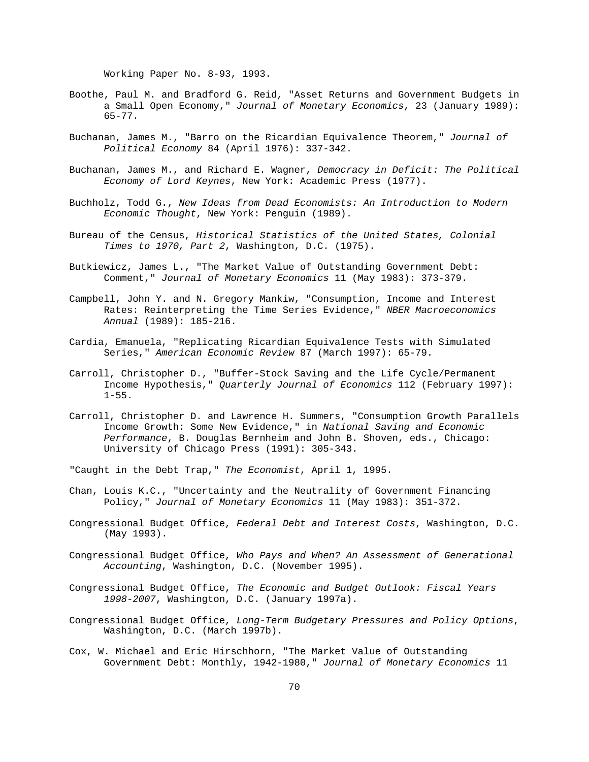Working Paper No. 8-93, 1993.

Boothe, Paul M. and Bradford G. Reid, "Asset Returns and Government Budgets in a Small Open Economy," *Journal of Monetary Economics*, 23 (January 1989): 65-77.

Buchanan, James M., "Barro on the Ricardian Equivalence Theorem," *Journal of Political Economy* 84 (April 1976): 337-342.

Buchanan, James M., and Richard E. Wagner, *Democracy in Deficit: The Political Economy of Lord Keynes*, New York: Academic Press (1977).

Buchholz, Todd G., *New Ideas from Dead Economists: An Introduction to Modern Economic Thought*, New York: Penguin (1989).

Bureau of the Census, *Historical Statistics of the United States, Colonial Times to 1970, Part 2*, Washington, D.C. (1975).

Butkiewicz, James L., "The Market Value of Outstanding Government Debt: Comment," *Journal of Monetary Economics* 11 (May 1983): 373-379.

Campbell, John Y. and N. Gregory Mankiw, "Consumption, Income and Interest Rates: Reinterpreting the Time Series Evidence," *NBER Macroeconomics Annual* (1989): 185-216.

Cardia, Emanuela, "Replicating Ricardian Equivalence Tests with Simulated Series," *American Economic Review* 87 (March 1997): 65-79.

Carroll, Christopher D., "Buffer-Stock Saving and the Life Cycle/Permanent Income Hypothesis," *Quarterly Journal of Economics* 112 (February 1997): 1-55.

Carroll, Christopher D. and Lawrence H. Summers, "Consumption Growth Parallels Income Growth: Some New Evidence," in *National Saving and Economic Performance*, B. Douglas Bernheim and John B. Shoven, eds., Chicago: University of Chicago Press (1991): 305-343.

"Caught in the Debt Trap," *The Economist*, April 1, 1995.

Chan, Louis K.C., "Uncertainty and the Neutrality of Government Financing Policy," *Journal of Monetary Economics* 11 (May 1983): 351-372.

Congressional Budget Office, *Federal Debt and Interest Costs*, Washington, D.C. (May 1993).

Congressional Budget Office, *Who Pays and When? An Assessment of Generational Accounting*, Washington, D.C. (November 1995).

Congressional Budget Office, *The Economic and Budget Outlook: Fiscal Years 1998-2007*, Washington, D.C. (January 1997a).

Congressional Budget Office, *Long-Term Budgetary Pressures and Policy Options*, Washington, D.C. (March 1997b).

Cox, W. Michael and Eric Hirschhorn, "The Market Value of Outstanding Government Debt: Monthly, 1942-1980," *Journal of Monetary Economics* 11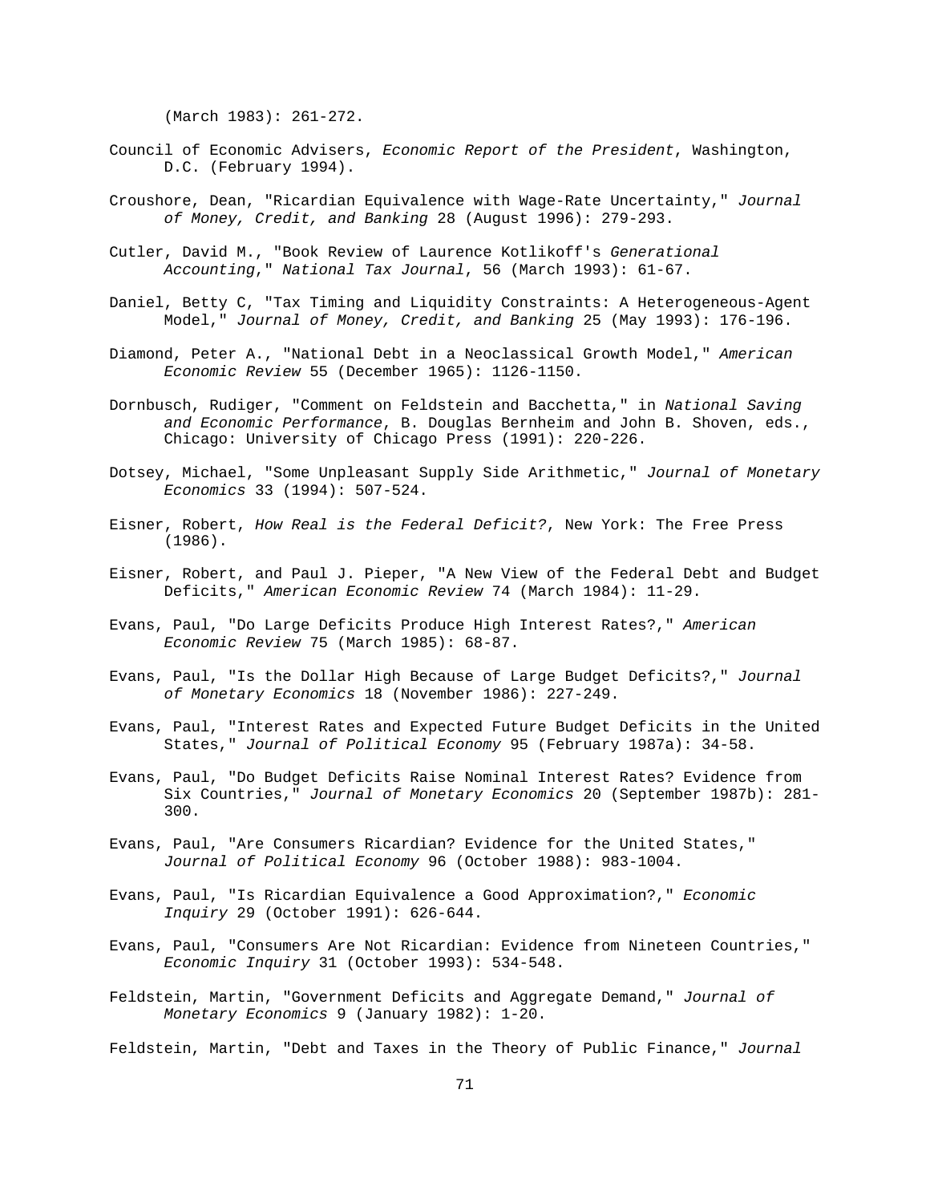(March 1983): 261-272.

Council of Economic Advisers, *Economic Report of the President*, Washington, D.C. (February 1994).

Croushore, Dean, "Ricardian Equivalence with Wage-Rate Uncertainty," *Journal of Money, Credit, and Banking* 28 (August 1996): 279-293.

Cutler, David M., "Book Review of Laurence Kotlikoff's *Generational Accounting*," *National Tax Journal*, 56 (March 1993): 61-67.

Daniel, Betty C, "Tax Timing and Liquidity Constraints: A Heterogeneous-Agent Model," *Journal of Money, Credit, and Banking* 25 (May 1993): 176-196.

Diamond, Peter A., "National Debt in a Neoclassical Growth Model," *American Economic Review* 55 (December 1965): 1126-1150.

Dornbusch, Rudiger, "Comment on Feldstein and Bacchetta," in *National Saving and Economic Performance*, B. Douglas Bernheim and John B. Shoven, eds., Chicago: University of Chicago Press (1991): 220-226.

Dotsey, Michael, "Some Unpleasant Supply Side Arithmetic," *Journal of Monetary Economics* 33 (1994): 507-524.

Eisner, Robert, *How Real is the Federal Deficit?*, New York: The Free Press (1986).

Eisner, Robert, and Paul J. Pieper, "A New View of the Federal Debt and Budget Deficits," *American Economic Review* 74 (March 1984): 11-29.

Evans, Paul, "Do Large Deficits Produce High Interest Rates?," *American Economic Review* 75 (March 1985): 68-87.

Evans, Paul, "Is the Dollar High Because of Large Budget Deficits?," *Journal of Monetary Economics* 18 (November 1986): 227-249.

Evans, Paul, "Interest Rates and Expected Future Budget Deficits in the United States," *Journal of Political Economy* 95 (February 1987a): 34-58.

Evans, Paul, "Do Budget Deficits Raise Nominal Interest Rates? Evidence from Six Countries," *Journal of Monetary Economics* 20 (September 1987b): 281-300.

Evans, Paul, "Are Consumers Ricardian? Evidence for the United States," *Journal of Political Economy* 96 (October 1988): 983-1004.

Evans, Paul, "Is Ricardian Equivalence a Good Approximation?," *Economic Inquiry* 29 (October 1991): 626-644.

Evans, Paul, "Consumers Are Not Ricardian: Evidence from Nineteen Countries," *Economic Inquiry* 31 (October 1993): 534-548.

Feldstein, Martin, "Government Deficits and Aggregate Demand," *Journal of Monetary Economics* 9 (January 1982): 1-20.

Feldstein, Martin, "Debt and Taxes in the Theory of Public Finance," *Journal*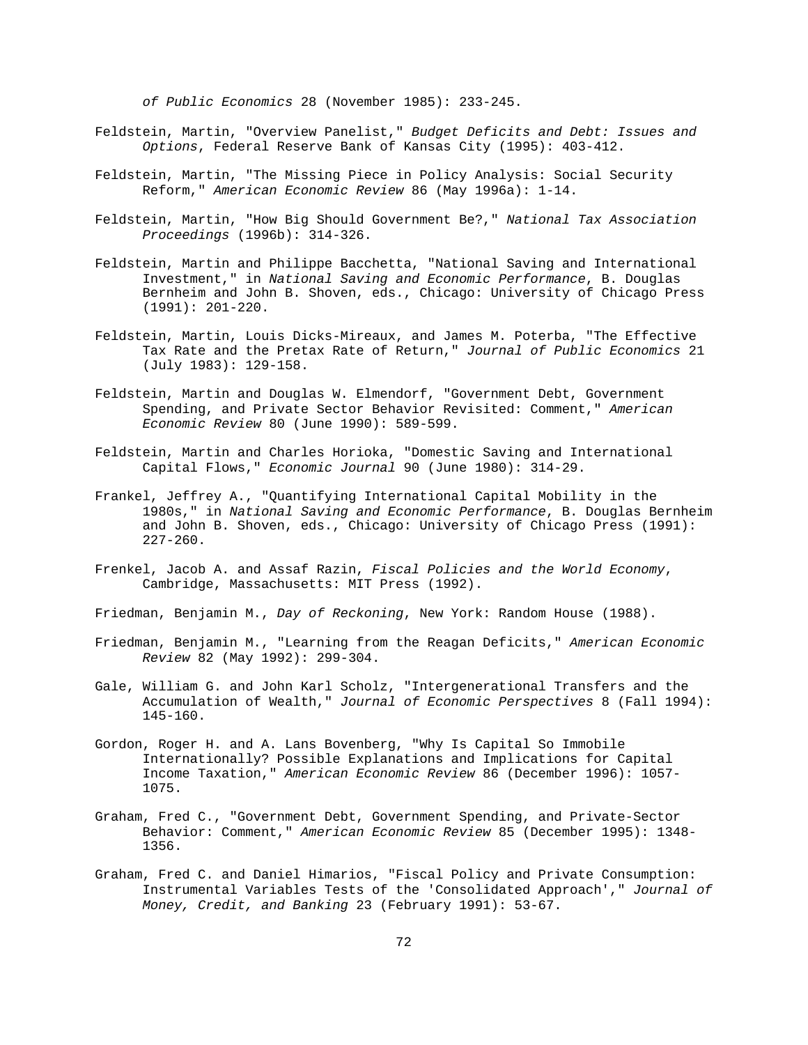*of Public Economics* 28 (November 1985): 233-245.

Feldstein, Martin, "Overview Panelist," *Budget Deficits and Debt: Issues and Options*, Federal Reserve Bank of Kansas City (1995): 403-412.

Feldstein, Martin, "The Missing Piece in Policy Analysis: Social Security Reform," *American Economic Review* 86 (May 1996a): 1-14.

Feldstein, Martin, "How Big Should Government Be?," *National Tax Association Proceedings* (1996b): 314-326.

Feldstein, Martin and Philippe Bacchetta, "National Saving and International Investment," in *National Saving and Economic Performance*, B. Douglas Bernheim and John B. Shoven, eds., Chicago: University of Chicago Press (1991): 201-220.

Feldstein, Martin, Louis Dicks-Mireaux, and James M. Poterba, "The Effective Tax Rate and the Pretax Rate of Return," *Journal of Public Economics* 21 (July 1983): 129-158.

Feldstein, Martin and Douglas W. Elmendorf, "Government Debt, Government Spending, and Private Sector Behavior Revisited: Comment," *American Economic Review* 80 (June 1990): 589-599.

Feldstein, Martin and Charles Horioka, "Domestic Saving and International Capital Flows," *Economic Journal* 90 (June 1980): 314-29.

Frankel, Jeffrey A., "Quantifying International Capital Mobility in the 1980s," in *National Saving and Economic Performance*, B. Douglas Bernheim and John B. Shoven, eds., Chicago: University of Chicago Press (1991): 227-260.

Frenkel, Jacob A. and Assaf Razin, *Fiscal Policies and the World Economy*, Cambridge, Massachusetts: MIT Press (1992).

Friedman, Benjamin M., *Day of Reckoning*, New York: Random House (1988).

Friedman, Benjamin M., "Learning from the Reagan Deficits," *American Economic Review* 82 (May 1992): 299-304.

Gale, William G. and John Karl Scholz, "Intergenerational Transfers and the Accumulation of Wealth," *Journal of Economic Perspectives* 8 (Fall 1994): 145-160.

Gordon, Roger H. and A. Lans Bovenberg, "Why Is Capital So Immobile Internationally? Possible Explanations and Implications for Capital Income Taxation," *American Economic Review* 86 (December 1996): 1057-1075.

Graham, Fred C., "Government Debt, Government Spending, and Private-Sector Behavior: Comment," *American Economic Review* 85 (December 1995): 1348-1356.

Graham, Fred C. and Daniel Himarios, "Fiscal Policy and Private Consumption: Instrumental Variables Tests of the 'Consolidated Approach'," *Journal of Money, Credit, and Banking* 23 (February 1991): 53-67.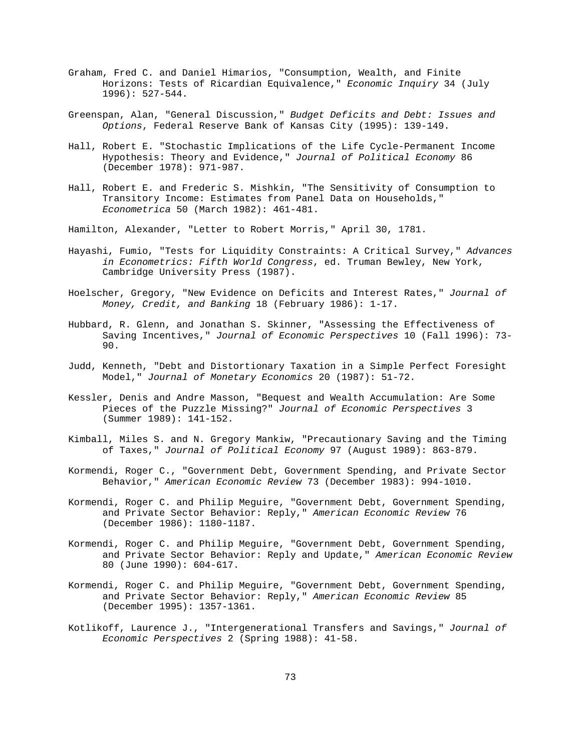Graham, Fred C. and Daniel Himarios, "Consumption, Wealth, and Finite Horizons: Tests of Ricardian Equivalence," *Economic Inquiry* 34 (July 1996): 527-544.

Greenspan, Alan, "General Discussion," *Budget Deficits and Debt: Issues and Options*, Federal Reserve Bank of Kansas City (1995): 139-149.

Hall, Robert E. "Stochastic Implications of the Life Cycle-Permanent Income Hypothesis: Theory and Evidence," *Journal of Political Economy* 86 (December 1978): 971-987.

Hall, Robert E. and Frederic S. Mishkin, "The Sensitivity of Consumption to Transitory Income: Estimates from Panel Data on Households," *Econometrica* 50 (March 1982): 461-481.

Hamilton, Alexander, "Letter to Robert Morris," April 30, 1781.

Hayashi, Fumio, "Tests for Liquidity Constraints: A Critical Survey," *Advances in Econometrics: Fifth World Congress*, ed. Truman Bewley, New York, Cambridge University Press (1987).

Hoelscher, Gregory, "New Evidence on Deficits and Interest Rates," *Journal of Money, Credit, and Banking* 18 (February 1986): 1-17.

Hubbard, R. Glenn, and Jonathan S. Skinner, "Assessing the Effectiveness of Saving Incentives," *Journal of Economic Perspectives* 10 (Fall 1996): 73-90.

Judd, Kenneth, "Debt and Distortionary Taxation in a Simple Perfect Foresight Model," *Journal of Monetary Economics* 20 (1987): 51-72.

Kessler, Denis and Andre Masson, "Bequest and Wealth Accumulation: Are Some Pieces of the Puzzle Missing?" *Journal of Economic Perspectives* 3 (Summer 1989): 141-152.

Kimball, Miles S. and N. Gregory Mankiw, "Precautionary Saving and the Timing of Taxes," *Journal of Political Economy* 97 (August 1989): 863-879.

Kormendi, Roger C., "Government Debt, Government Spending, and Private Sector Behavior," *American Economic Review* 73 (December 1983): 994-1010.

Kormendi, Roger C. and Philip Meguire, "Government Debt, Government Spending, and Private Sector Behavior: Reply," *American Economic Review* 76 (December 1986): 1180-1187.

Kormendi, Roger C. and Philip Meguire, "Government Debt, Government Spending, and Private Sector Behavior: Reply and Update," *American Economic Review* 80 (June 1990): 604-617.

Kormendi, Roger C. and Philip Meguire, "Government Debt, Government Spending, and Private Sector Behavior: Reply," *American Economic Review* 85 (December 1995): 1357-1361.

Kotlikoff, Laurence J., "Intergenerational Transfers and Savings," *Journal of Economic Perspectives* 2 (Spring 1988): 41-58.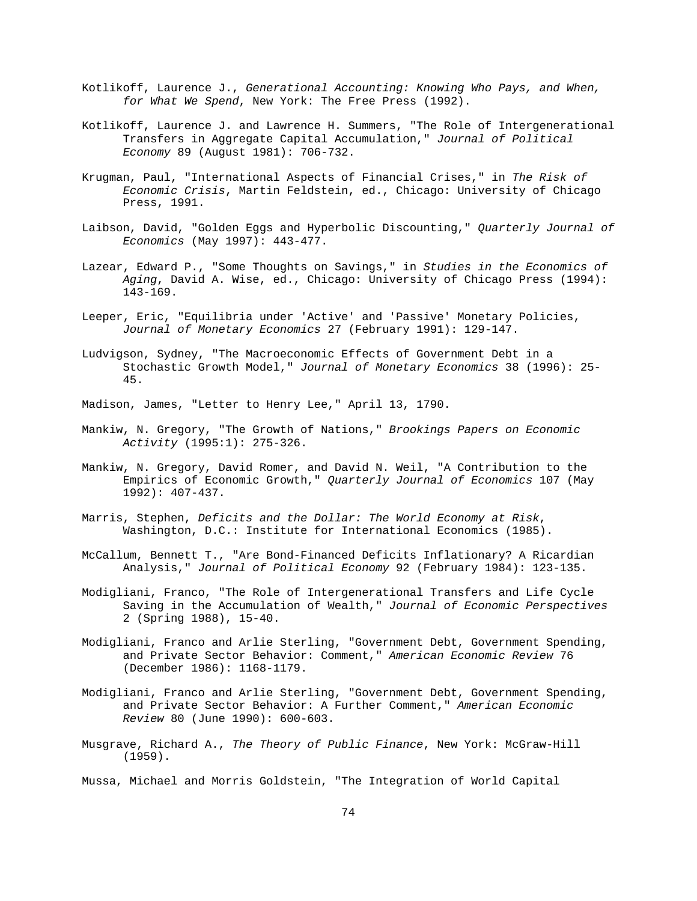Kotlikoff, Laurence J., *Generational Accounting: Knowing Who Pays, and When, for What We Spend*, New York: The Free Press (1992).

Kotlikoff, Laurence J. and Lawrence H. Summers, "The Role of Intergenerational Transfers in Aggregate Capital Accumulation," *Journal of Political Economy* 89 (August 1981): 706-732.

Krugman, Paul, "International Aspects of Financial Crises," in *The Risk of Economic Crisis*, Martin Feldstein, ed., Chicago: University of Chicago Press, 1991.

Laibson, David, "Golden Eggs and Hyperbolic Discounting," *Quarterly Journal of Economics* (May 1997): 443-477.

Lazear, Edward P., "Some Thoughts on Savings," in *Studies in the Economics of Aging*, David A. Wise, ed., Chicago: University of Chicago Press (1994): 143-169.

Leeper, Eric, "Equilibria under 'Active' and 'Passive' Monetary Policies, *Journal of Monetary Economics* 27 (February 1991): 129-147.

Ludvigson, Sydney, "The Macroeconomic Effects of Government Debt in a Stochastic Growth Model," *Journal of Monetary Economics* 38 (1996): 25-45.

Madison, James, "Letter to Henry Lee," April 13, 1790.

Mankiw, N. Gregory, "The Growth of Nations," *Brookings Papers on Economic Activity* (1995:1): 275-326.

Mankiw, N. Gregory, David Romer, and David N. Weil, "A Contribution to the Empirics of Economic Growth," *Quarterly Journal of Economics* 107 (May 1992): 407-437.

Marris, Stephen, *Deficits and the Dollar: The World Economy at Risk*, Washington, D.C.: Institute for International Economics (1985).

McCallum, Bennett T., "Are Bond-Financed Deficits Inflationary? A Ricardian Analysis," *Journal of Political Economy* 92 (February 1984): 123-135.

Modigliani, Franco, "The Role of Intergenerational Transfers and Life Cycle Saving in the Accumulation of Wealth," *Journal of Economic Perspectives* 2 (Spring 1988), 15-40.

Modigliani, Franco and Arlie Sterling, "Government Debt, Government Spending, and Private Sector Behavior: Comment," *American Economic Review* 76 (December 1986): 1168-1179.

Modigliani, Franco and Arlie Sterling, "Government Debt, Government Spending, and Private Sector Behavior: A Further Comment," *American Economic Review* 80 (June 1990): 600-603.

Musgrave, Richard A., *The Theory of Public Finance*, New York: McGraw-Hill (1959).

Mussa, Michael and Morris Goldstein, "The Integration of World Capital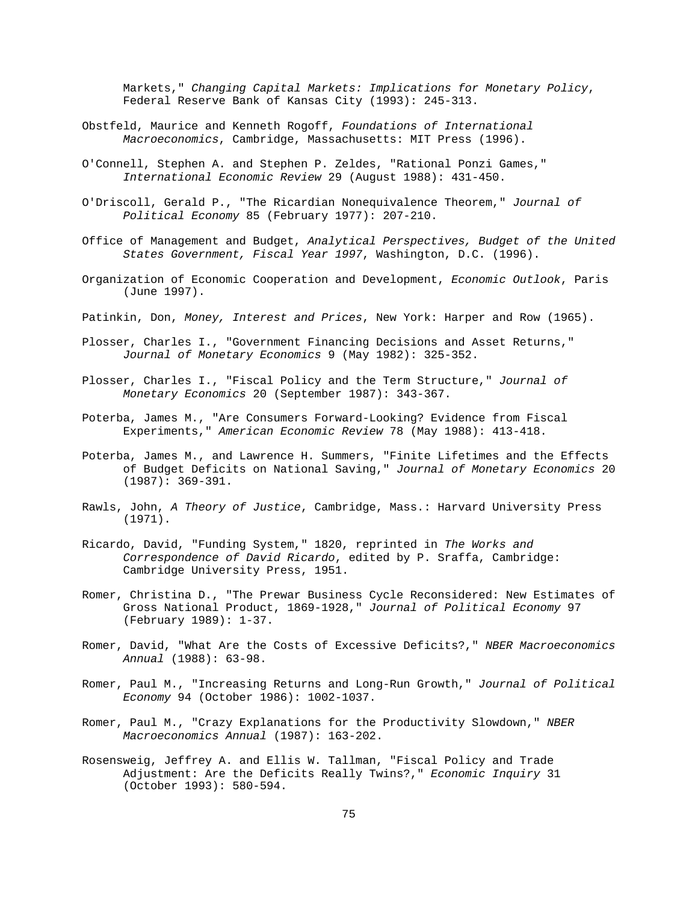Markets," *Changing Capital Markets: Implications for Monetary Policy*, Federal Reserve Bank of Kansas City (1993): 245-313.

Obstfeld, Maurice and Kenneth Rogoff, *Foundations of International Macroeconomics*, Cambridge, Massachusetts: MIT Press (1996).

O'Connell, Stephen A. and Stephen P. Zeldes, "Rational Ponzi Games," *International Economic Review* 29 (August 1988): 431-450.

O'Driscoll, Gerald P., "The Ricardian Nonequivalence Theorem," *Journal of Political Economy* 85 (February 1977): 207-210.

Office of Management and Budget, *Analytical Perspectives, Budget of the United States Government, Fiscal Year 1997*, Washington, D.C. (1996).

Organization of Economic Cooperation and Development, *Economic Outlook*, Paris (June 1997).

Patinkin, Don, *Money, Interest and Prices*, New York: Harper and Row (1965).

Plosser, Charles I., "Government Financing Decisions and Asset Returns," *Journal of Monetary Economics* 9 (May 1982): 325-352.

Plosser, Charles I., "Fiscal Policy and the Term Structure," *Journal of Monetary Economics* 20 (September 1987): 343-367.

Poterba, James M., "Are Consumers Forward-Looking? Evidence from Fiscal Experiments," *American Economic Review* 78 (May 1988): 413-418.

Poterba, James M., and Lawrence H. Summers, "Finite Lifetimes and the Effects of Budget Deficits on National Saving," *Journal of Monetary Economics* 20 (1987): 369-391.

Rawls, John, *A Theory of Justice*, Cambridge, Mass.: Harvard University Press (1971).

Ricardo, David, "Funding System," 1820, reprinted in *The Works and Correspondence of David Ricardo*, edited by P. Sraffa, Cambridge: Cambridge University Press, 1951.

Romer, Christina D., "The Prewar Business Cycle Reconsidered: New Estimates of Gross National Product, 1869-1928," *Journal of Political Economy* 97 (February 1989): 1-37.

Romer, David, "What Are the Costs of Excessive Deficits?," *NBER Macroeconomics Annual* (1988): 63-98.

Romer, Paul M., "Increasing Returns and Long-Run Growth," *Journal of Political Economy* 94 (October 1986): 1002-1037.

Romer, Paul M., "Crazy Explanations for the Productivity Slowdown," *NBER Macroeconomics Annual* (1987): 163-202.

Rosensweig, Jeffrey A. and Ellis W. Tallman, "Fiscal Policy and Trade Adjustment: Are the Deficits Really Twins?," *Economic Inquiry* 31 (October 1993): 580-594.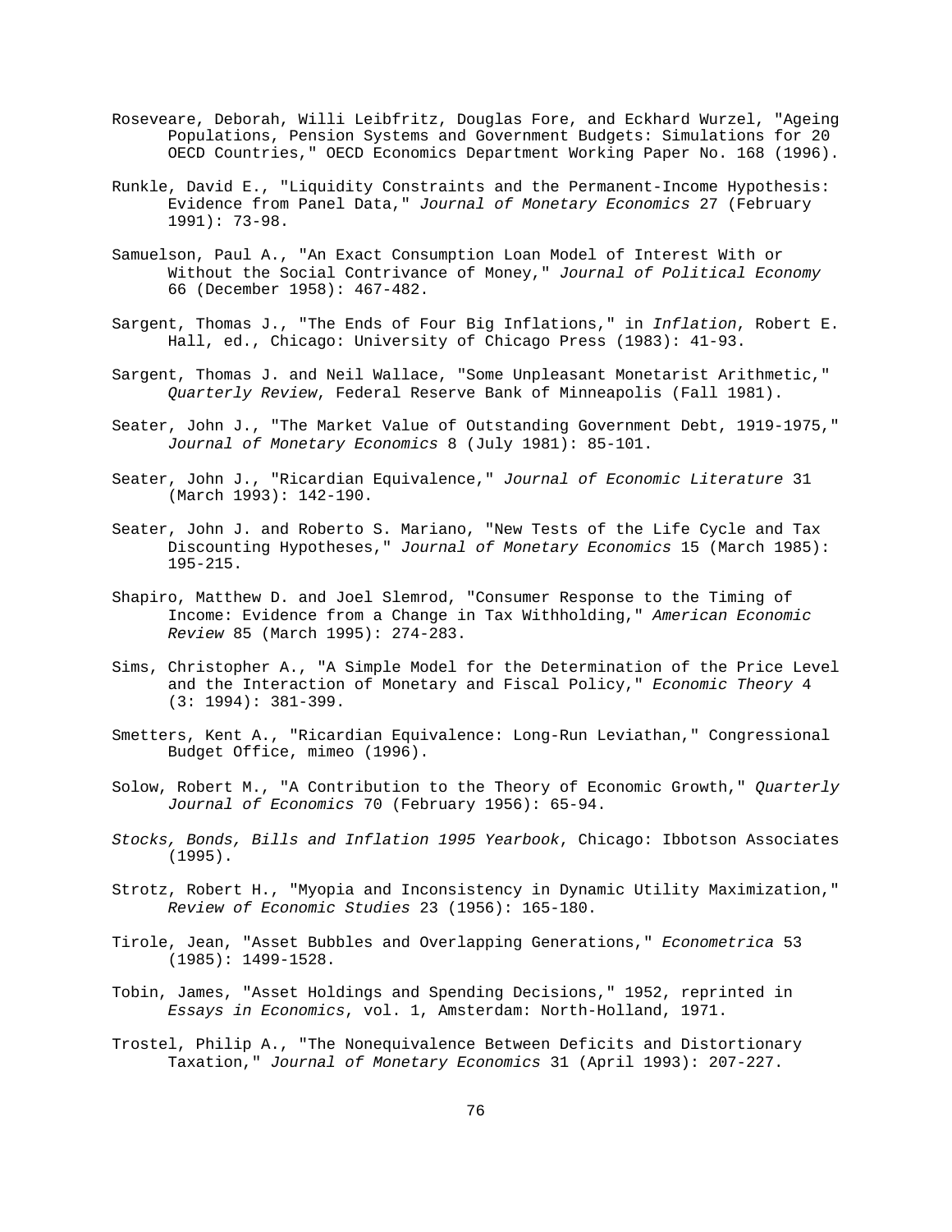Roseveare, Deborah, Willi Leibfritz, Douglas Fore, and Eckhard Wurzel, "Ageing Populations, Pension Systems and Government Budgets: Simulations for 20 OECD Countries," OECD Economics Department Working Paper No. 168 (1996).

Runkle, David E., "Liquidity Constraints and the Permanent-Income Hypothesis: Evidence from Panel Data," *Journal of Monetary Economics* 27 (February 1991): 73-98.

Samuelson, Paul A., "An Exact Consumption Loan Model of Interest With or Without the Social Contrivance of Money," *Journal of Political Economy* 66 (December 1958): 467-482.

Sargent, Thomas J., "The Ends of Four Big Inflations," in *Inflation*, Robert E. Hall, ed., Chicago: University of Chicago Press (1983): 41-93.

Sargent, Thomas J. and Neil Wallace, "Some Unpleasant Monetarist Arithmetic," *Quarterly Review*, Federal Reserve Bank of Minneapolis (Fall 1981).

Seater, John J., "The Market Value of Outstanding Government Debt, 1919-1975," *Journal of Monetary Economics* 8 (July 1981): 85-101.

Seater, John J., "Ricardian Equivalence," *Journal of Economic Literature* 31 (March 1993): 142-190.

Seater, John J. and Roberto S. Mariano, "New Tests of the Life Cycle and Tax Discounting Hypotheses," *Journal of Monetary Economics* 15 (March 1985): 195-215.

Shapiro, Matthew D. and Joel Slemrod, "Consumer Response to the Timing of Income: Evidence from a Change in Tax Withholding," *American Economic Review* 85 (March 1995): 274-283.

Sims, Christopher A., "A Simple Model for the Determination of the Price Level and the Interaction of Monetary and Fiscal Policy," *Economic Theory* 4 (3: 1994): 381-399.

Smetters, Kent A., "Ricardian Equivalence: Long-Run Leviathan," Congressional Budget Office, mimeo (1996).

Solow, Robert M., "A Contribution to the Theory of Economic Growth," *Quarterly Journal of Economics* 70 (February 1956): 65-94.

*Stocks, Bonds, Bills and Inflation 1995 Yearbook*, Chicago: Ibbotson Associates (1995).

Strotz, Robert H., "Myopia and Inconsistency in Dynamic Utility Maximization," *Review of Economic Studies* 23 (1956): 165-180.

Tirole, Jean, "Asset Bubbles and Overlapping Generations," *Econometrica* 53 (1985): 1499-1528.

Tobin, James, "Asset Holdings and Spending Decisions," 1952, reprinted in *Essays in Economics*, vol. 1, Amsterdam: North-Holland, 1971.

Trostel, Philip A., "The Nonequivalence Between Deficits and Distortionary Taxation," *Journal of Monetary Economics* 31 (April 1993): 207-227.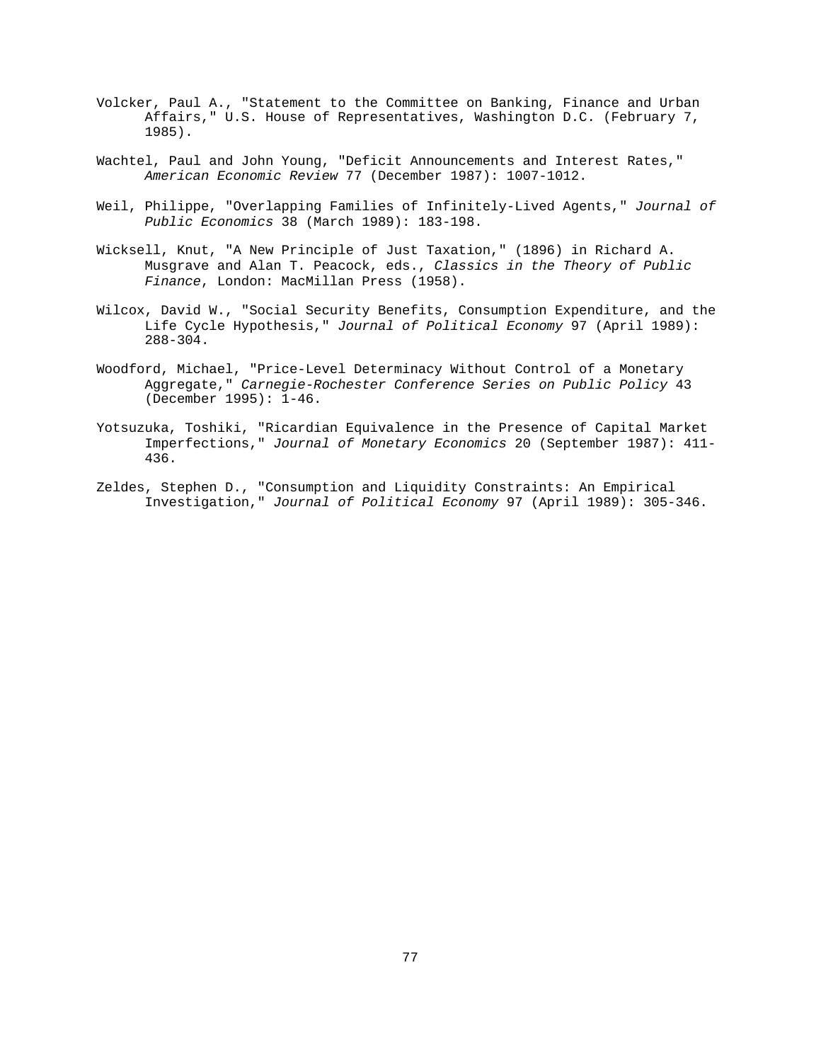Volcker, Paul A., "Statement to the Committee on Banking, Finance and Urban Affairs," U.S. House of Representatives, Washington D.C. (February 7, 1985).

Wachtel, Paul and John Young, "Deficit Announcements and Interest Rates," *American Economic Review* 77 (December 1987): 1007-1012.

Weil, Philippe, "Overlapping Families of Infinitely-Lived Agents," *Journal of Public Economics* 38 (March 1989): 183-198.

Wicksell, Knut, "A New Principle of Just Taxation," (1896) in Richard A. Musgrave and Alan T. Peacock, eds., *Classics in the Theory of Public Finance*, London: MacMillan Press (1958).

Wilcox, David W., "Social Security Benefits, Consumption Expenditure, and the Life Cycle Hypothesis," *Journal of Political Economy* 97 (April 1989): 288-304.

Woodford, Michael, "Price-Level Determinacy Without Control of a Monetary Aggregate," *Carnegie-Rochester Conference Series on Public Policy* 43 (December 1995): 1-46.

Yotsuzuka, Toshiki, "Ricardian Equivalence in the Presence of Capital Market Imperfections," *Journal of Monetary Economics* 20 (September 1987): 411-436.

Zeldes, Stephen D., "Consumption and Liquidity Constraints: An Empirical Investigation," *Journal of Political Economy* 97 (April 1989): 305-346.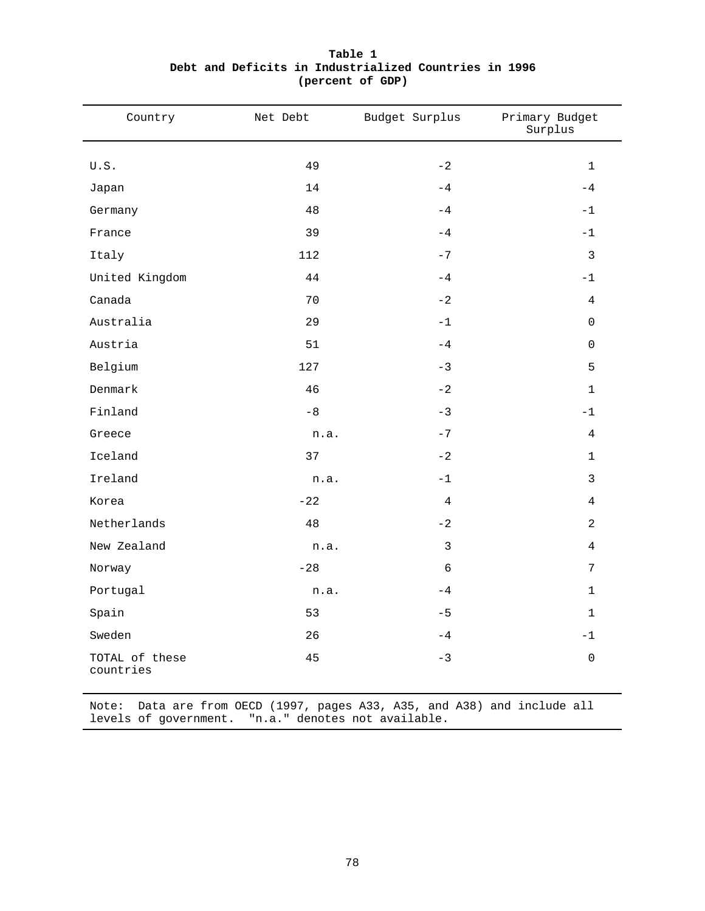**Table 1**
**Debt and Deficits in Industrialized Countries in 1996**
**(percent of GDP)**

| Country | Net Debt | Budget Surplus | Primary Budget Surplus |
|---|---|---|---|
| U.S. | 49 | -2 | 1 |
| Japan | 14 | -4 | -4 |
| Germany | 48 | -4 | -1 |
| France | 39 | -4 | -1 |
| Italy | 112 | -7 | 3 |
| United Kingdom | 44 | -4 | -1 |
| Canada | 70 | -2 | 4 |
| Australia | 29 | -1 | 0 |
| Austria | 51 | -4 | 0 |
| Belgium | 127 | -3 | 5 |
| Denmark | 46 | -2 | 1 |
| Finland | -8 | -3 | -1 |
| Greece | n.a. | -7 | 4 |
| Iceland | 37 | -2 | 1 |
| Ireland | n.a. | -1 | 3 |
| Korea | -22 | 4 | 4 |
| Netherlands | 48 | -2 | 2 |
| New Zealand | n.a. | 3 | 4 |
| Norway | -28 | 6 | 7 |
| Portugal | n.a. | -4 | 1 |
| Spain | 53 | -5 | 1 |
| Sweden | 26 | -4 | -1 |
| TOTAL of these countries | 45 | -3 | 0 |

Note: Data are from OECD (1997, pages A33, A35, and A38) and include all levels of government. "n.a." denotes not available.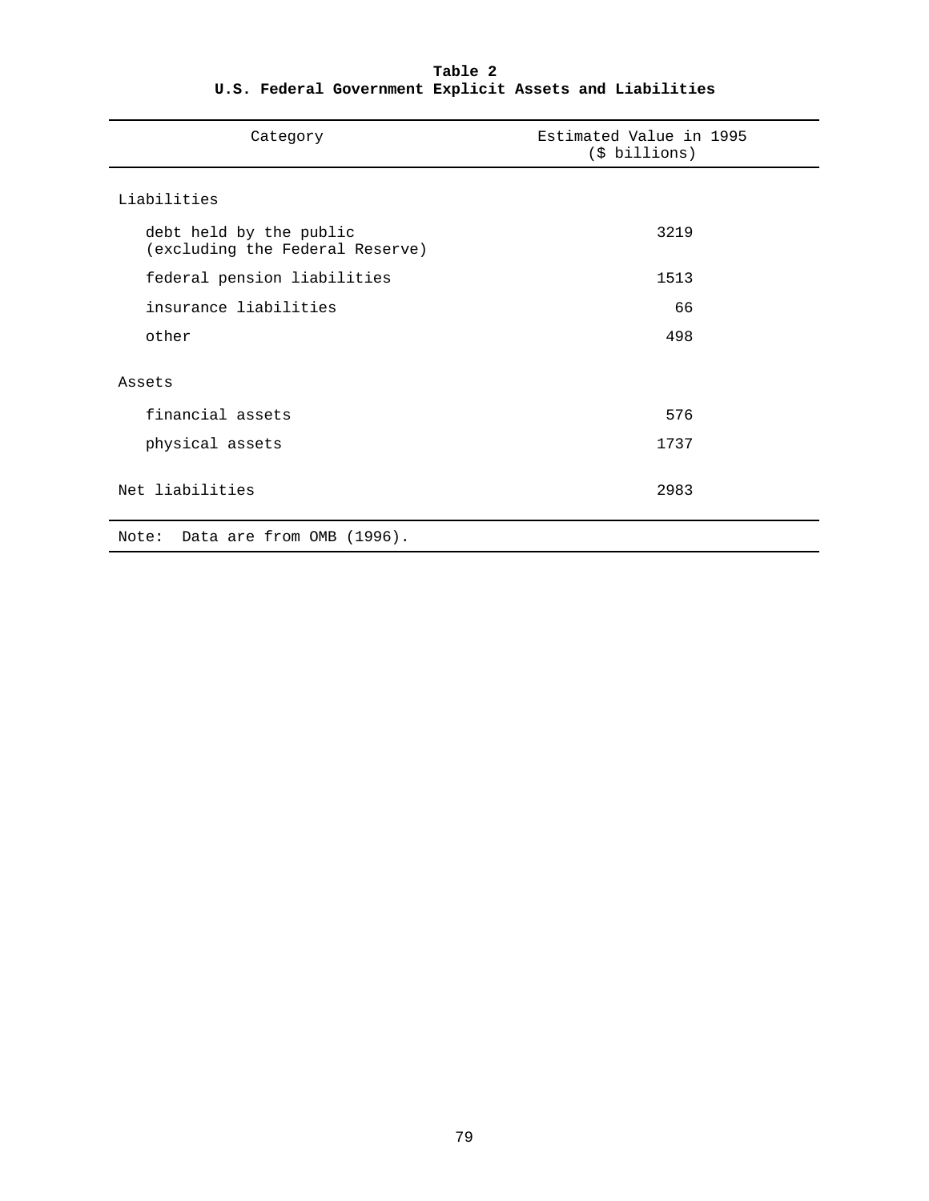**Table 2**
**U.S. Federal Government Explicit Assets and Liabilities**

| Category | Estimated Value in 1995 ($ billions) |
|---|---|
| Liabilities | |
| debt held by the public (excluding the Federal Reserve) | 3219 |
| federal pension liabilities | 1513 |
| insurance liabilities | 66 |
| other | 498 |
| Assets | |
| financial assets | 576 |
| physical assets | 1737 |
| Net liabilities | 2983 |

Note: Data are from OMB (1996).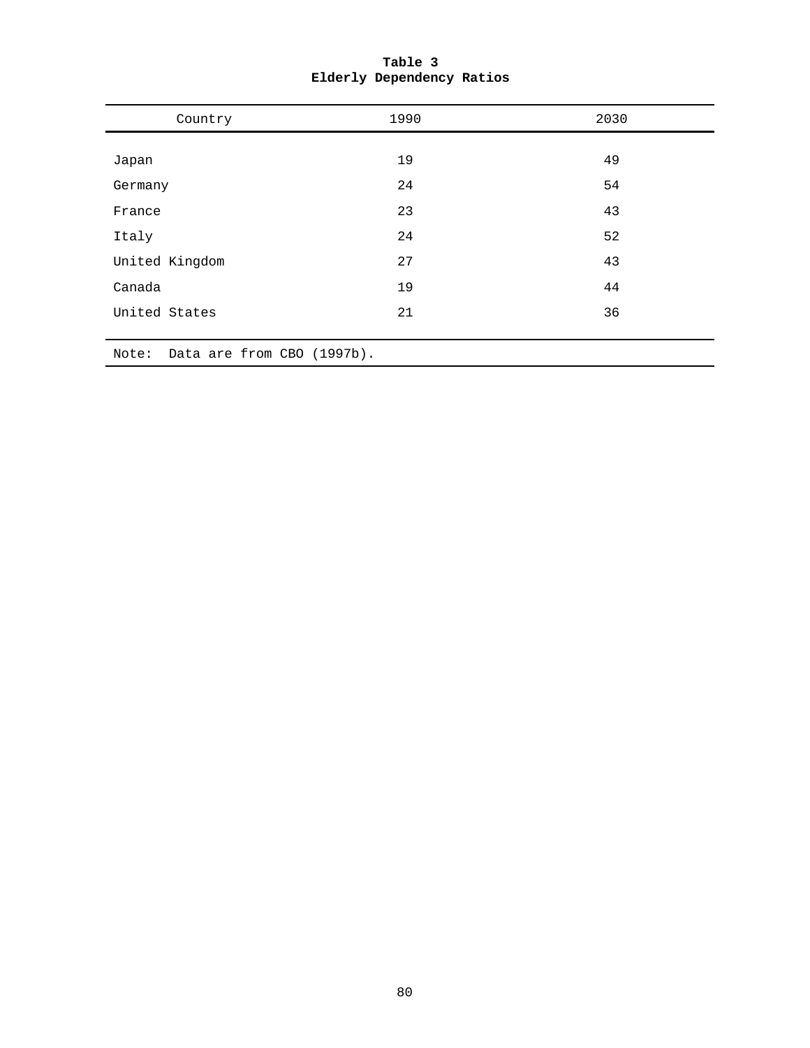**Table 3**
**Elderly Dependency Ratios**

| Country | 1990 | 2030 |
|---|---|---|
| Japan | 19 | 49 |
| Germany | 24 | 54 |
| France | 23 | 43 |
| Italy | 24 | 52 |
| United Kingdom | 27 | 43 |
| Canada | 19 | 44 |
| United States | 21 | 36 |

Note: Data are from CBO (1997b).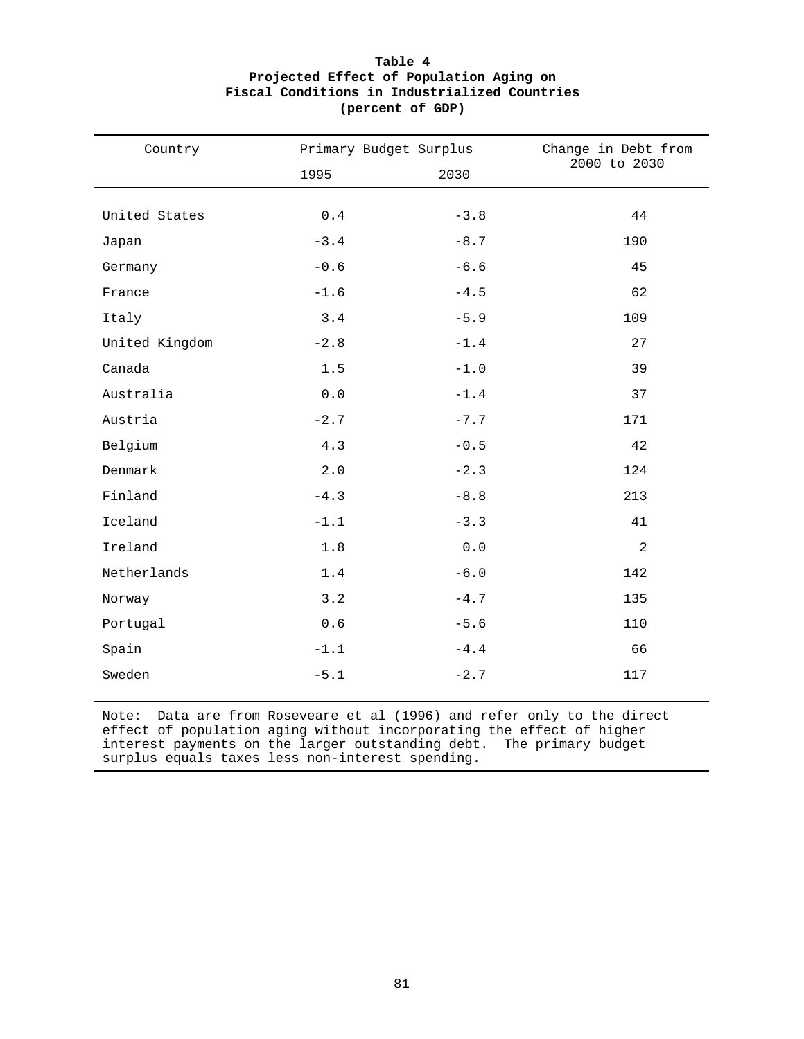**Table 4**
**Projected Effect of Population Aging on Fiscal Conditions in Industrialized Countries**
**(percent of GDP)**

| Country | Primary Budget Surplus | | Change in Debt from 2000 to 2030 |
|---|---|---|---|
| | 1995 | 2030 | |
| United States | 0.4 | -3.8 | 44 |
| Japan | -3.4 | -8.7 | 190 |
| Germany | -0.6 | -6.6 | 45 |
| France | -1.6 | -4.5 | 62 |
| Italy | 3.4 | -5.9 | 109 |
| United Kingdom | -2.8 | -1.4 | 27 |
| Canada | 1.5 | -1.0 | 39 |
| Australia | 0.0 | -1.4 | 37 |
| Austria | -2.7 | -7.7 | 171 |
| Belgium | 4.3 | -0.5 | 42 |
| Denmark | 2.0 | -2.3 | 124 |
| Finland | -4.3 | -8.8 | 213 |
| Iceland | -1.1 | -3.3 | 41 |
| Ireland | 1.8 | 0.0 | 2 |
| Netherlands | 1.4 | -6.0 | 142 |
| Norway | 3.2 | -4.7 | 135 |
| Portugal | 0.6 | -5.6 | 110 |
| Spain | -1.1 | -4.4 | 66 |
| Sweden | -5.1 | -2.7 | 117 |

Note: Data are from Roseveare et al (1996) and refer only to the direct effect of population aging without incorporating the effect of higher interest payments on the larger outstanding debt. The primary budget surplus equals taxes less non-interest spending.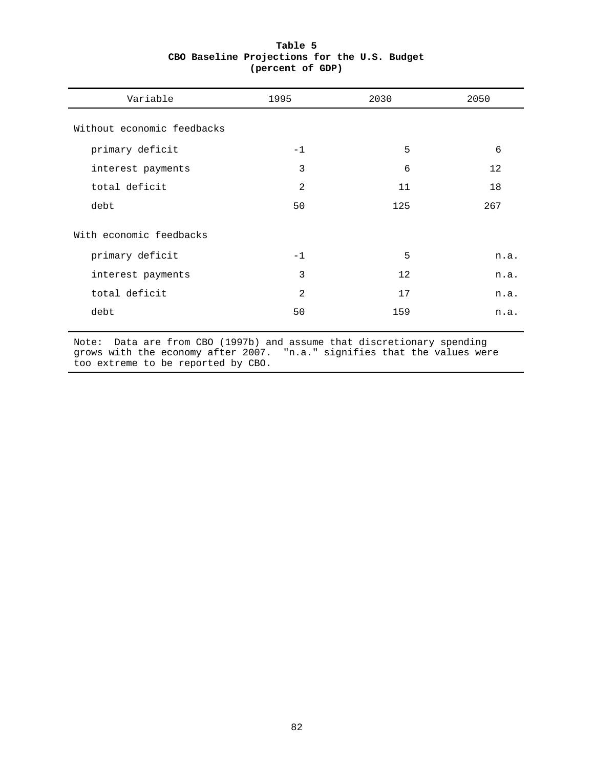**Table 5**
**CBO Baseline Projections for the U.S. Budget**
**(percent of GDP)**

| Variable | 1995 | 2030 | 2050 |
|---|---|---|---|
| Without economic feedbacks | | | |
| primary deficit | -1 | 5 | 6 |
| interest payments | 3 | 6 | 12 |
| total deficit | 2 | 11 | 18 |
| debt | 50 | 125 | 267 |
| With economic feedbacks | | | |
| primary deficit | -1 | 5 | n.a. |
| interest payments | 3 | 12 | n.a. |
| total deficit | 2 | 17 | n.a. |
| debt | 50 | 159 | n.a. |

Note: Data are from CBO (1997b) and assume that discretionary spending grows with the economy after 2007. "n.a." signifies that the values were too extreme to be reported by CBO.